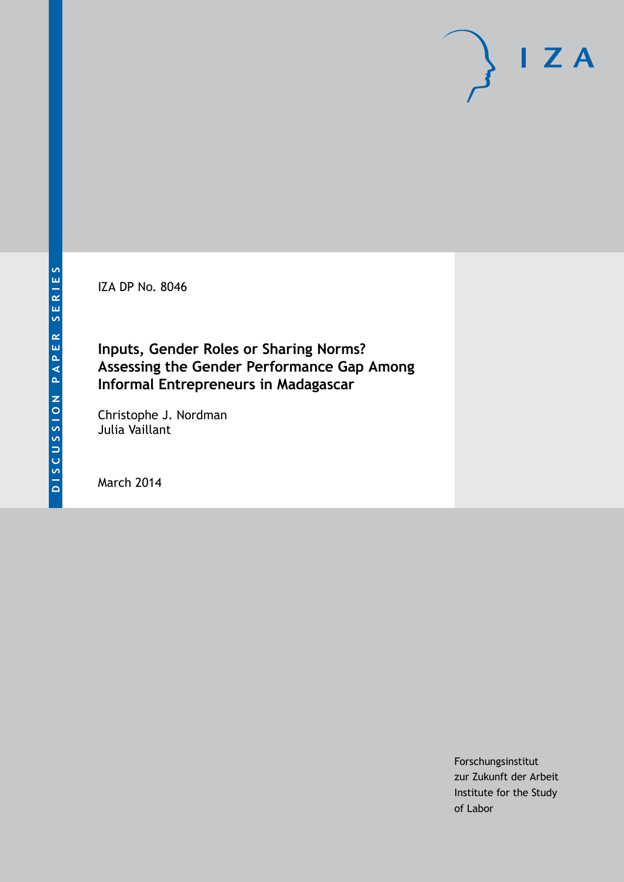DISCUSSION PAPER SERIES

IZA DP No. 8046

# Inputs, Gender Roles or Sharing Norms? Assessing the Gender Performance Gap Among Informal Entrepreneurs in Madagascar

Christophe J. Nordman
Julia Vaillant

March 2014

Forschungsinstitut
zur Zukunft der Arbeit
Institute for the Study
of Labor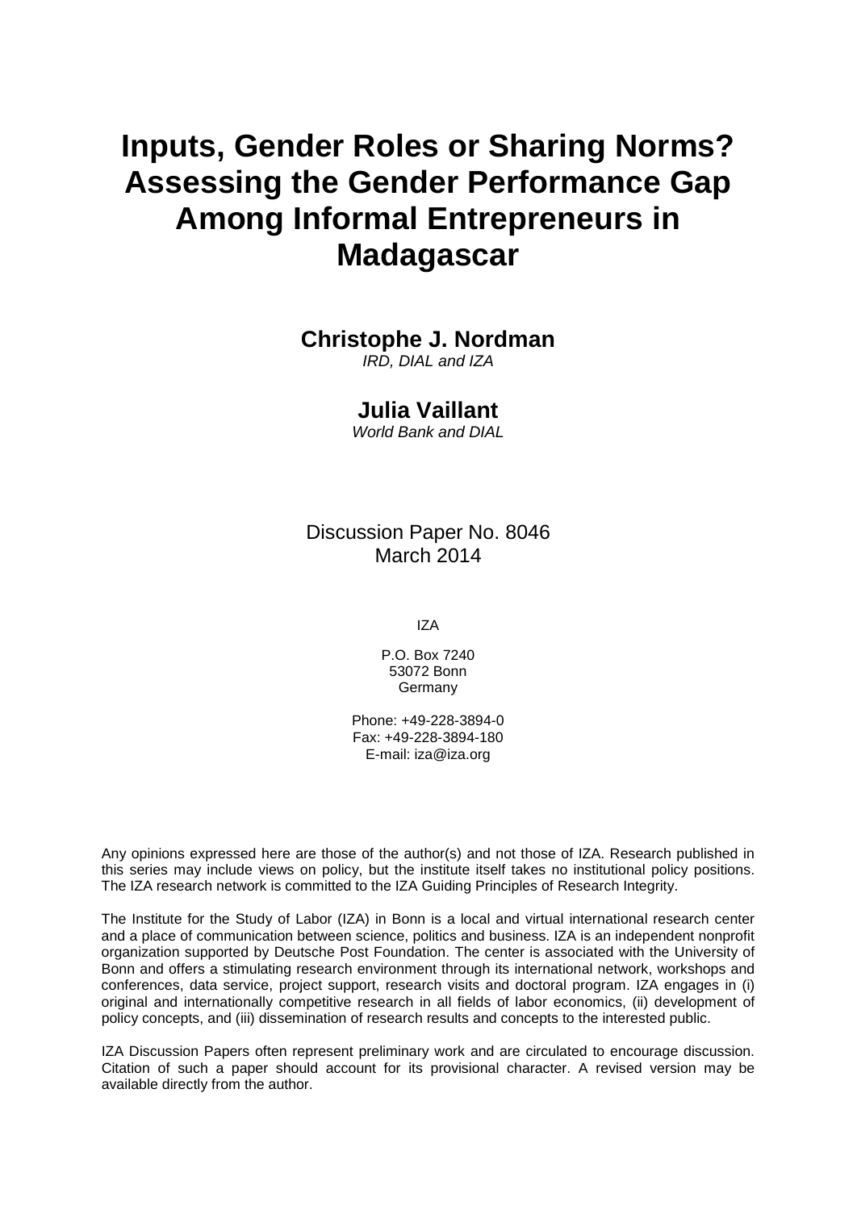# Inputs, Gender Roles or Sharing Norms? Assessing the Gender Performance Gap Among Informal Entrepreneurs in Madagascar

**Christophe J. Nordman**
*IRD, DIAL and IZA*

**Julia Vaillant**
*World Bank and DIAL*

Discussion Paper No. 8046
March 2014

IZA

P.O. Box 7240
53072 Bonn
Germany

Phone: +49-228-3894-0
Fax: +49-228-3894-180
E-mail: iza@iza.org

Any opinions expressed here are those of the author(s) and not those of IZA. Research published in this series may include views on policy, but the institute itself takes no institutional policy positions. The IZA research network is committed to the IZA Guiding Principles of Research Integrity.

The Institute for the Study of Labor (IZA) in Bonn is a local and virtual international research center and a place of communication between science, politics and business. IZA is an independent nonprofit organization supported by Deutsche Post Foundation. The center is associated with the University of Bonn and offers a stimulating research environment through its international network, workshops and conferences, data service, project support, research visits and doctoral program. IZA engages in (i) original and internationally competitive research in all fields of labor economics, (ii) development of policy concepts, and (iii) dissemination of research results and concepts to the interested public.

IZA Discussion Papers often represent preliminary work and are circulated to encourage discussion. Citation of such a paper should account for its provisional character. A revised version may be available directly from the author.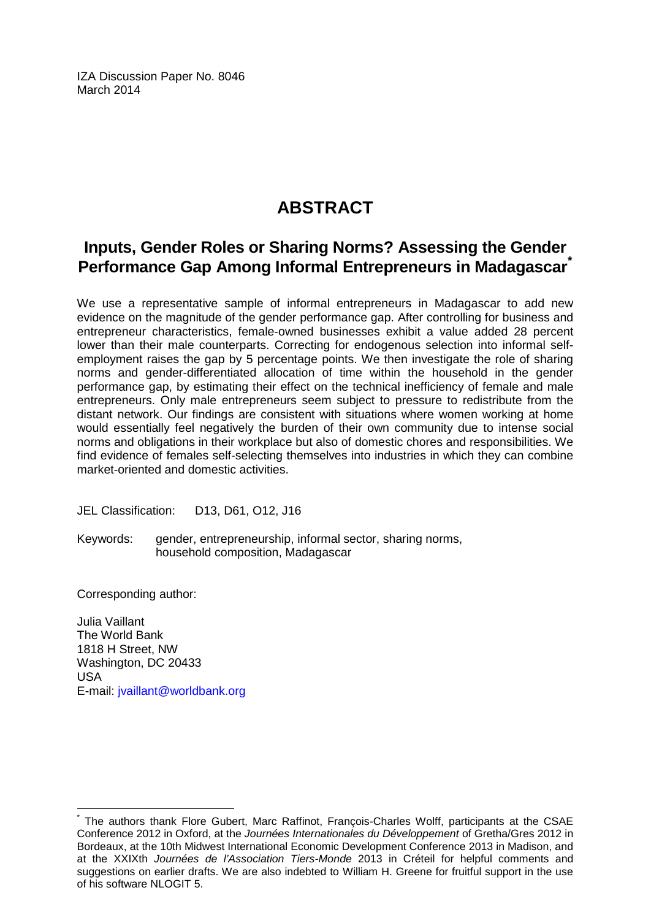IZA Discussion Paper No. 8046
March 2014

# ABSTRACT

## Inputs, Gender Roles or Sharing Norms? Assessing the Gender Performance Gap Among Informal Entrepreneurs in Madagascar*

We use a representative sample of informal entrepreneurs in Madagascar to add new evidence on the magnitude of the gender performance gap. After controlling for business and entrepreneur characteristics, female-owned businesses exhibit a value added 28 percent lower than their male counterparts. Correcting for endogenous selection into informal self-employment raises the gap by 5 percentage points. We then investigate the role of sharing norms and gender-differentiated allocation of time within the household in the gender performance gap, by estimating their effect on the technical inefficiency of female and male entrepreneurs. Only male entrepreneurs seem subject to pressure to redistribute from the distant network. Our findings are consistent with situations where women working at home would essentially feel negatively the burden of their own community due to intense social norms and obligations in their workplace but also of domestic chores and responsibilities. We find evidence of females self-selecting themselves into industries in which they can combine market-oriented and domestic activities.

JEL Classification: D13, D61, O12, J16

Keywords: gender, entrepreneurship, informal sector, sharing norms, household composition, Madagascar

Corresponding author:

Julia Vaillant
The World Bank
1818 H Street, NW
Washington, DC 20433
USA
E-mail: jvaillant@worldbank.org

---

* The authors thank Flore Gubert, Marc Raffinot, François-Charles Wolff, participants at the CSAE Conference 2012 in Oxford, at the *Journées Internationales du Développement* of Gretha/Gres 2012 in Bordeaux, at the 10th Midwest International Economic Development Conference 2013 in Madison, and at the XXIXth *Journées de l'Association Tiers-Monde* 2013 in Créteil for helpful comments and suggestions on earlier drafts. We are also indebted to William H. Greene for fruitful support in the use of his software NLOGIT 5.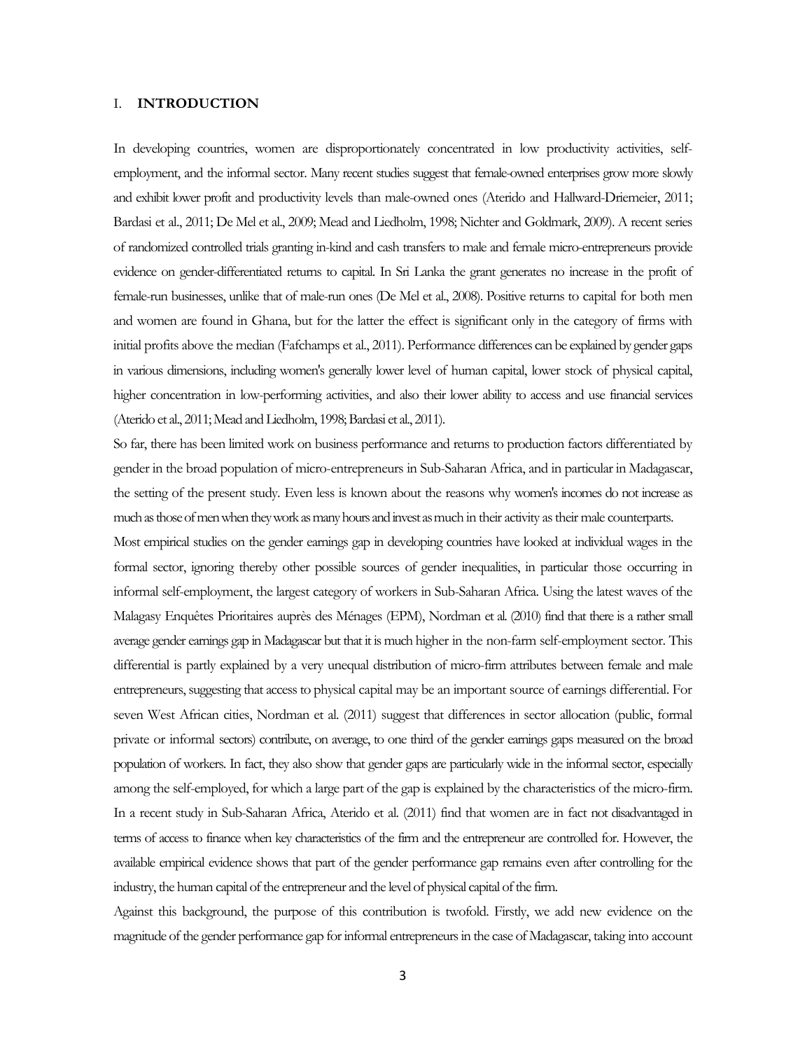## I. INTRODUCTION

In developing countries, women are disproportionately concentrated in low productivity activities, self-employment, and the informal sector. Many recent studies suggest that female-owned enterprises grow more slowly and exhibit lower profit and productivity levels than male-owned ones (Aterido and Hallward-Driemeier, 2011; Bardasi et al., 2011; De Mel et al., 2009; Mead and Liedholm, 1998; Nichter and Goldmark, 2009). A recent series of randomized controlled trials granting in-kind and cash transfers to male and female micro-entrepreneurs provide evidence on gender-differentiated returns to capital. In Sri Lanka the grant generates no increase in the profit of female-run businesses, unlike that of male-run ones (De Mel et al., 2008). Positive returns to capital for both men and women are found in Ghana, but for the latter the effect is significant only in the category of firms with initial profits above the median (Fafchamps et al., 2011). Performance differences can be explained by gender gaps in various dimensions, including women's generally lower level of human capital, lower stock of physical capital, higher concentration in low-performing activities, and also their lower ability to access and use financial services (Aterido et al., 2011; Mead and Liedholm, 1998; Bardasi et al., 2011).

So far, there has been limited work on business performance and returns to production factors differentiated by gender in the broad population of micro-entrepreneurs in Sub-Saharan Africa, and in particular in Madagascar, the setting of the present study. Even less is known about the reasons why women's incomes do not increase as much as those of men when they work as many hours and invest as much in their activity as their male counterparts.

Most empirical studies on the gender earnings gap in developing countries have looked at individual wages in the formal sector, ignoring thereby other possible sources of gender inequalities, in particular those occurring in informal self-employment, the largest category of workers in Sub-Saharan Africa. Using the latest waves of the Malagasy Enquêtes Prioritaires auprès des Ménages (EPM), Nordman et al. (2010) find that there is a rather small average gender earnings gap in Madagascar but that it is much higher in the non-farm self-employment sector. This differential is partly explained by a very unequal distribution of micro-firm attributes between female and male entrepreneurs, suggesting that access to physical capital may be an important source of earnings differential. For seven West African cities, Nordman et al. (2011) suggest that differences in sector allocation (public, formal private or informal sectors) contribute, on average, to one third of the gender earnings gaps measured on the broad population of workers. In fact, they also show that gender gaps are particularly wide in the informal sector, especially among the self-employed, for which a large part of the gap is explained by the characteristics of the micro-firm. In a recent study in Sub-Saharan Africa, Aterido et al. (2011) find that women are in fact not disadvantaged in terms of access to finance when key characteristics of the firm and the entrepreneur are controlled for. However, the available empirical evidence shows that part of the gender performance gap remains even after controlling for the industry, the human capital of the entrepreneur and the level of physical capital of the firm.

Against this background, the purpose of this contribution is twofold. Firstly, we add new evidence on the magnitude of the gender performance gap for informal entrepreneurs in the case of Madagascar, taking into account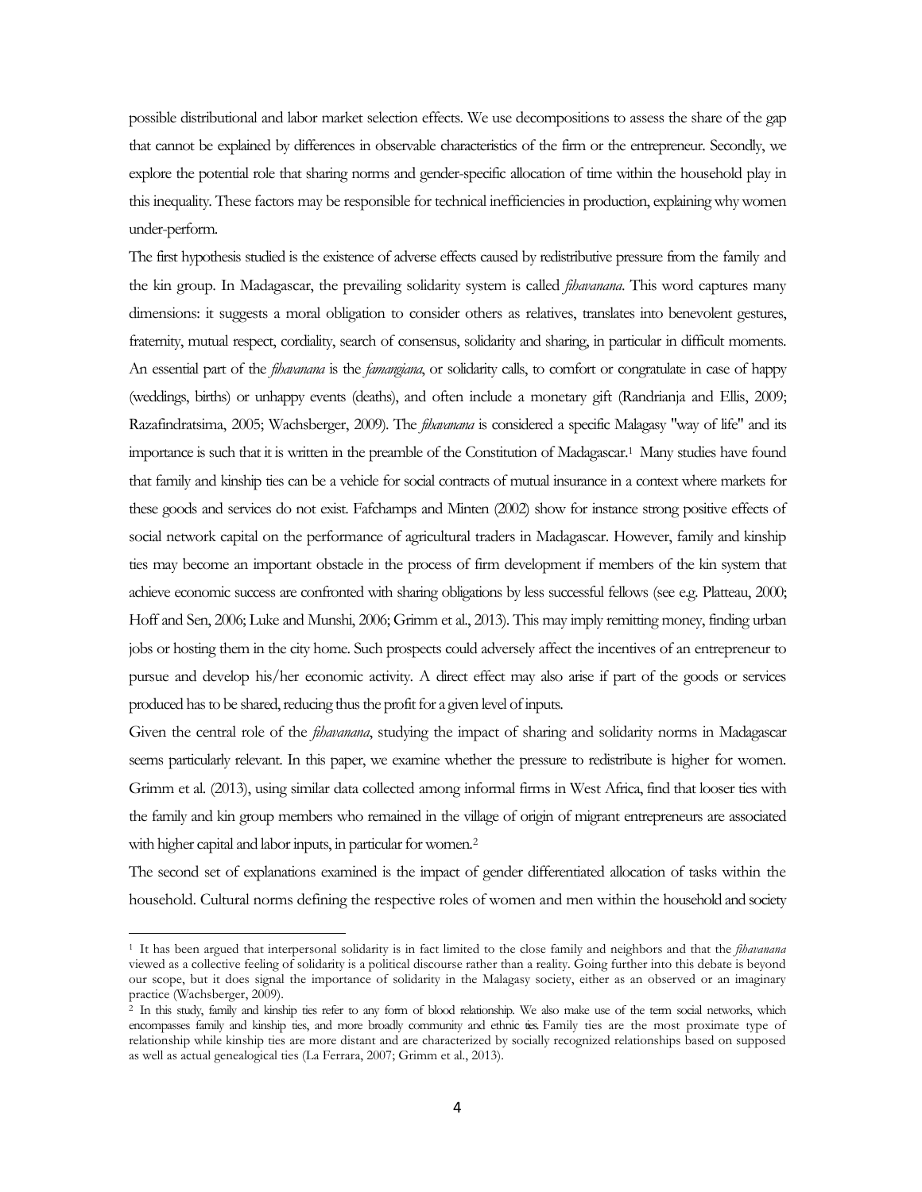possible distributional and labor market selection effects. We use decompositions to assess the share of the gap that cannot be explained by differences in observable characteristics of the firm or the entrepreneur. Secondly, we explore the potential role that sharing norms and gender-specific allocation of time within the household play in this inequality. These factors may be responsible for technical inefficiencies in production, explaining why women under-perform.

The first hypothesis studied is the existence of adverse effects caused by redistributive pressure from the family and the kin group. In Madagascar, the prevailing solidarity system is called *fihavanana*. This word captures many dimensions: it suggests a moral obligation to consider others as relatives, translates into benevolent gestures, fraternity, mutual respect, cordiality, search of consensus, solidarity and sharing, in particular in difficult moments. An essential part of the *fihavanana* is the *famangiana*, or solidarity calls, to comfort or congratulate in case of happy (weddings, births) or unhappy events (deaths), and often include a monetary gift (Randrianja and Ellis, 2009; Razafindratsima, 2005; Wachsberger, 2009). The *fihavanana* is considered a specific Malagasy "way of life" and its importance is such that it is written in the preamble of the Constitution of Madagascar.[1] Many studies have found that family and kinship ties can be a vehicle for social contracts of mutual insurance in a context where markets for these goods and services do not exist. Fafchamps and Minten (2002) show for instance strong positive effects of social network capital on the performance of agricultural traders in Madagascar. However, family and kinship ties may become an important obstacle in the process of firm development if members of the kin system that achieve economic success are confronted with sharing obligations by less successful fellows (see e.g. Platteau, 2000; Hoff and Sen, 2006; Luke and Munshi, 2006; Grimm et al., 2013). This may imply remitting money, finding urban jobs or hosting them in the city home. Such prospects could adversely affect the incentives of an entrepreneur to pursue and develop his/her economic activity. A direct effect may also arise if part of the goods or services produced has to be shared, reducing thus the profit for a given level of inputs.

Given the central role of the *fihavanana*, studying the impact of sharing and solidarity norms in Madagascar seems particularly relevant. In this paper, we examine whether the pressure to redistribute is higher for women. Grimm et al. (2013), using similar data collected among informal firms in West Africa, find that looser ties with the family and kin group members who remained in the village of origin of migrant entrepreneurs are associated with higher capital and labor inputs, in particular for women.[2]

The second set of explanations examined is the impact of gender differentiated allocation of tasks within the household. Cultural norms defining the respective roles of women and men within the household and society

---

[1] It has been argued that interpersonal solidarity is in fact limited to the close family and neighbors and that the *fihavanana* viewed as a collective feeling of solidarity is a political discourse rather than a reality. Going further into this debate is beyond our scope, but it does signal the importance of solidarity in the Malagasy society, either as an observed or an imaginary practice (Wachsberger, 2009).

[2] In this study, family and kinship ties refer to any form of blood relationship. We also make use of the term social networks, which encompasses family and kinship ties, and more broadly community and ethnic ties. Family ties are the most proximate type of relationship while kinship ties are more distant and are characterized by socially recognized relationships based on supposed as well as actual genealogical ties (La Ferrara, 2007; Grimm et al., 2013).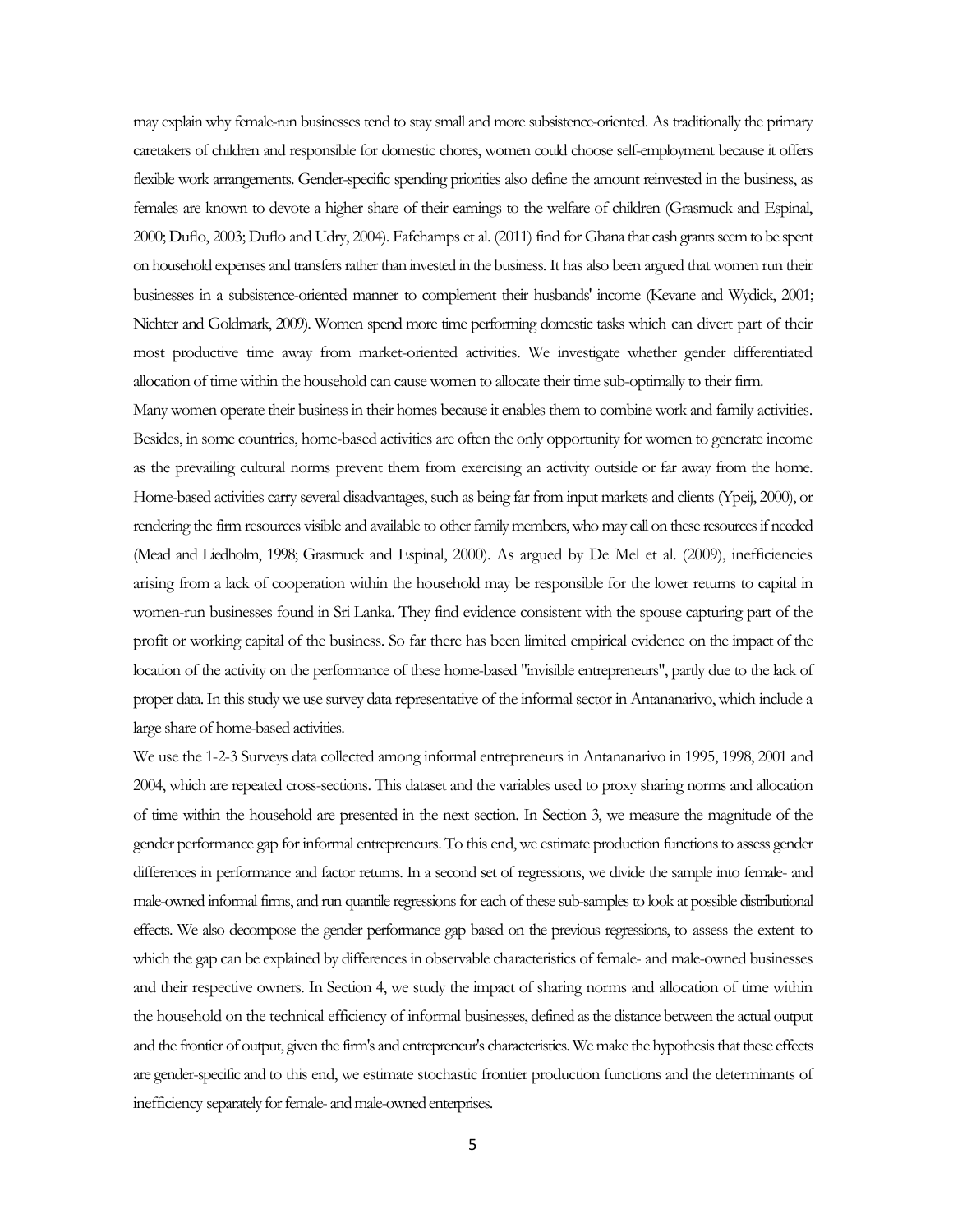may explain why female-run businesses tend to stay small and more subsistence-oriented. As traditionally the primary caretakers of children and responsible for domestic chores, women could choose self-employment because it offers flexible work arrangements. Gender-specific spending priorities also define the amount reinvested in the business, as females are known to devote a higher share of their earnings to the welfare of children (Grasmuck and Espinal, 2000; Duflo, 2003; Duflo and Udry, 2004). Fafchamps et al. (2011) find for Ghana that cash grants seem to be spent on household expenses and transfers rather than invested in the business. It has also been argued that women run their businesses in a subsistence-oriented manner to complement their husbands' income (Kevane and Wydick, 2001; Nichter and Goldmark, 2009). Women spend more time performing domestic tasks which can divert part of their most productive time away from market-oriented activities. We investigate whether gender differentiated allocation of time within the household can cause women to allocate their time sub-optimally to their firm.

Many women operate their business in their homes because it enables them to combine work and family activities. Besides, in some countries, home-based activities are often the only opportunity for women to generate income as the prevailing cultural norms prevent them from exercising an activity outside or far away from the home. Home-based activities carry several disadvantages, such as being far from input markets and clients (Ypeij, 2000), or rendering the firm resources visible and available to other family members, who may call on these resources if needed (Mead and Liedholm, 1998; Grasmuck and Espinal, 2000). As argued by De Mel et al. (2009), inefficiencies arising from a lack of cooperation within the household may be responsible for the lower returns to capital in women-run businesses found in Sri Lanka. They find evidence consistent with the spouse capturing part of the profit or working capital of the business. So far there has been limited empirical evidence on the impact of the location of the activity on the performance of these home-based "invisible entrepreneurs", partly due to the lack of proper data. In this study we use survey data representative of the informal sector in Antananarivo, which include a large share of home-based activities.

We use the 1-2-3 Surveys data collected among informal entrepreneurs in Antananarivo in 1995, 1998, 2001 and 2004, which are repeated cross-sections. This dataset and the variables used to proxy sharing norms and allocation of time within the household are presented in the next section. In Section 3, we measure the magnitude of the gender performance gap for informal entrepreneurs. To this end, we estimate production functions to assess gender differences in performance and factor returns. In a second set of regressions, we divide the sample into female- and male-owned informal firms, and run quantile regressions for each of these sub-samples to look at possible distributional effects. We also decompose the gender performance gap based on the previous regressions, to assess the extent to which the gap can be explained by differences in observable characteristics of female- and male-owned businesses and their respective owners. In Section 4, we study the impact of sharing norms and allocation of time within the household on the technical efficiency of informal businesses, defined as the distance between the actual output and the frontier of output, given the firm's and entrepreneur's characteristics. We make the hypothesis that these effects are gender-specific and to this end, we estimate stochastic frontier production functions and the determinants of inefficiency separately for female- and male-owned enterprises.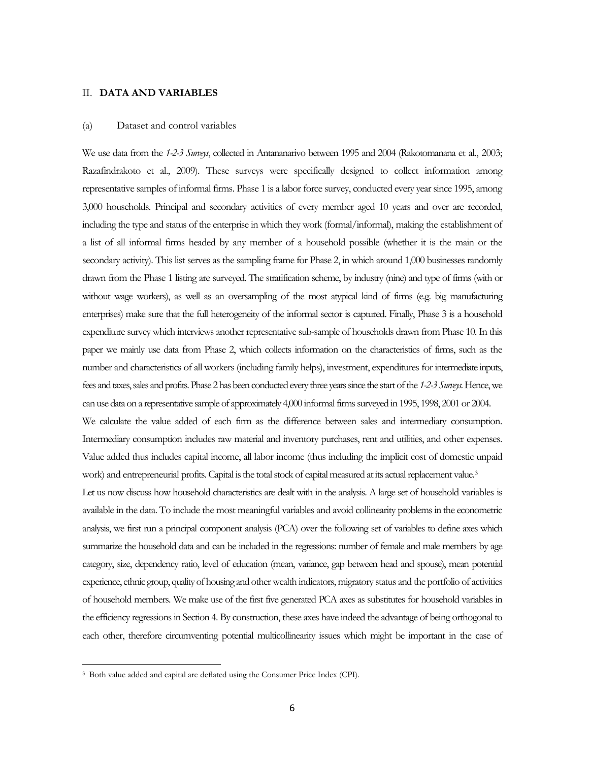## II. **DATA AND VARIABLES**

### (a) Dataset and control variables

We use data from the *1-2-3 Surveys*, collected in Antananarivo between 1995 and 2004 (Rakotomanana et al., 2003; Razafindrakoto et al., 2009). These surveys were specifically designed to collect information among representative samples of informal firms. Phase 1 is a labor force survey, conducted every year since 1995, among 3,000 households. Principal and secondary activities of every member aged 10 years and over are recorded, including the type and status of the enterprise in which they work (formal/informal), making the establishment of a list of all informal firms headed by any member of a household possible (whether it is the main or the secondary activity). This list serves as the sampling frame for Phase 2, in which around 1,000 businesses randomly drawn from the Phase 1 listing are surveyed. The stratification scheme, by industry (nine) and type of firms (with or without wage workers), as well as an oversampling of the most atypical kind of firms (e.g. big manufacturing enterprises) make sure that the full heterogeneity of the informal sector is captured. Finally, Phase 3 is a household expenditure survey which interviews another representative sub-sample of households drawn from Phase 10. In this paper we mainly use data from Phase 2, which collects information on the characteristics of firms, such as the number and characteristics of all workers (including family helps), investment, expenditures for intermediate inputs, fees and taxes, sales and profits. Phase 2 has been conducted every three years since the start of the *1-2-3 Surveys*. Hence, we can use data on a representative sample of approximately 4,000 informal firms surveyed in 1995, 1998, 2001 or 2004.

We calculate the value added of each firm as the difference between sales and intermediary consumption. Intermediary consumption includes raw material and inventory purchases, rent and utilities, and other expenses. Value added thus includes capital income, all labor income (thus including the implicit cost of domestic unpaid work) and entrepreneurial profits. Capital is the total stock of capital measured at its actual replacement value.[3]

Let us now discuss how household characteristics are dealt with in the analysis. A large set of household variables is available in the data. To include the most meaningful variables and avoid collinearity problems in the econometric analysis, we first run a principal component analysis (PCA) over the following set of variables to define axes which summarize the household data and can be included in the regressions: number of female and male members by age category, size, dependency ratio, level of education (mean, variance, gap between head and spouse), mean potential experience, ethnic group, quality of housing and other wealth indicators, migratory status and the portfolio of activities of household members. We make use of the first five generated PCA axes as substitutes for household variables in the efficiency regressions in Section 4. By construction, these axes have indeed the advantage of being orthogonal to each other, therefore circumventing potential multicollinearity issues which might be important in the case of

---

[3] Both value added and capital are deflated using the Consumer Price Index (CPI).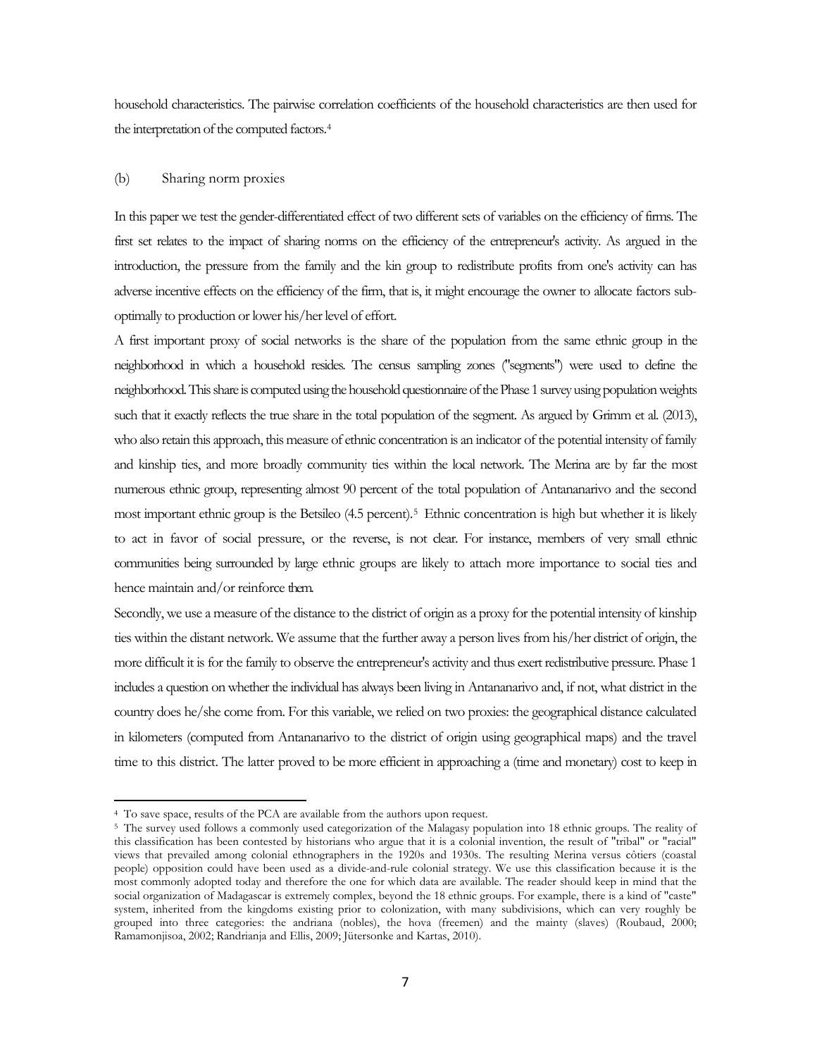household characteristics. The pairwise correlation coefficients of the household characteristics are then used for the interpretation of the computed factors.[4]

(b) Sharing norm proxies

In this paper we test the gender-differentiated effect of two different sets of variables on the efficiency of firms. The first set relates to the impact of sharing norms on the efficiency of the entrepreneur's activity. As argued in the introduction, the pressure from the family and the kin group to redistribute profits from one's activity can has adverse incentive effects on the efficiency of the firm, that is, it might encourage the owner to allocate factors sub-optimally to production or lower his/her level of effort.

A first important proxy of social networks is the share of the population from the same ethnic group in the neighborhood in which a household resides. The census sampling zones ("segments") were used to define the neighborhood. This share is computed using the household questionnaire of the Phase 1 survey using population weights such that it exactly reflects the true share in the total population of the segment. As argued by Grimm et al. (2013), who also retain this approach, this measure of ethnic concentration is an indicator of the potential intensity of family and kinship ties, and more broadly community ties within the local network. The Merina are by far the most numerous ethnic group, representing almost 90 percent of the total population of Antananarivo and the second most important ethnic group is the Betsileo (4.5 percent).[5] Ethnic concentration is high but whether it is likely to act in favor of social pressure, or the reverse, is not clear. For instance, members of very small ethnic communities being surrounded by large ethnic groups are likely to attach more importance to social ties and hence maintain and/or reinforce them.

Secondly, we use a measure of the distance to the district of origin as a proxy for the potential intensity of kinship ties within the distant network. We assume that the further away a person lives from his/her district of origin, the more difficult it is for the family to observe the entrepreneur's activity and thus exert redistributive pressure. Phase 1 includes a question on whether the individual has always been living in Antananarivo and, if not, what district in the country does he/she come from. For this variable, we relied on two proxies: the geographical distance calculated in kilometers (computed from Antananarivo to the district of origin using geographical maps) and the travel time to this district. The latter proved to be more efficient in approaching a (time and monetary) cost to keep in

---

[4] To save space, results of the PCA are available from the authors upon request.

[5] The survey used follows a commonly used categorization of the Malagasy population into 18 ethnic groups. The reality of this classification has been contested by historians who argue that it is a colonial invention, the result of "tribal" or "racial" views that prevailed among colonial ethnographers in the 1920s and 1930s. The resulting Merina versus côtiers (coastal people) opposition could have been used as a divide-and-rule colonial strategy. We use this classification because it is the most commonly adopted today and therefore the one for which data are available. The reader should keep in mind that the social organization of Madagascar is extremely complex, beyond the 18 ethnic groups. For example, there is a kind of "caste" system, inherited from the kingdoms existing prior to colonization, with many subdivisions, which can very roughly be grouped into three categories: the andriana (nobles), the hova (freemen) and the mainty (slaves) (Roubaud, 2000; Ramamonjisoa, 2002; Randrianja and Ellis, 2009; Jütersonke and Kartas, 2010).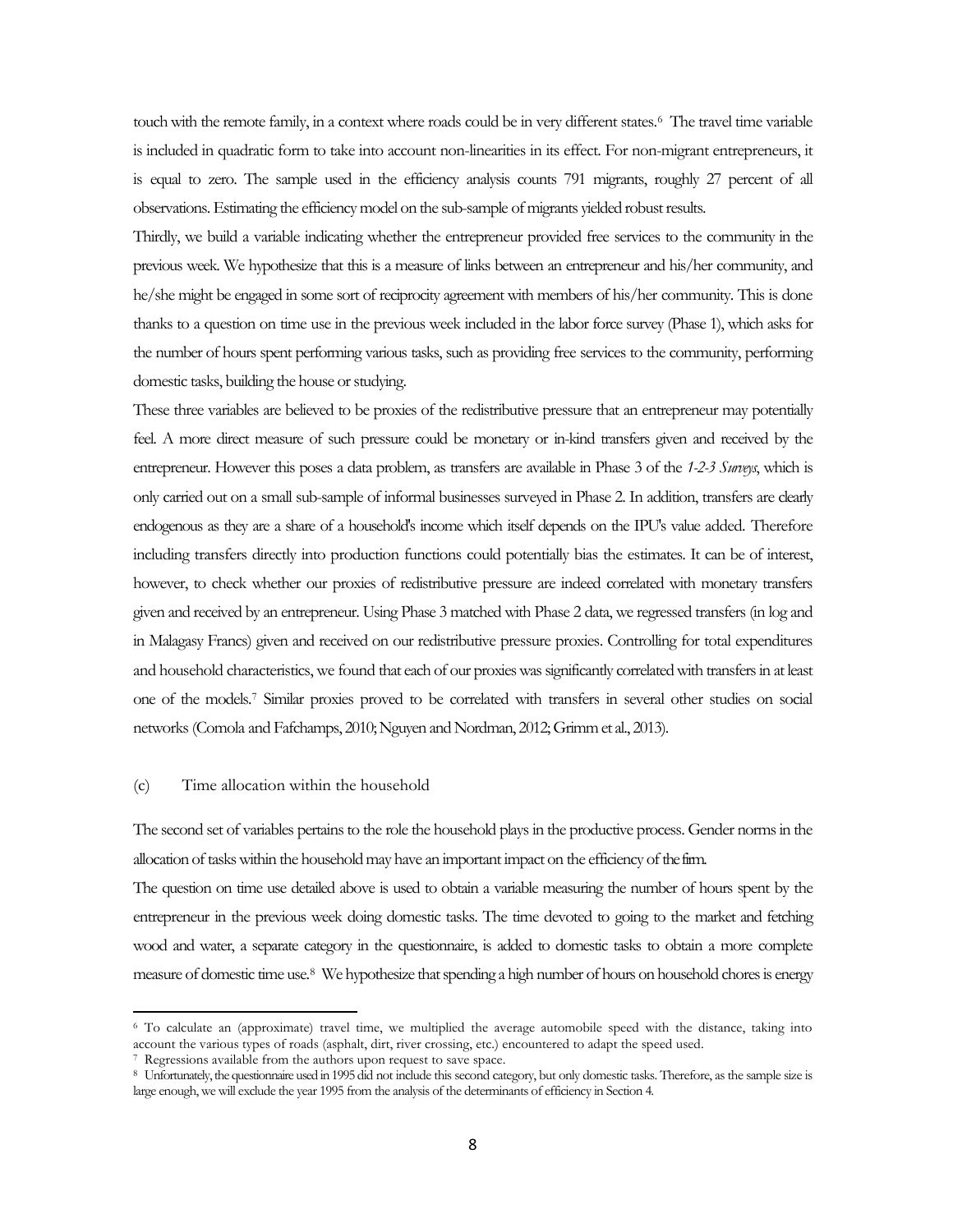touch with the remote family, in a context where roads could be in very different states.[6] The travel time variable is included in quadratic form to take into account non-linearities in its effect. For non-migrant entrepreneurs, it is equal to zero. The sample used in the efficiency analysis counts 791 migrants, roughly 27 percent of all observations. Estimating the efficiency model on the sub-sample of migrants yielded robust results.

Thirdly, we build a variable indicating whether the entrepreneur provided free services to the community in the previous week. We hypothesize that this is a measure of links between an entrepreneur and his/her community, and he/she might be engaged in some sort of reciprocity agreement with members of his/her community. This is done thanks to a question on time use in the previous week included in the labor force survey (Phase 1), which asks for the number of hours spent performing various tasks, such as providing free services to the community, performing domestic tasks, building the house or studying.

These three variables are believed to be proxies of the redistributive pressure that an entrepreneur may potentially feel. A more direct measure of such pressure could be monetary or in-kind transfers given and received by the entrepreneur. However this poses a data problem, as transfers are available in Phase 3 of the *1-2-3 Surveys*, which is only carried out on a small sub-sample of informal businesses surveyed in Phase 2. In addition, transfers are clearly endogenous as they are a share of a household's income which itself depends on the IPU's value added. Therefore including transfers directly into production functions could potentially bias the estimates. It can be of interest, however, to check whether our proxies of redistributive pressure are indeed correlated with monetary transfers given and received by an entrepreneur. Using Phase 3 matched with Phase 2 data, we regressed transfers (in log and in Malagasy Francs) given and received on our redistributive pressure proxies. Controlling for total expenditures and household characteristics, we found that each of our proxies was significantly correlated with transfers in at least one of the models.[7] Similar proxies proved to be correlated with transfers in several other studies on social networks (Comola and Fafchamps, 2010; Nguyen and Nordman, 2012; Grimm et al., 2013).

### (c) Time allocation within the household

The second set of variables pertains to the role the household plays in the productive process. Gender norms in the allocation of tasks within the household may have an important impact on the efficiency of the firm.

The question on time use detailed above is used to obtain a variable measuring the number of hours spent by the entrepreneur in the previous week doing domestic tasks. The time devoted to going to the market and fetching wood and water, a separate category in the questionnaire, is added to domestic tasks to obtain a more complete measure of domestic time use.[8] We hypothesize that spending a high number of hours on household chores is energy

---

[6] To calculate an (approximate) travel time, we multiplied the average automobile speed with the distance, taking into account the various types of roads (asphalt, dirt, river crossing, etc.) encountered to adapt the speed used.

[7] Regressions available from the authors upon request to save space.

[8] Unfortunately, the questionnaire used in 1995 did not include this second category, but only domestic tasks. Therefore, as the sample size is large enough, we will exclude the year 1995 from the analysis of the determinants of efficiency in Section 4.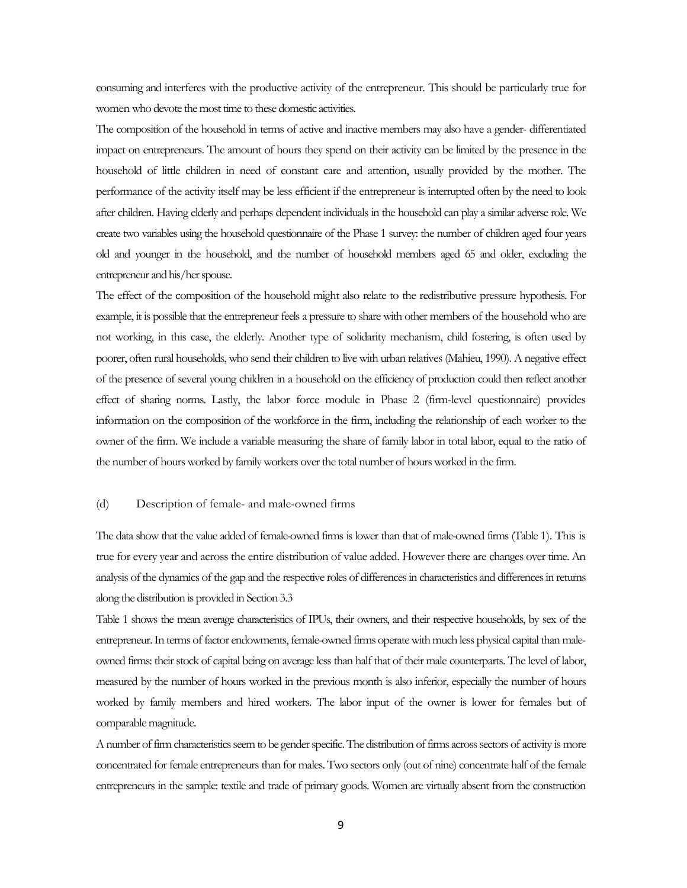consuming and interferes with the productive activity of the entrepreneur. This should be particularly true for women who devote the most time to these domestic activities.

The composition of the household in terms of active and inactive members may also have a gender- differentiated impact on entrepreneurs. The amount of hours they spend on their activity can be limited by the presence in the household of little children in need of constant care and attention, usually provided by the mother. The performance of the activity itself may be less efficient if the entrepreneur is interrupted often by the need to look after children. Having elderly and perhaps dependent individuals in the household can play a similar adverse role. We create two variables using the household questionnaire of the Phase 1 survey: the number of children aged four years old and younger in the household, and the number of household members aged 65 and older, excluding the entrepreneur and his/her spouse.

The effect of the composition of the household might also relate to the redistributive pressure hypothesis. For example, it is possible that the entrepreneur feels a pressure to share with other members of the household who are not working, in this case, the elderly. Another type of solidarity mechanism, child fostering, is often used by poorer, often rural households, who send their children to live with urban relatives (Mahieu, 1990). A negative effect of the presence of several young children in a household on the efficiency of production could then reflect another effect of sharing norms. Lastly, the labor force module in Phase 2 (firm-level questionnaire) provides information on the composition of the workforce in the firm, including the relationship of each worker to the owner of the firm. We include a variable measuring the share of family labor in total labor, equal to the ratio of the number of hours worked by family workers over the total number of hours worked in the firm.

### (d) Description of female- and male-owned firms

The data show that the value added of female-owned firms is lower than that of male-owned firms (Table 1). This is true for every year and across the entire distribution of value added. However there are changes over time. An analysis of the dynamics of the gap and the respective roles of differences in characteristics and differences in returns along the distribution is provided in Section 3.3

Table 1 shows the mean average characteristics of IPUs, their owners, and their respective households, by sex of the entrepreneur. In terms of factor endowments, female-owned firms operate with much less physical capital than male-owned firms: their stock of capital being on average less than half that of their male counterparts. The level of labor, measured by the number of hours worked in the previous month is also inferior, especially the number of hours worked by family members and hired workers. The labor input of the owner is lower for females but of comparable magnitude.

A number of firm characteristics seem to be gender specific. The distribution of firms across sectors of activity is more concentrated for female entrepreneurs than for males. Two sectors only (out of nine) concentrate half of the female entrepreneurs in the sample: textile and trade of primary goods. Women are virtually absent from the construction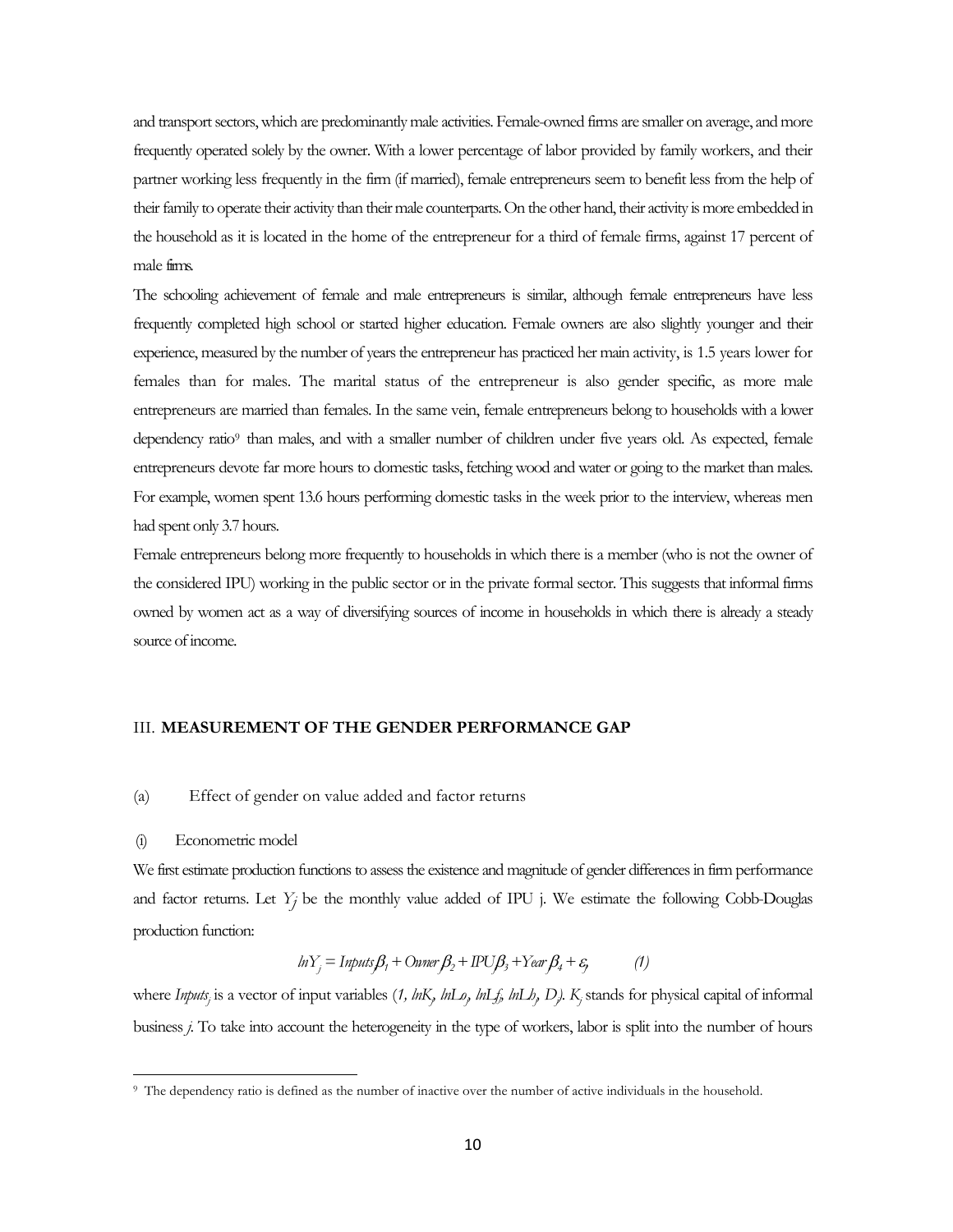and transport sectors, which are predominantly male activities. Female-owned firms are smaller on average, and more frequently operated solely by the owner. With a lower percentage of labor provided by family workers, and their partner working less frequently in the firm (if married), female entrepreneurs seem to benefit less from the help of their family to operate their activity than their male counterparts. On the other hand, their activity is more embedded in the household as it is located in the home of the entrepreneur for a third of female firms, against 17 percent of male firms.

The schooling achievement of female and male entrepreneurs is similar, although female entrepreneurs have less frequently completed high school or started higher education. Female owners are also slightly younger and their experience, measured by the number of years the entrepreneur has practiced her main activity, is 1.5 years lower for females than for males. The marital status of the entrepreneur is also gender specific, as more male entrepreneurs are married than females. In the same vein, female entrepreneurs belong to households with a lower dependency ratio[9] than males, and with a smaller number of children under five years old. As expected, female entrepreneurs devote far more hours to domestic tasks, fetching wood and water or going to the market than males. For example, women spent 13.6 hours performing domestic tasks in the week prior to the interview, whereas men had spent only 3.7 hours.

Female entrepreneurs belong more frequently to households in which there is a member (who is not the owner of the considered IPU) working in the public sector or in the private formal sector. This suggests that informal firms owned by women act as a way of diversifying sources of income in households in which there is already a steady source of income.

## III. **MEASUREMENT OF THE GENDER PERFORMANCE GAP**

### (a) Effect of gender on value added and factor returns

#### (i) Econometric model

We first estimate production functions to assess the existence and magnitude of gender differences in firm performance and factor returns. Let $Y_j$ be the monthly value added of IPU j. We estimate the following Cobb-Douglas production function:

$$lnY_j = Inputs_j\beta_1 + Owner_j\beta_2 + IPU_j\beta_3 + Year_j\beta_4 + \varepsilon_j \qquad (1)$$

where $Inputs_j$ is a vector of input variables ($1, lnK_j, lnLo_j, lnLf_j, lnLh_j, D_j$). $K_j$ stands for physical capital of informal business $j$. To take into account the heterogeneity in the type of workers, labor is split into the number of hours

[9] The dependency ratio is defined as the number of inactive over the number of active individuals in the household.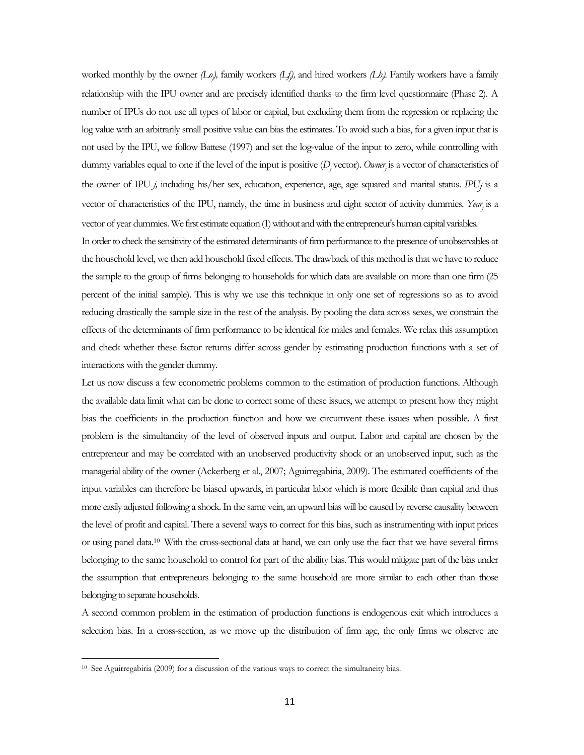worked monthly by the owner *(Lo)*, family workers *(Lf)*, and hired workers *(Lh)*. Family workers have a family relationship with the IPU owner and are precisely identified thanks to the firm level questionnaire (Phase 2). A number of IPUs do not use all types of labor or capital, but excluding them from the regression or replacing the log value with an arbitrarily small positive value can bias the estimates. To avoid such a bias, for a given input that is not used by the IPU, we follow Battese (1997) and set the log-value of the input to zero, while controlling with dummy variables equal to one if the level of the input is positive ($D_j$ vector). $Owner_j$ is a vector of characteristics of the owner of IPU *j*, including his/her sex, education, experience, age, age squared and marital status. $IPU_j$ is a vector of characteristics of the IPU, namely, the time in business and eight sector of activity dummies. $Year_j$ is a vector of year dummies. We first estimate equation (1) without and with the entrepreneur's human capital variables.

In order to check the sensitivity of the estimated determinants of firm performance to the presence of unobservables at the household level, we then add household fixed effects. The drawback of this method is that we have to reduce the sample to the group of firms belonging to households for which data are available on more than one firm (25 percent of the initial sample). This is why we use this technique in only one set of regressions so as to avoid reducing drastically the sample size in the rest of the analysis. By pooling the data across sexes, we constrain the effects of the determinants of firm performance to be identical for males and females. We relax this assumption and check whether these factor returns differ across gender by estimating production functions with a set of interactions with the gender dummy.

Let us now discuss a few econometric problems common to the estimation of production functions. Although the available data limit what can be done to correct some of these issues, we attempt to present how they might bias the coefficients in the production function and how we circumvent these issues when possible. A first problem is the simultaneity of the level of observed inputs and output. Labor and capital are chosen by the entrepreneur and may be correlated with an unobserved productivity shock or an unobserved input, such as the managerial ability of the owner (Ackerberg et al., 2007; Aguirregabiria, 2009). The estimated coefficients of the input variables can therefore be biased upwards, in particular labor which is more flexible than capital and thus more easily adjusted following a shock. In the same vein, an upward bias will be caused by reverse causality between the level of profit and capital. There a several ways to correct for this bias, such as instrumenting with input prices or using panel data.[10] With the cross-sectional data at hand, we can only use the fact that we have several firms belonging to the same household to control for part of the ability bias. This would mitigate part of the bias under the assumption that entrepreneurs belonging to the same household are more similar to each other than those belonging to separate households.

A second common problem in the estimation of production functions is endogenous exit which introduces a selection bias. In a cross-section, as we move up the distribution of firm age, the only firms we observe are

[10] See Aguirregabiria (2009) for a discussion of the various ways to correct the simultaneity bias.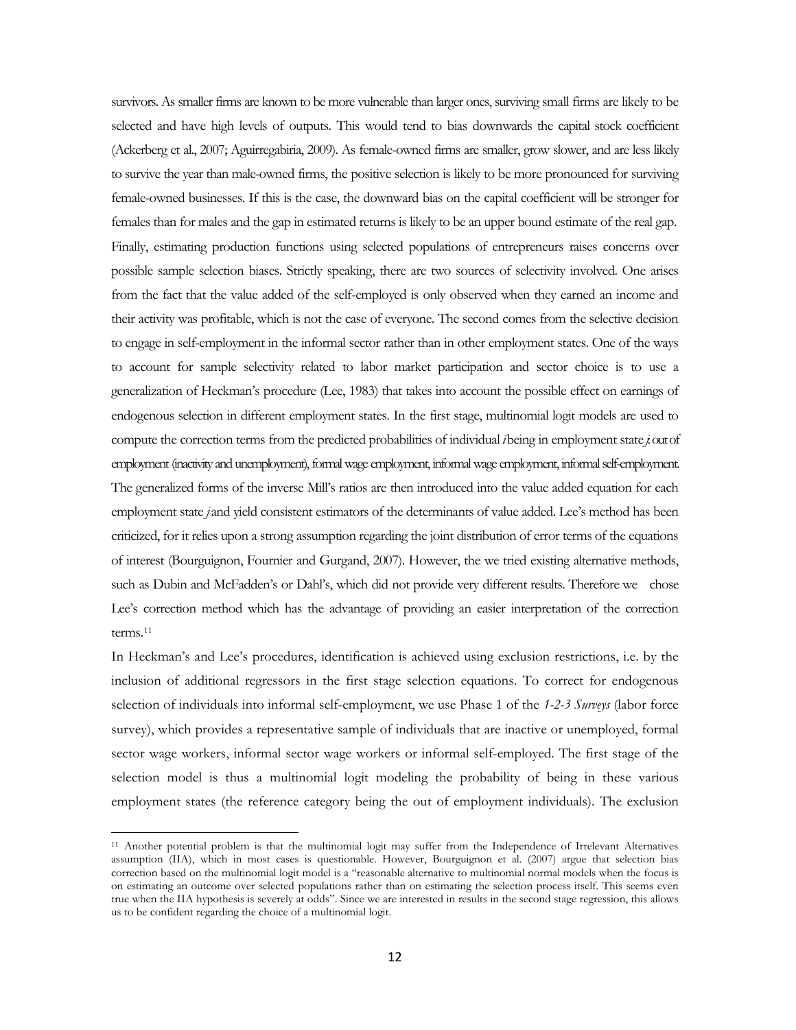survivors. As smaller firms are known to be more vulnerable than larger ones, surviving small firms are likely to be selected and have high levels of outputs. This would tend to bias downwards the capital stock coefficient (Ackerberg et al., 2007; Aguirregabiria, 2009). As female-owned firms are smaller, grow slower, and are less likely to survive the year than male-owned firms, the positive selection is likely to be more pronounced for surviving female-owned businesses. If this is the case, the downward bias on the capital coefficient will be stronger for females than for males and the gap in estimated returns is likely to be an upper bound estimate of the real gap.

Finally, estimating production functions using selected populations of entrepreneurs raises concerns over possible sample selection biases. Strictly speaking, there are two sources of selectivity involved. One arises from the fact that the value added of the self-employed is only observed when they earned an income and their activity was profitable, which is not the case of everyone. The second comes from the selective decision to engage in self-employment in the informal sector rather than in other employment states. One of the ways to account for sample selectivity related to labor market participation and sector choice is to use a generalization of Heckman's procedure (Lee, 1983) that takes into account the possible effect on earnings of endogenous selection in different employment states. In the first stage, multinomial logit models are used to compute the correction terms from the predicted probabilities of individual *i* being in employment state *j*: out of employment (inactivity and unemployment), formal wage employment, informal wage employment, informal self-employment. The generalized forms of the inverse Mill's ratios are then introduced into the value added equation for each employment state *j* and yield consistent estimators of the determinants of value added. Lee's method has been criticized, for it relies upon a strong assumption regarding the joint distribution of error terms of the equations of interest (Bourguignon, Fournier and Gurgand, 2007). However, the we tried existing alternative methods, such as Dubin and McFadden's or Dahl's, which did not provide very different results. Therefore we chose Lee's correction method which has the advantage of providing an easier interpretation of the correction terms.[11]

In Heckman's and Lee's procedures, identification is achieved using exclusion restrictions, i.e. by the inclusion of additional regressors in the first stage selection equations. To correct for endogenous selection of individuals into informal self-employment, we use Phase 1 of the *1-2-3 Surveys* (labor force survey), which provides a representative sample of individuals that are inactive or unemployed, formal sector wage workers, informal sector wage workers or informal self-employed. The first stage of the selection model is thus a multinomial logit modeling the probability of being in these various employment states (the reference category being the out of employment individuals). The exclusion

[11] Another potential problem is that the multinomial logit may suffer from the Independence of Irrelevant Alternatives assumption (IIA), which in most cases is questionable. However, Bourguignon et al. (2007) argue that selection bias correction based on the multinomial logit model is a "reasonable alternative to multinomial normal models when the focus is on estimating an outcome over selected populations rather than on estimating the selection process itself. This seems even true when the IIA hypothesis is severely at odds". Since we are interested in results in the second stage regression, this allows us to be confident regarding the choice of a multinomial logit.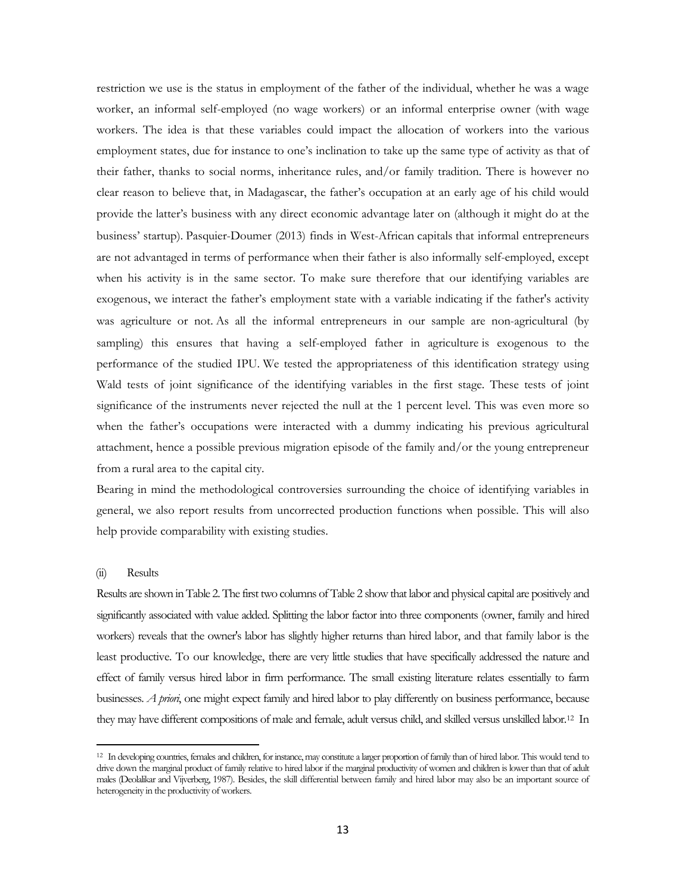restriction we use is the status in employment of the father of the individual, whether he was a wage worker, an informal self-employed (no wage workers) or an informal enterprise owner (with wage workers. The idea is that these variables could impact the allocation of workers into the various employment states, due for instance to one's inclination to take up the same type of activity as that of their father, thanks to social norms, inheritance rules, and/or family tradition. There is however no clear reason to believe that, in Madagascar, the father's occupation at an early age of his child would provide the latter's business with any direct economic advantage later on (although it might do at the business' startup). Pasquier-Doumer (2013) finds in West-African capitals that informal entrepreneurs are not advantaged in terms of performance when their father is also informally self-employed, except when his activity is in the same sector. To make sure therefore that our identifying variables are exogenous, we interact the father's employment state with a variable indicating if the father's activity was agriculture or not. As all the informal entrepreneurs in our sample are non-agricultural (by sampling) this ensures that having a self-employed father in agriculture is exogenous to the performance of the studied IPU. We tested the appropriateness of this identification strategy using Wald tests of joint significance of the identifying variables in the first stage. These tests of joint significance of the instruments never rejected the null at the 1 percent level. This was even more so when the father's occupations were interacted with a dummy indicating his previous agricultural attachment, hence a possible previous migration episode of the family and/or the young entrepreneur from a rural area to the capital city.

Bearing in mind the methodological controversies surrounding the choice of identifying variables in general, we also report results from uncorrected production functions when possible. This will also help provide comparability with existing studies.

(ii) Results

Results are shown in Table 2. The first two columns of Table 2 show that labor and physical capital are positively and significantly associated with value added. Splitting the labor factor into three components (owner, family and hired workers) reveals that the owner's labor has slightly higher returns than hired labor, and that family labor is the least productive. To our knowledge, there are very little studies that have specifically addressed the nature and effect of family versus hired labor in firm performance. The small existing literature relates essentially to farm businesses. *A priori*, one might expect family and hired labor to play differently on business performance, because they may have different compositions of male and female, adult versus child, and skilled versus unskilled labor.[12] In

[12] In developing countries, females and children, for instance, may constitute a larger proportion of family than of hired labor. This would tend to drive down the marginal product of family relative to hired labor if the marginal productivity of women and children is lower than that of adult males (Deolalikar and Vijverberg, 1987). Besides, the skill differential between family and hired labor may also be an important source of heterogeneity in the productivity of workers.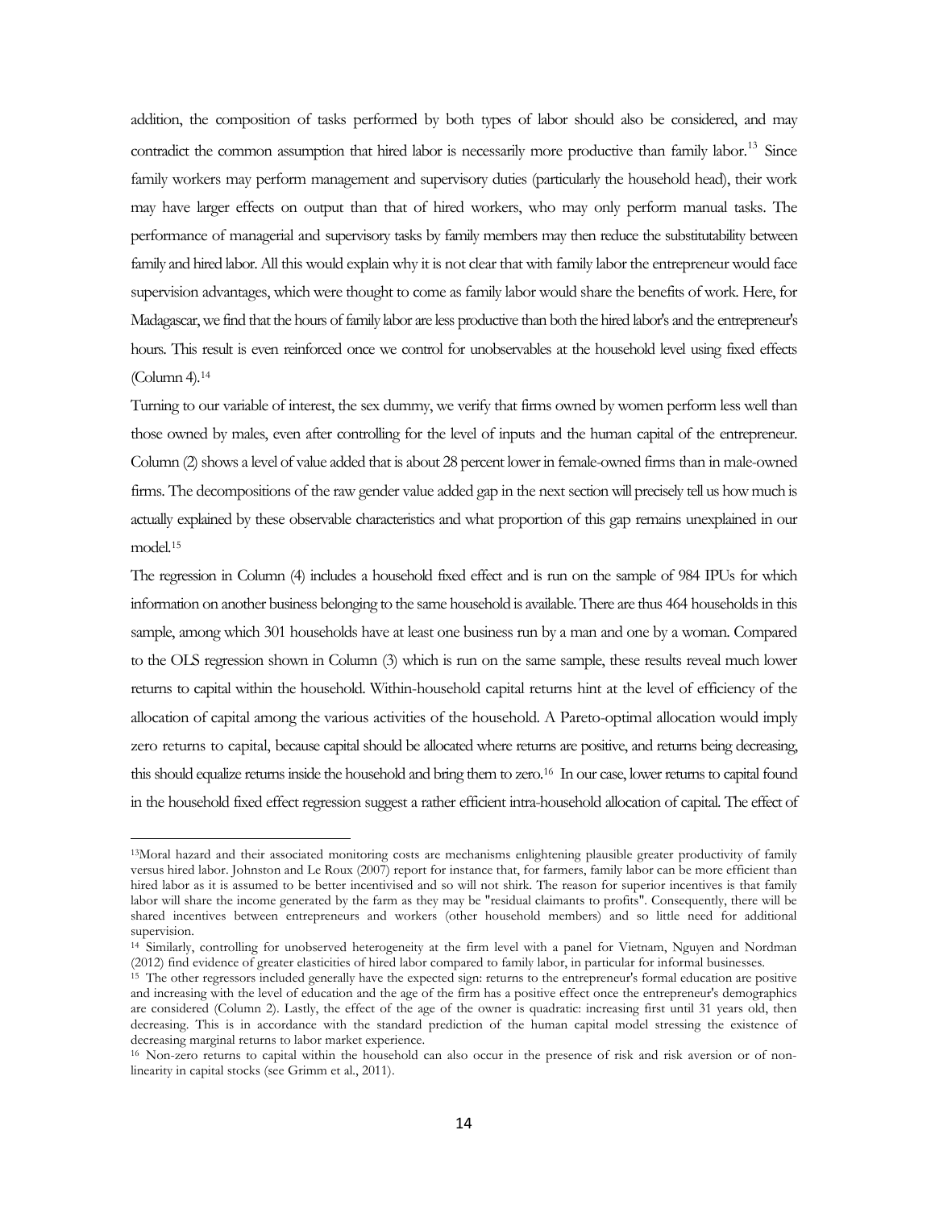addition, the composition of tasks performed by both types of labor should also be considered, and may contradict the common assumption that hired labor is necessarily more productive than family labor.[13] Since family workers may perform management and supervisory duties (particularly the household head), their work may have larger effects on output than that of hired workers, who may only perform manual tasks. The performance of managerial and supervisory tasks by family members may then reduce the substitutability between family and hired labor. All this would explain why it is not clear that with family labor the entrepreneur would face supervision advantages, which were thought to come as family labor would share the benefits of work. Here, for Madagascar, we find that the hours of family labor are less productive than both the hired labor's and the entrepreneur's hours. This result is even reinforced once we control for unobservables at the household level using fixed effects (Column 4).[14]

Turning to our variable of interest, the sex dummy, we verify that firms owned by women perform less well than those owned by males, even after controlling for the level of inputs and the human capital of the entrepreneur. Column (2) shows a level of value added that is about 28 percent lower in female-owned firms than in male-owned firms. The decompositions of the raw gender value added gap in the next section will precisely tell us how much is actually explained by these observable characteristics and what proportion of this gap remains unexplained in our model.[15]

The regression in Column (4) includes a household fixed effect and is run on the sample of 984 IPUs for which information on another business belonging to the same household is available. There are thus 464 households in this sample, among which 301 households have at least one business run by a man and one by a woman. Compared to the OLS regression shown in Column (3) which is run on the same sample, these results reveal much lower returns to capital within the household. Within-household capital returns hint at the level of efficiency of the allocation of capital among the various activities of the household. A Pareto-optimal allocation would imply zero returns to capital, because capital should be allocated where returns are positive, and returns being decreasing, this should equalize returns inside the household and bring them to zero.[16] In our case, lower returns to capital found in the household fixed effect regression suggest a rather efficient intra-household allocation of capital. The effect of

---

[13] Moral hazard and their associated monitoring costs are mechanisms enlightening plausible greater productivity of family versus hired labor. Johnston and Le Roux (2007) report for instance that, for farmers, family labor can be more efficient than hired labor as it is assumed to be better incentivised and so will not shirk. The reason for superior incentives is that family labor will share the income generated by the farm as they may be "residual claimants to profits". Consequently, there will be shared incentives between entrepreneurs and workers (other household members) and so little need for additional supervision.

[14] Similarly, controlling for unobserved heterogeneity at the firm level with a panel for Vietnam, Nguyen and Nordman (2012) find evidence of greater elasticities of hired labor compared to family labor, in particular for informal businesses.

[15] The other regressors included generally have the expected sign: returns to the entrepreneur's formal education are positive and increasing with the level of education and the age of the firm has a positive effect once the entrepreneur's demographics are considered (Column 2). Lastly, the effect of the age of the owner is quadratic: increasing first until 31 years old, then decreasing. This is in accordance with the standard prediction of the human capital model stressing the existence of decreasing marginal returns to labor market experience.

[16] Non-zero returns to capital within the household can also occur in the presence of risk and risk aversion or of non-linearity in capital stocks (see Grimm et al., 2011).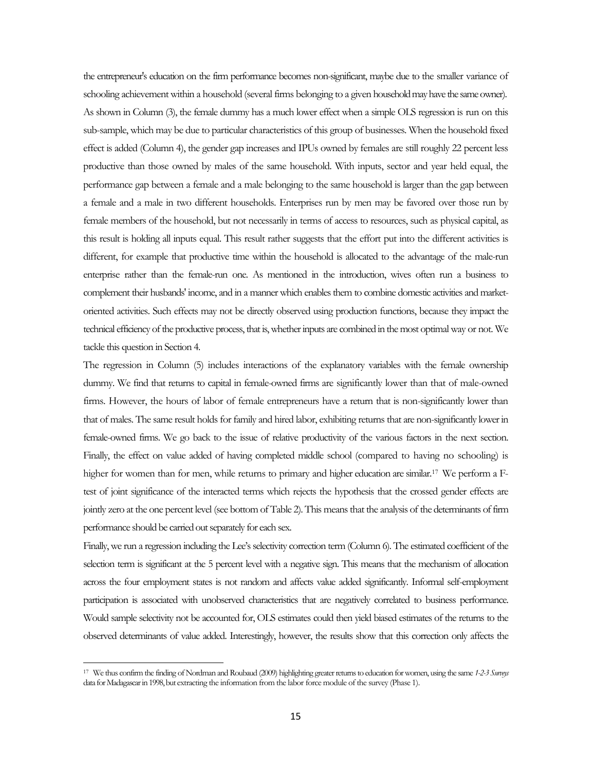the entrepreneur's education on the firm performance becomes non-significant, maybe due to the smaller variance of schooling achievement within a household (several firms belonging to a given household may have the same owner). As shown in Column (3), the female dummy has a much lower effect when a simple OLS regression is run on this sub-sample, which may be due to particular characteristics of this group of businesses. When the household fixed effect is added (Column 4), the gender gap increases and IPUs owned by females are still roughly 22 percent less productive than those owned by males of the same household. With inputs, sector and year held equal, the performance gap between a female and a male belonging to the same household is larger than the gap between a female and a male in two different households. Enterprises run by men may be favored over those run by female members of the household, but not necessarily in terms of access to resources, such as physical capital, as this result is holding all inputs equal. This result rather suggests that the effort put into the different activities is different, for example that productive time within the household is allocated to the advantage of the male-run enterprise rather than the female-run one. As mentioned in the introduction, wives often run a business to complement their husbands' income, and in a manner which enables them to combine domestic activities and market-oriented activities. Such effects may not be directly observed using production functions, because they impact the technical efficiency of the productive process, that is, whether inputs are combined in the most optimal way or not. We tackle this question in Section 4.

The regression in Column (5) includes interactions of the explanatory variables with the female ownership dummy. We find that returns to capital in female-owned firms are significantly lower than that of male-owned firms. However, the hours of labor of female entrepreneurs have a return that is non-significantly lower than that of males. The same result holds for family and hired labor, exhibiting returns that are non-significantly lower in female-owned firms. We go back to the issue of relative productivity of the various factors in the next section. Finally, the effect on value added of having completed middle school (compared to having no schooling) is higher for women than for men, while returns to primary and higher education are similar.[17] We perform a F-test of joint significance of the interacted terms which rejects the hypothesis that the crossed gender effects are jointly zero at the one percent level (see bottom of Table 2). This means that the analysis of the determinants of firm performance should be carried out separately for each sex.

Finally, we run a regression including the Lee's selectivity correction term (Column 6). The estimated coefficient of the selection term is significant at the 5 percent level with a negative sign. This means that the mechanism of allocation across the four employment states is not random and affects value added significantly. Informal self-employment participation is associated with unobserved characteristics that are negatively correlated to business performance. Would sample selectivity not be accounted for, OLS estimates could then yield biased estimates of the returns to the observed determinants of value added. Interestingly, however, the results show that this correction only affects the

[17] We thus confirm the finding of Nordman and Roubaud (2009) highlighting greater returns to education for women, using the same *1-2-3 Surveys* data for Madagascar in 1998, but extracting the information from the labor force module of the survey (Phase 1).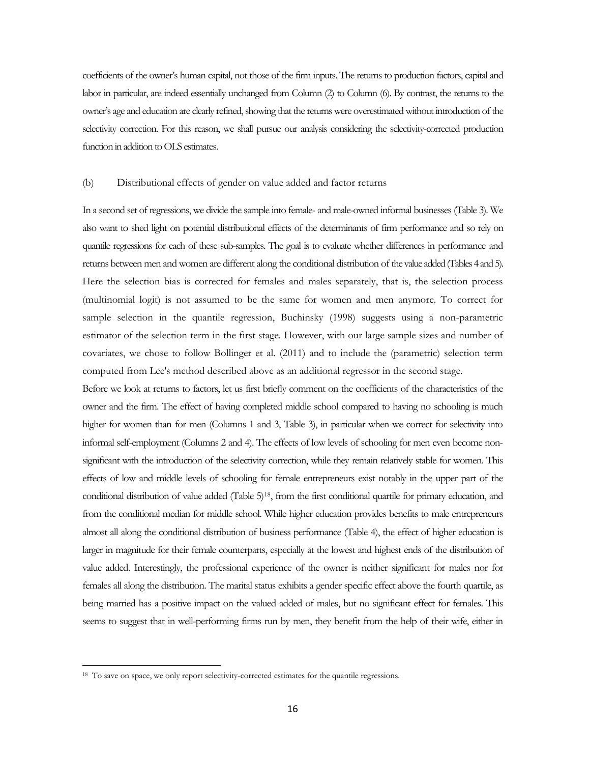coefficients of the owner's human capital, not those of the firm inputs. The returns to production factors, capital and labor in particular, are indeed essentially unchanged from Column (2) to Column (6). By contrast, the returns to the owner's age and education are clearly refined, showing that the returns were overestimated without introduction of the selectivity correction. For this reason, we shall pursue our analysis considering the selectivity-corrected production function in addition to OLS estimates.

### (b) Distributional effects of gender on value added and factor returns

In a second set of regressions, we divide the sample into female- and male-owned informal businesses (Table 3). We also want to shed light on potential distributional effects of the determinants of firm performance and so rely on quantile regressions for each of these sub-samples. The goal is to evaluate whether differences in performance and returns between men and women are different along the conditional distribution of the value added (Tables 4 and 5). Here the selection bias is corrected for females and males separately, that is, the selection process (multinomial logit) is not assumed to be the same for women and men anymore. To correct for sample selection in the quantile regression, Buchinsky (1998) suggests using a non-parametric estimator of the selection term in the first stage. However, with our large sample sizes and number of covariates, we chose to follow Bollinger et al. (2011) and to include the (parametric) selection term computed from Lee's method described above as an additional regressor in the second stage.

Before we look at returns to factors, let us first briefly comment on the coefficients of the characteristics of the owner and the firm. The effect of having completed middle school compared to having no schooling is much higher for women than for men (Columns 1 and 3, Table 3), in particular when we correct for selectivity into informal self-employment (Columns 2 and 4). The effects of low levels of schooling for men even become non-significant with the introduction of the selectivity correction, while they remain relatively stable for women. This effects of low and middle levels of schooling for female entrepreneurs exist notably in the upper part of the conditional distribution of value added (Table 5)[18], from the first conditional quartile for primary education, and from the conditional median for middle school. While higher education provides benefits to male entrepreneurs almost all along the conditional distribution of business performance (Table 4), the effect of higher education is larger in magnitude for their female counterparts, especially at the lowest and highest ends of the distribution of value added. Interestingly, the professional experience of the owner is neither significant for males nor for females all along the distribution. The marital status exhibits a gender specific effect above the fourth quartile, as being married has a positive impact on the valued added of males, but no significant effect for females. This seems to suggest that in well-performing firms run by men, they benefit from the help of their wife, either in

[18] To save on space, we only report selectivity-corrected estimates for the quantile regressions.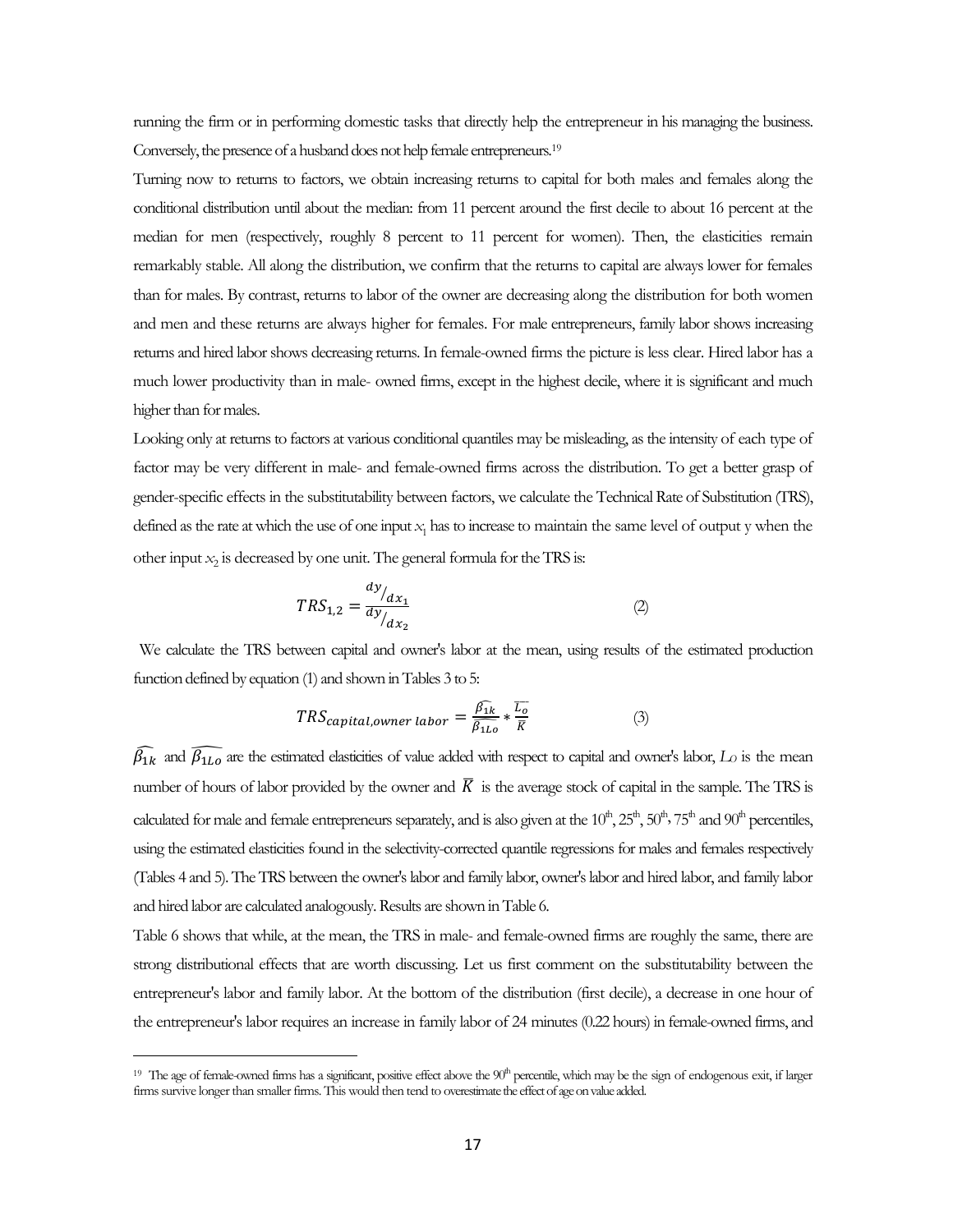running the firm or in performing domestic tasks that directly help the entrepreneur in his managing the business. Conversely, the presence of a husband does not help female entrepreneurs.[19]

Turning now to returns to factors, we obtain increasing returns to capital for both males and females along the conditional distribution until about the median: from 11 percent around the first decile to about 16 percent at the median for men (respectively, roughly 8 percent to 11 percent for women). Then, the elasticities remain remarkably stable. All along the distribution, we confirm that the returns to capital are always lower for females than for males. By contrast, returns to labor of the owner are decreasing along the distribution for both women and men and these returns are always higher for females. For male entrepreneurs, family labor shows increasing returns and hired labor shows decreasing returns. In female-owned firms the picture is less clear. Hired labor has a much lower productivity than in male- owned firms, except in the highest decile, where it is significant and much higher than for males.

Looking only at returns to factors at various conditional quantiles may be misleading, as the intensity of each type of factor may be very different in male- and female-owned firms across the distribution. To get a better grasp of gender-specific effects in the substitutability between factors, we calculate the Technical Rate of Substitution (TRS), defined as the rate at which the use of one input $x_1$ has to increase to maintain the same level of output y when the other input $x_2$ is decreased by one unit. The general formula for the TRS is:

$$TRS_{1,2} = \frac{dy/_{dx_1}}{dy/_{dx_2}} \tag{2}$$

We calculate the TRS between capital and owner's labor at the mean, using results of the estimated production function defined by equation (1) and shown in Tables 3 to 5:

$$TRS_{capital,owner\ labor} = \frac{\widehat{\beta_{1k}}}{\widehat{\beta_{1Lo}}} * \frac{\overline{L_o}}{\overline{K}} \tag{3}$$

$\widehat{\beta_{1k}}$ and $\widehat{\beta_{1Lo}}$ are the estimated elasticities of value added with respect to capital and owner's labor, $L_O$ is the mean number of hours of labor provided by the owner and $\overline{K}$ is the average stock of capital in the sample. The TRS is calculated for male and female entrepreneurs separately, and is also given at the $10^{th}$, $25^{th}$, $50^{th}$, $75^{th}$ and $90^{th}$ percentiles, using the estimated elasticities found in the selectivity-corrected quantile regressions for males and females respectively (Tables 4 and 5). The TRS between the owner's labor and family labor, owner's labor and hired labor, and family labor and hired labor are calculated analogously. Results are shown in Table 6.

Table 6 shows that while, at the mean, the TRS in male- and female-owned firms are roughly the same, there are strong distributional effects that are worth discussing. Let us first comment on the substitutability between the entrepreneur's labor and family labor. At the bottom of the distribution (first decile), a decrease in one hour of the entrepreneur's labor requires an increase in family labor of 24 minutes (0.22 hours) in female-owned firms, and

[19] The age of female-owned firms has a significant, positive effect above the $90^{th}$ percentile, which may be the sign of endogenous exit, if larger firms survive longer than smaller firms. This would then tend to overestimate the effect of age on value added.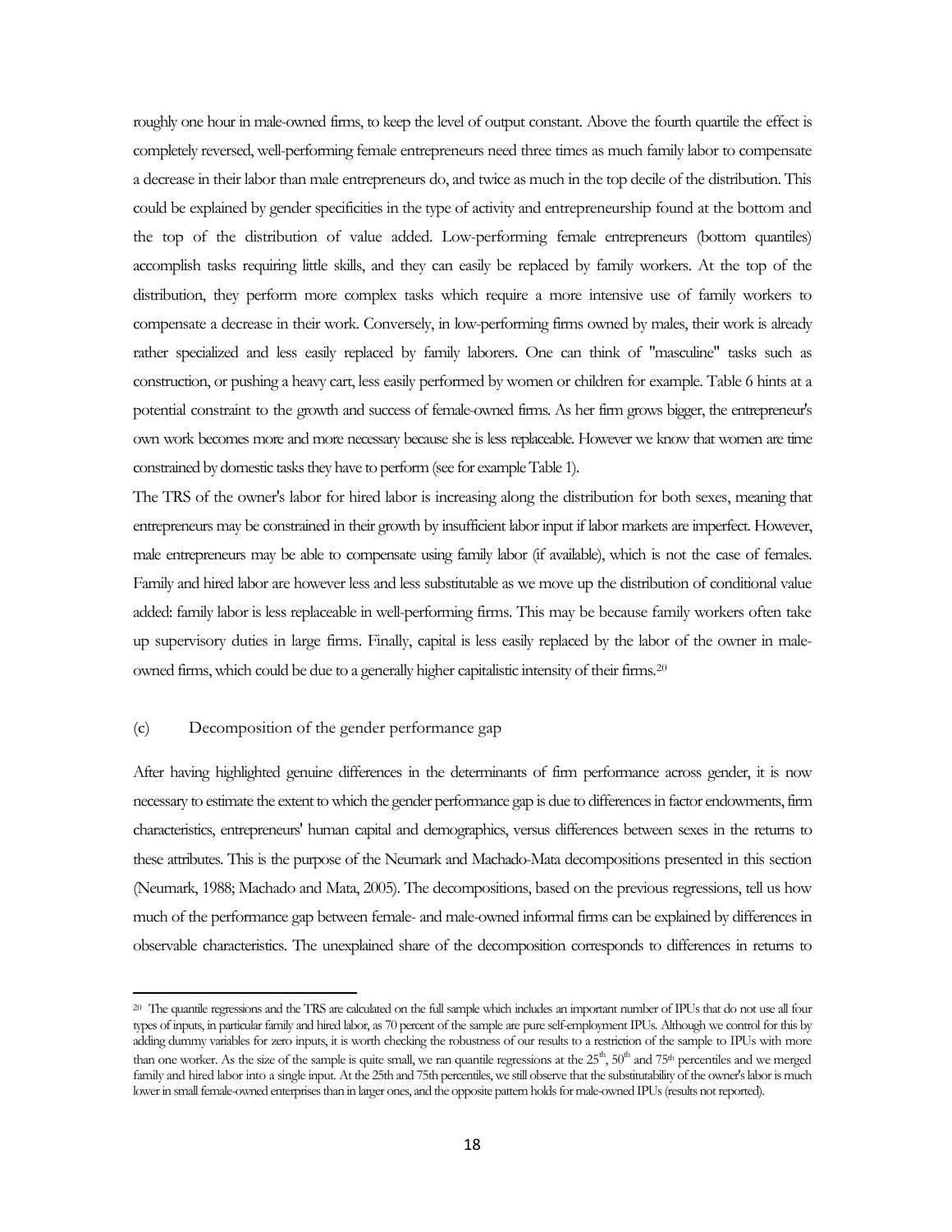roughly one hour in male-owned firms, to keep the level of output constant. Above the fourth quartile the effect is completely reversed, well-performing female entrepreneurs need three times as much family labor to compensate a decrease in their labor than male entrepreneurs do, and twice as much in the top decile of the distribution. This could be explained by gender specificities in the type of activity and entrepreneurship found at the bottom and the top of the distribution of value added. Low-performing female entrepreneurs (bottom quantiles) accomplish tasks requiring little skills, and they can easily be replaced by family workers. At the top of the distribution, they perform more complex tasks which require a more intensive use of family workers to compensate a decrease in their work. Conversely, in low-performing firms owned by males, their work is already rather specialized and less easily replaced by family laborers. One can think of "masculine" tasks such as construction, or pushing a heavy cart, less easily performed by women or children for example. Table 6 hints at a potential constraint to the growth and success of female-owned firms. As her firm grows bigger, the entrepreneur's own work becomes more and more necessary because she is less replaceable. However we know that women are time constrained by domestic tasks they have to perform (see for example Table 1).

The TRS of the owner's labor for hired labor is increasing along the distribution for both sexes, meaning that entrepreneurs may be constrained in their growth by insufficient labor input if labor markets are imperfect. However, male entrepreneurs may be able to compensate using family labor (if available), which is not the case of females. Family and hired labor are however less and less substitutable as we move up the distribution of conditional value added: family labor is less replaceable in well-performing firms. This may be because family workers often take up supervisory duties in large firms. Finally, capital is less easily replaced by the labor of the owner in male-owned firms, which could be due to a generally higher capitalistic intensity of their firms.[20]

### (c) Decomposition of the gender performance gap

After having highlighted genuine differences in the determinants of firm performance across gender, it is now necessary to estimate the extent to which the gender performance gap is due to differences in factor endowments, firm characteristics, entrepreneurs' human capital and demographics, versus differences between sexes in the returns to these attributes. This is the purpose of the Neumark and Machado-Mata decompositions presented in this section (Neumark, 1988; Machado and Mata, 2005). The decompositions, based on the previous regressions, tell us how much of the performance gap between female- and male-owned informal firms can be explained by differences in observable characteristics. The unexplained share of the decomposition corresponds to differences in returns to

---

[20] The quantile regressions and the TRS are calculated on the full sample which includes an important number of IPUs that do not use all four types of inputs, in particular family and hired labor, as 70 percent of the sample are pure self-employment IPUs. Although we control for this by adding dummy variables for zero inputs, it is worth checking the robustness of our results to a restriction of the sample to IPUs with more than one worker. As the size of the sample is quite small, we ran quantile regressions at the 25th, 50th and 75th percentiles and we merged family and hired labor into a single input. At the 25th and 75th percentiles, we still observe that the substitutability of the owner's labor is much lower in small female-owned enterprises than in larger ones, and the opposite pattern holds for male-owned IPUs (results not reported).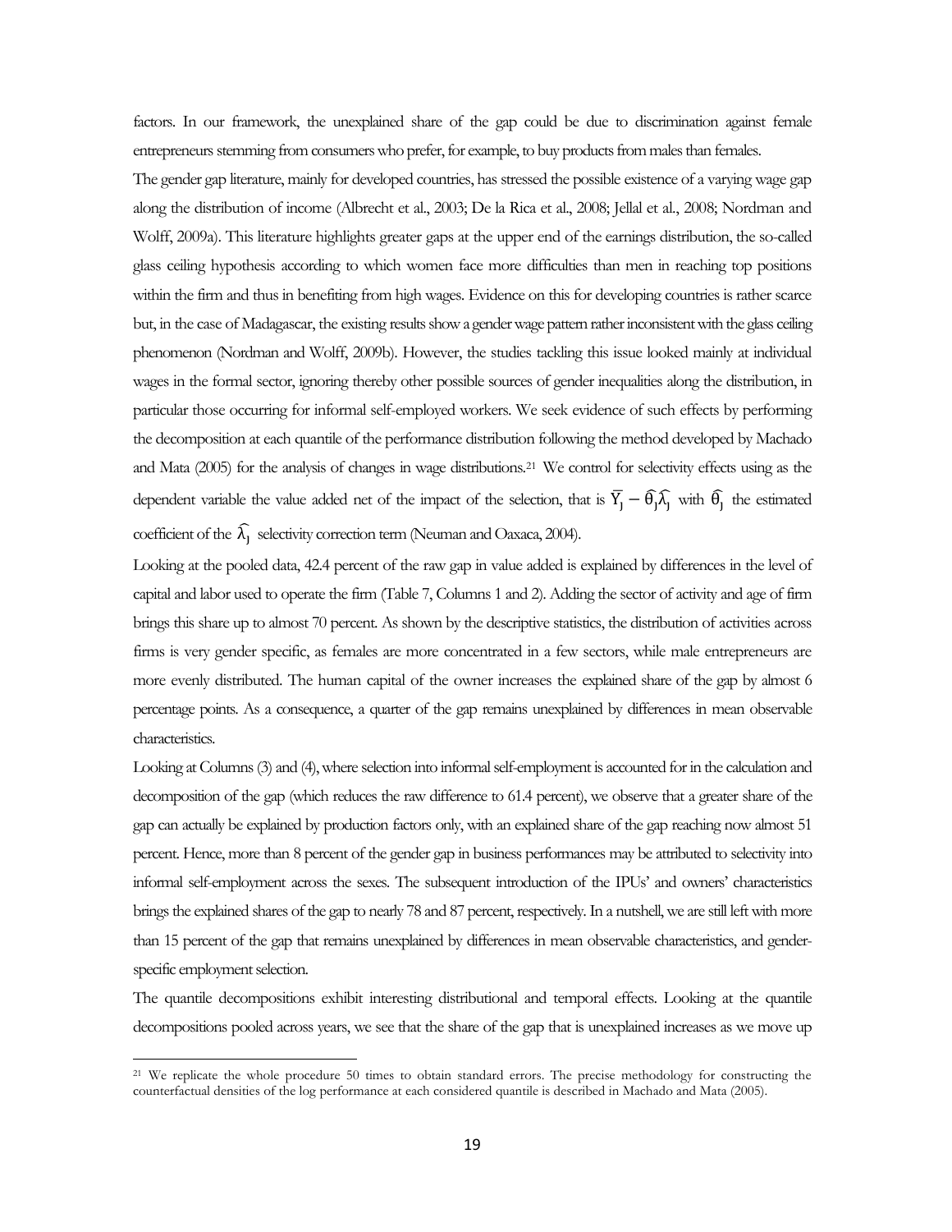factors. In our framework, the unexplained share of the gap could be due to discrimination against female entrepreneurs stemming from consumers who prefer, for example, to buy products from males than females.

The gender gap literature, mainly for developed countries, has stressed the possible existence of a varying wage gap along the distribution of income (Albrecht et al., 2003; De la Rica et al., 2008; Jellal et al., 2008; Nordman and Wolff, 2009a). This literature highlights greater gaps at the upper end of the earnings distribution, the so-called glass ceiling hypothesis according to which women face more difficulties than men in reaching top positions within the firm and thus in benefiting from high wages. Evidence on this for developing countries is rather scarce but, in the case of Madagascar, the existing results show a gender wage pattern rather inconsistent with the glass ceiling phenomenon (Nordman and Wolff, 2009b). However, the studies tackling this issue looked mainly at individual wages in the formal sector, ignoring thereby other possible sources of gender inequalities along the distribution, in particular those occurring for informal self-employed workers. We seek evidence of such effects by performing the decomposition at each quantile of the performance distribution following the method developed by Machado and Mata (2005) for the analysis of changes in wage distributions.[21] We control for selectivity effects using as the dependent variable the value added net of the impact of the selection, that is $\overline{Y_j} - \widehat{\theta_j}\widehat{\lambda_j}$ with $\widehat{\theta_j}$ the estimated coefficient of the $\widehat{\lambda_j}$ selectivity correction term (Neuman and Oaxaca, 2004).

Looking at the pooled data, 42.4 percent of the raw gap in value added is explained by differences in the level of capital and labor used to operate the firm (Table 7, Columns 1 and 2). Adding the sector of activity and age of firm brings this share up to almost 70 percent. As shown by the descriptive statistics, the distribution of activities across firms is very gender specific, as females are more concentrated in a few sectors, while male entrepreneurs are more evenly distributed. The human capital of the owner increases the explained share of the gap by almost 6 percentage points. As a consequence, a quarter of the gap remains unexplained by differences in mean observable characteristics.

Looking at Columns (3) and (4), where selection into informal self-employment is accounted for in the calculation and decomposition of the gap (which reduces the raw difference to 61.4 percent), we observe that a greater share of the gap can actually be explained by production factors only, with an explained share of the gap reaching now almost 51 percent. Hence, more than 8 percent of the gender gap in business performances may be attributed to selectivity into informal self-employment across the sexes. The subsequent introduction of the IPUs' and owners' characteristics brings the explained shares of the gap to nearly 78 and 87 percent, respectively. In a nutshell, we are still left with more than 15 percent of the gap that remains unexplained by differences in mean observable characteristics, and gender-specific employment selection.

The quantile decompositions exhibit interesting distributional and temporal effects. Looking at the quantile decompositions pooled across years, we see that the share of the gap that is unexplained increases as we move up

[21] We replicate the whole procedure 50 times to obtain standard errors. The precise methodology for constructing the counterfactual densities of the log performance at each considered quantile is described in Machado and Mata (2005).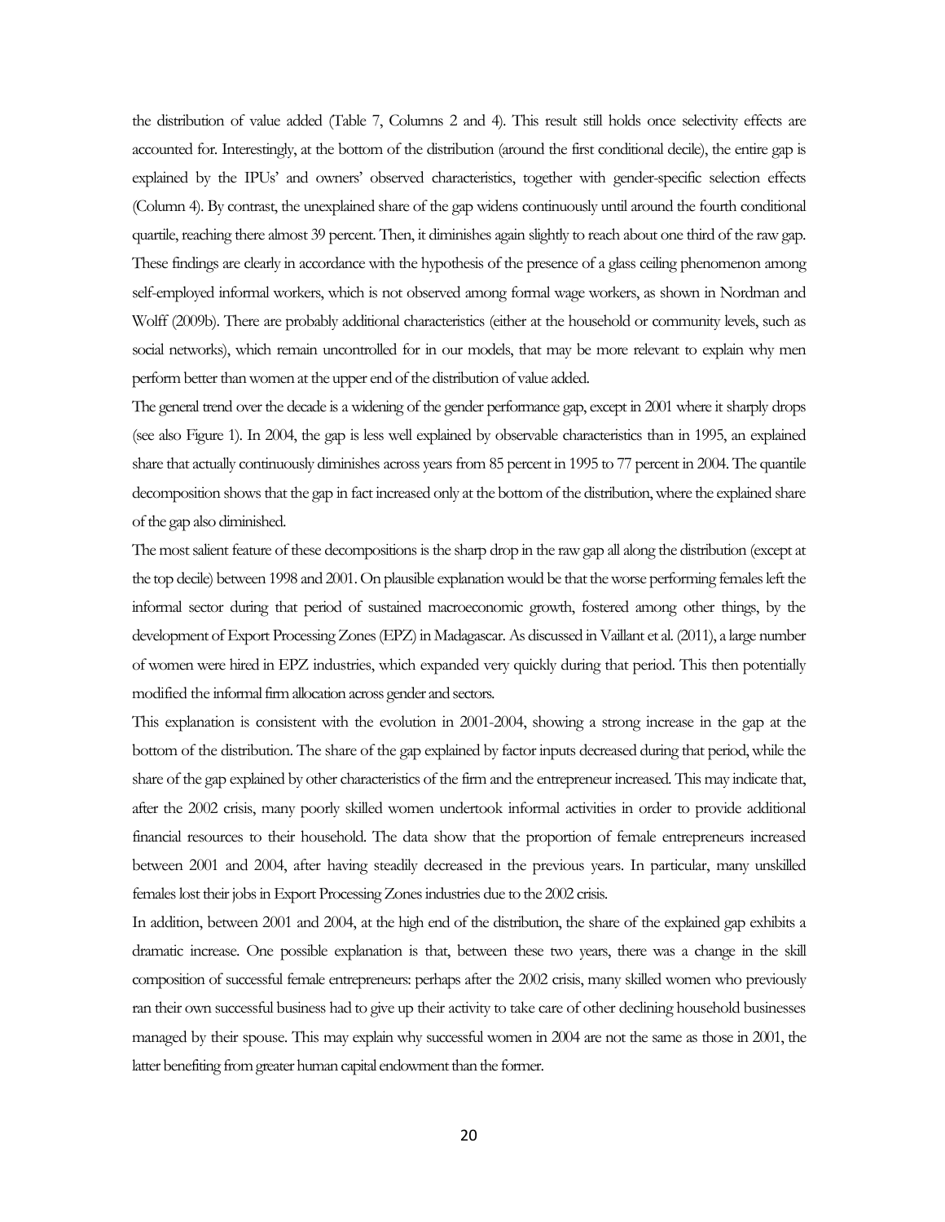the distribution of value added (Table 7, Columns 2 and 4). This result still holds once selectivity effects are accounted for. Interestingly, at the bottom of the distribution (around the first conditional decile), the entire gap is explained by the IPUs' and owners' observed characteristics, together with gender-specific selection effects (Column 4). By contrast, the unexplained share of the gap widens continuously until around the fourth conditional quartile, reaching there almost 39 percent. Then, it diminishes again slightly to reach about one third of the raw gap. These findings are clearly in accordance with the hypothesis of the presence of a glass ceiling phenomenon among self-employed informal workers, which is not observed among formal wage workers, as shown in Nordman and Wolff (2009b). There are probably additional characteristics (either at the household or community levels, such as social networks), which remain uncontrolled for in our models, that may be more relevant to explain why men perform better than women at the upper end of the distribution of value added.

The general trend over the decade is a widening of the gender performance gap, except in 2001 where it sharply drops (see also Figure 1). In 2004, the gap is less well explained by observable characteristics than in 1995, an explained share that actually continuously diminishes across years from 85 percent in 1995 to 77 percent in 2004. The quantile decomposition shows that the gap in fact increased only at the bottom of the distribution, where the explained share of the gap also diminished.

The most salient feature of these decompositions is the sharp drop in the raw gap all along the distribution (except at the top decile) between 1998 and 2001. On plausible explanation would be that the worse performing females left the informal sector during that period of sustained macroeconomic growth, fostered among other things, by the development of Export Processing Zones (EPZ) in Madagascar. As discussed in Vaillant et al. (2011), a large number of women were hired in EPZ industries, which expanded very quickly during that period. This then potentially modified the informal firm allocation across gender and sectors.

This explanation is consistent with the evolution in 2001-2004, showing a strong increase in the gap at the bottom of the distribution. The share of the gap explained by factor inputs decreased during that period, while the share of the gap explained by other characteristics of the firm and the entrepreneur increased. This may indicate that, after the 2002 crisis, many poorly skilled women undertook informal activities in order to provide additional financial resources to their household. The data show that the proportion of female entrepreneurs increased between 2001 and 2004, after having steadily decreased in the previous years. In particular, many unskilled females lost their jobs in Export Processing Zones industries due to the 2002 crisis.

In addition, between 2001 and 2004, at the high end of the distribution, the share of the explained gap exhibits a dramatic increase. One possible explanation is that, between these two years, there was a change in the skill composition of successful female entrepreneurs: perhaps after the 2002 crisis, many skilled women who previously ran their own successful business had to give up their activity to take care of other declining household businesses managed by their spouse. This may explain why successful women in 2004 are not the same as those in 2001, the latter benefiting from greater human capital endowment than the former.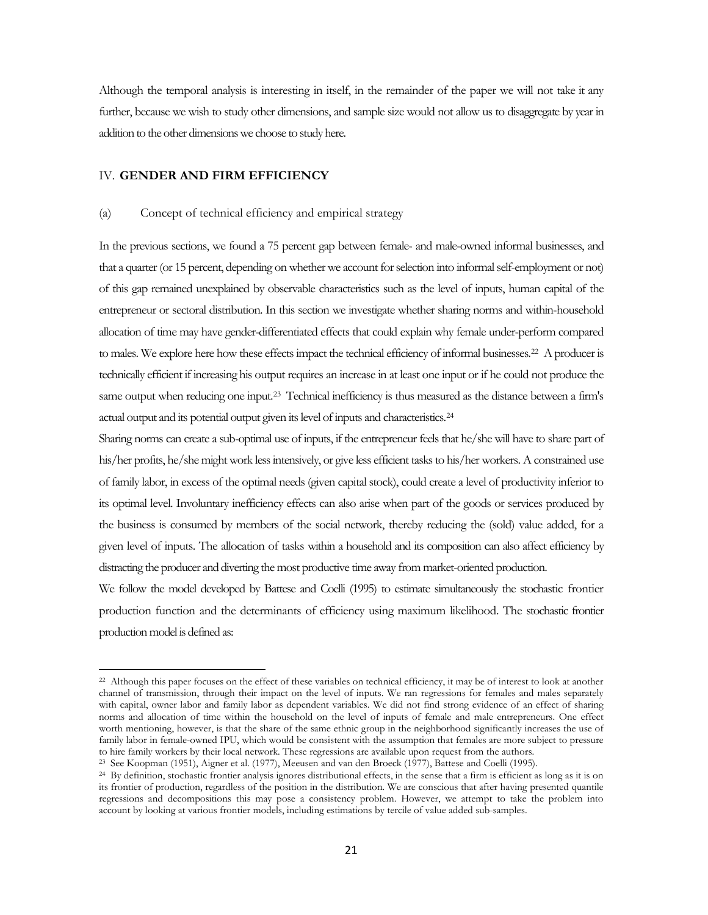Although the temporal analysis is interesting in itself, in the remainder of the paper we will not take it any further, because we wish to study other dimensions, and sample size would not allow us to disaggregate by year in addition to the other dimensions we choose to study here.

## IV. **GENDER AND FIRM EFFICIENCY**

### (a) Concept of technical efficiency and empirical strategy

In the previous sections, we found a 75 percent gap between female- and male-owned informal businesses, and that a quarter (or 15 percent, depending on whether we account for selection into informal self-employment or not) of this gap remained unexplained by observable characteristics such as the level of inputs, human capital of the entrepreneur or sectoral distribution. In this section we investigate whether sharing norms and within-household allocation of time may have gender-differentiated effects that could explain why female under-perform compared to males. We explore here how these effects impact the technical efficiency of informal businesses.[22] A producer is technically efficient if increasing his output requires an increase in at least one input or if he could not produce the same output when reducing one input.[23] Technical inefficiency is thus measured as the distance between a firm's actual output and its potential output given its level of inputs and characteristics.[24]

Sharing norms can create a sub-optimal use of inputs, if the entrepreneur feels that he/she will have to share part of his/her profits, he/she might work less intensively, or give less efficient tasks to his/her workers. A constrained use of family labor, in excess of the optimal needs (given capital stock), could create a level of productivity inferior to its optimal level. Involuntary inefficiency effects can also arise when part of the goods or services produced by the business is consumed by members of the social network, thereby reducing the (sold) value added, for a given level of inputs. The allocation of tasks within a household and its composition can also affect efficiency by distracting the producer and diverting the most productive time away from market-oriented production.

We follow the model developed by Battese and Coelli (1995) to estimate simultaneously the stochastic frontier production function and the determinants of efficiency using maximum likelihood. The stochastic frontier production model is defined as:

---

[22] Although this paper focuses on the effect of these variables on technical efficiency, it may be of interest to look at another channel of transmission, through their impact on the level of inputs. We ran regressions for females and males separately with capital, owner labor and family labor as dependent variables. We did not find strong evidence of an effect of sharing norms and allocation of time within the household on the level of inputs of female and male entrepreneurs. One effect worth mentioning, however, is that the share of the same ethnic group in the neighborhood significantly increases the use of family labor in female-owned IPU, which would be consistent with the assumption that females are more subject to pressure to hire family workers by their local network. These regressions are available upon request from the authors.

[23] See Koopman (1951), Aigner et al. (1977), Meeusen and van den Broeck (1977), Battese and Coelli (1995).

[24] By definition, stochastic frontier analysis ignores distributional effects, in the sense that a firm is efficient as long as it is on its frontier of production, regardless of the position in the distribution. We are conscious that after having presented quantile regressions and decompositions this may pose a consistency problem. However, we attempt to take the problem into account by looking at various frontier models, including estimations by tercile of value added sub-samples.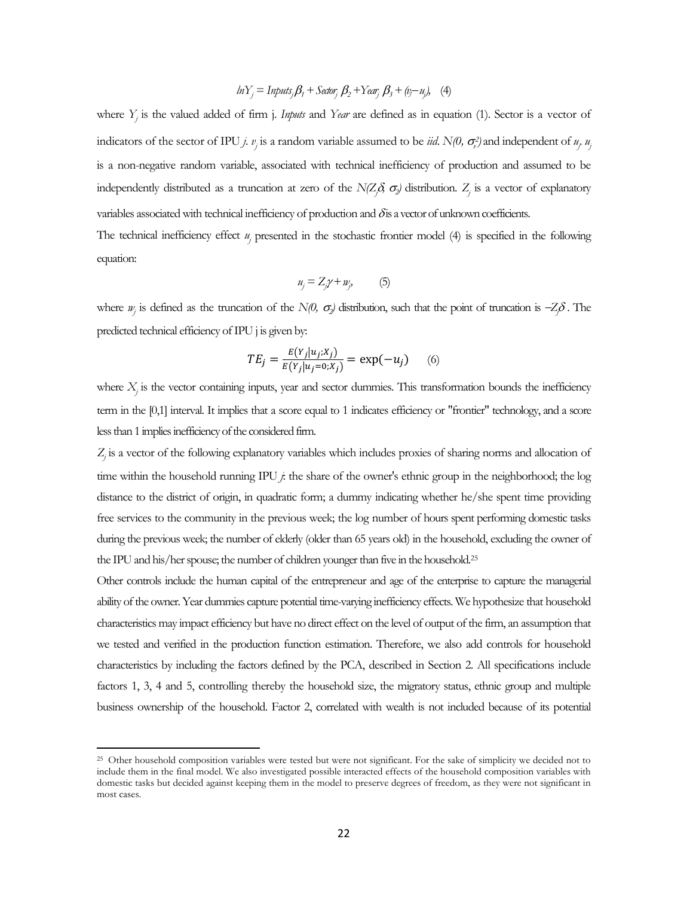$$lnY_j = Inputs_j\beta_1 + Sector_j\ \beta_2 + Year_j\ \beta_3 + (v_j - u_j), \quad (4)$$

where $Y_j$ is the valued added of firm j. *Inputs* and *Year* are defined as in equation (1). Sector is a vector of indicators of the sector of IPU *j*. $v_j$ is a random variable assumed to be *iid*. $N(0, \sigma_v^2)$ and independent of $u_j$. $u_j$ is a non-negative random variable, associated with technical inefficiency of production and assumed to be independently distributed as a truncation at zero of the $N(Z_j\delta, \sigma_2)$ distribution. $Z_j$ is a vector of explanatory variables associated with technical inefficiency of production and $\delta$ is a vector of unknown coefficients.

The technical inefficiency effect $u_j$ presented in the stochastic frontier model (4) is specified in the following equation:

$$u_j = Z_j\gamma + w_j, \qquad (5)$$

where $w_j$ is defined as the truncation of the $N(0, \sigma_2)$ distribution, such that the point of truncation is $-Z_j\delta$. The predicted technical efficiency of IPU j is given by:

$$TE_j = \frac{E(Y_j|u_j;X_j)}{E(Y_j|u_j=0;X_j)} = \exp(-u_j) \qquad (6)$$

where $X_j$ is the vector containing inputs, year and sector dummies. This transformation bounds the inefficiency term in the [0,1] interval. It implies that a score equal to 1 indicates efficiency or "frontier" technology, and a score less than 1 implies inefficiency of the considered firm.

$Z_j$ is a vector of the following explanatory variables which includes proxies of sharing norms and allocation of time within the household running IPU *j*: the share of the owner's ethnic group in the neighborhood; the log distance to the district of origin, in quadratic form; a dummy indicating whether he/she spent time providing free services to the community in the previous week; the log number of hours spent performing domestic tasks during the previous week; the number of elderly (older than 65 years old) in the household, excluding the owner of the IPU and his/her spouse; the number of children younger than five in the household.[25]

Other controls include the human capital of the entrepreneur and age of the enterprise to capture the managerial ability of the owner. Year dummies capture potential time-varying inefficiency effects. We hypothesize that household characteristics may impact efficiency but have no direct effect on the level of output of the firm, an assumption that we tested and verified in the production function estimation. Therefore, we also add controls for household characteristics by including the factors defined by the PCA, described in Section 2. All specifications include factors 1, 3, 4 and 5, controlling thereby the household size, the migratory status, ethnic group and multiple business ownership of the household. Factor 2, correlated with wealth is not included because of its potential

[25] Other household composition variables were tested but were not significant. For the sake of simplicity we decided not to include them in the final model. We also investigated possible interacted effects of the household composition variables with domestic tasks but decided against keeping them in the model to preserve degrees of freedom, as they were not significant in most cases.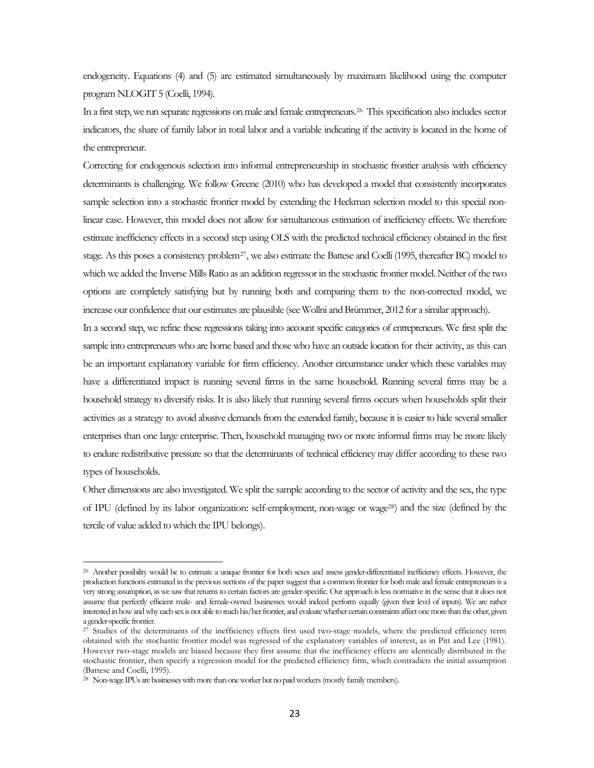endogeneity. Equations (4) and (5) are estimated simultaneously by maximum likelihood using the computer program NLOGIT 5 (Coelli, 1994).

In a first step, we run separate regressions on male and female entrepreneurs.[26] This specification also includes sector indicators, the share of family labor in total labor and a variable indicating if the activity is located in the home of the entrepreneur.

Correcting for endogenous selection into informal entrepreneurship in stochastic frontier analysis with efficiency determinants is challenging. We follow Greene (2010) who has developed a model that consistently incorporates sample selection into a stochastic frontier model by extending the Heckman selection model to this special non-linear case. However, this model does not allow for simultaneous estimation of inefficiency effects. We therefore estimate inefficiency effects in a second step using OLS with the predicted technical efficiency obtained in the first stage. As this poses a consistency problem[27], we also estimate the Battese and Coelli (1995, thereafter BC) model to which we added the Inverse Mills Ratio as an addition regressor in the stochastic frontier model. Neither of the two options are completely satisfying but by running both and comparing them to the non-corrected model, we increase our confidence that our estimates are plausible (see Wollni and Brümmer, 2012 for a similar approach).

In a second step, we refine these regressions taking into account specific categories of entrepreneurs. We first split the sample into entrepreneurs who are home based and those who have an outside location for their activity, as this can be an important explanatory variable for firm efficiency. Another circumstance under which these variables may have a differentiated impact is running several firms in the same household. Running several firms may be a household strategy to diversify risks. It is also likely that running several firms occurs when households split their activities as a strategy to avoid abusive demands from the extended family, because it is easier to hide several smaller enterprises than one large enterprise. Then, household managing two or more informal firms may be more likely to endure redistributive pressure so that the determinants of technical efficiency may differ according to these two types of households.

Other dimensions are also investigated. We split the sample according to the sector of activity and the sex, the type of IPU (defined by its labor organization: self-employment, non-wage or wage[28]) and the size (defined by the tercile of value added to which the IPU belongs).

---

[26] Another possibility would be to estimate a unique frontier for both sexes and assess gender-differentiated inefficiency effects. However, the production functions estimated in the previous sections of the paper suggest that a common frontier for both male and female entrepreneurs is a very strong assumption, as we saw that returns to certain factors are gender-specific. Our approach is less normative in the sense that it does not assume that perfectly efficient male- and female-owned businesses would indeed perform equally (given their level of inputs). We are rather interested in how and why each sex is not able to reach his/her frontier, and evaluate whether certain constraints affect one more than the other, given a gender-specific frontier.

[27] Studies of the determinants of the inefficiency effects first used two-stage models, where the predicted efficiency term obtained with the stochastic frontier model was regressed of the explanatory variables of interest, as in Pitt and Lee (1981). However two-stage models are biased because they first assume that the inefficiency effects are identically distributed in the stochastic frontier, then specify a regression model for the predicted efficiency firm, which contradicts the initial assumption (Battese and Coelli, 1995).

[28] Non-wage IPUs are businesses with more than one worker but no paid workers (mostly family members).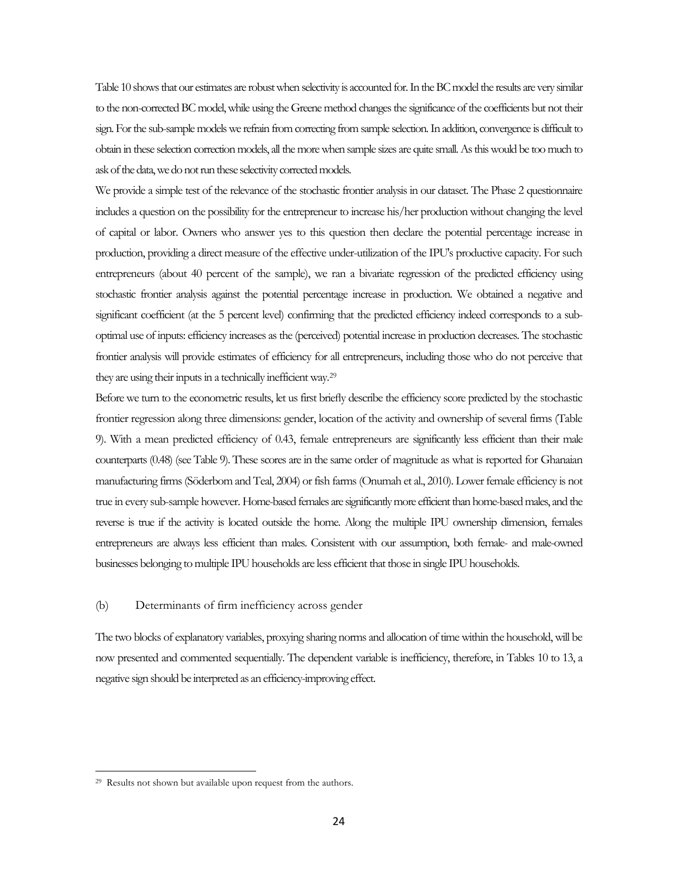Table 10 shows that our estimates are robust when selectivity is accounted for. In the BC model the results are very similar to the non-corrected BC model, while using the Greene method changes the significance of the coefficients but not their sign. For the sub-sample models we refrain from correcting from sample selection. In addition, convergence is difficult to obtain in these selection correction models, all the more when sample sizes are quite small. As this would be too much to ask of the data, we do not run these selectivity corrected models.

We provide a simple test of the relevance of the stochastic frontier analysis in our dataset. The Phase 2 questionnaire includes a question on the possibility for the entrepreneur to increase his/her production without changing the level of capital or labor. Owners who answer yes to this question then declare the potential percentage increase in production, providing a direct measure of the effective under-utilization of the IPU's productive capacity. For such entrepreneurs (about 40 percent of the sample), we ran a bivariate regression of the predicted efficiency using stochastic frontier analysis against the potential percentage increase in production. We obtained a negative and significant coefficient (at the 5 percent level) confirming that the predicted efficiency indeed corresponds to a sub-optimal use of inputs: efficiency increases as the (perceived) potential increase in production decreases. The stochastic frontier analysis will provide estimates of efficiency for all entrepreneurs, including those who do not perceive that they are using their inputs in a technically inefficient way.[29]

Before we turn to the econometric results, let us first briefly describe the efficiency score predicted by the stochastic frontier regression along three dimensions: gender, location of the activity and ownership of several firms (Table 9). With a mean predicted efficiency of 0.43, female entrepreneurs are significantly less efficient than their male counterparts (0.48) (see Table 9). These scores are in the same order of magnitude as what is reported for Ghanaian manufacturing firms (Söderbom and Teal, 2004) or fish farms (Onumah et al., 2010). Lower female efficiency is not true in every sub-sample however. Home-based females are significantly more efficient than home-based males, and the reverse is true if the activity is located outside the home. Along the multiple IPU ownership dimension, females entrepreneurs are always less efficient than males. Consistent with our assumption, both female- and male-owned businesses belonging to multiple IPU households are less efficient that those in single IPU households.

### (b) Determinants of firm inefficiency across gender

The two blocks of explanatory variables, proxying sharing norms and allocation of time within the household, will be now presented and commented sequentially. The dependent variable is inefficiency, therefore, in Tables 10 to 13, a negative sign should be interpreted as an efficiency-improving effect.

---

[29] Results not shown but available upon request from the authors.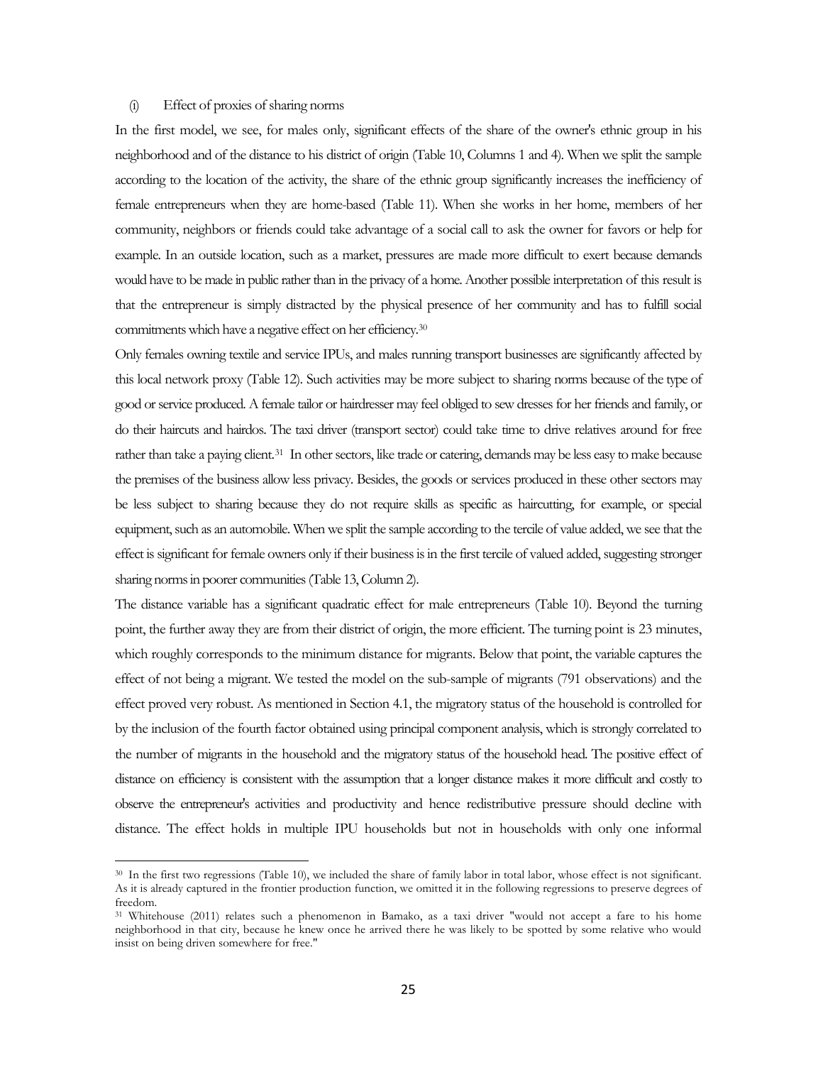(i) Effect of proxies of sharing norms

In the first model, we see, for males only, significant effects of the share of the owner's ethnic group in his neighborhood and of the distance to his district of origin (Table 10, Columns 1 and 4). When we split the sample according to the location of the activity, the share of the ethnic group significantly increases the inefficiency of female entrepreneurs when they are home-based (Table 11). When she works in her home, members of her community, neighbors or friends could take advantage of a social call to ask the owner for favors or help for example. In an outside location, such as a market, pressures are made more difficult to exert because demands would have to be made in public rather than in the privacy of a home. Another possible interpretation of this result is that the entrepreneur is simply distracted by the physical presence of her community and has to fulfill social commitments which have a negative effect on her efficiency.[30]

Only females owning textile and service IPUs, and males running transport businesses are significantly affected by this local network proxy (Table 12). Such activities may be more subject to sharing norms because of the type of good or service produced. A female tailor or hairdresser may feel obliged to sew dresses for her friends and family, or do their haircuts and hairdos. The taxi driver (transport sector) could take time to drive relatives around for free rather than take a paying client.[31] In other sectors, like trade or catering, demands may be less easy to make because the premises of the business allow less privacy. Besides, the goods or services produced in these other sectors may be less subject to sharing because they do not require skills as specific as haircutting, for example, or special equipment, such as an automobile. When we split the sample according to the tercile of value added, we see that the effect is significant for female owners only if their business is in the first tercile of valued added, suggesting stronger sharing norms in poorer communities (Table 13, Column 2).

The distance variable has a significant quadratic effect for male entrepreneurs (Table 10). Beyond the turning point, the further away they are from their district of origin, the more efficient. The turning point is 23 minutes, which roughly corresponds to the minimum distance for migrants. Below that point, the variable captures the effect of not being a migrant. We tested the model on the sub-sample of migrants (791 observations) and the effect proved very robust. As mentioned in Section 4.1, the migratory status of the household is controlled for by the inclusion of the fourth factor obtained using principal component analysis, which is strongly correlated to the number of migrants in the household and the migratory status of the household head. The positive effect of distance on efficiency is consistent with the assumption that a longer distance makes it more difficult and costly to observe the entrepreneur's activities and productivity and hence redistributive pressure should decline with distance. The effect holds in multiple IPU households but not in households with only one informal

---

[30] In the first two regressions (Table 10), we included the share of family labor in total labor, whose effect is not significant. As it is already captured in the frontier production function, we omitted it in the following regressions to preserve degrees of freedom.

[31] Whitehouse (2011) relates such a phenomenon in Bamako, as a taxi driver "would not accept a fare to his home neighborhood in that city, because he knew once he arrived there he was likely to be spotted by some relative who would insist on being driven somewhere for free."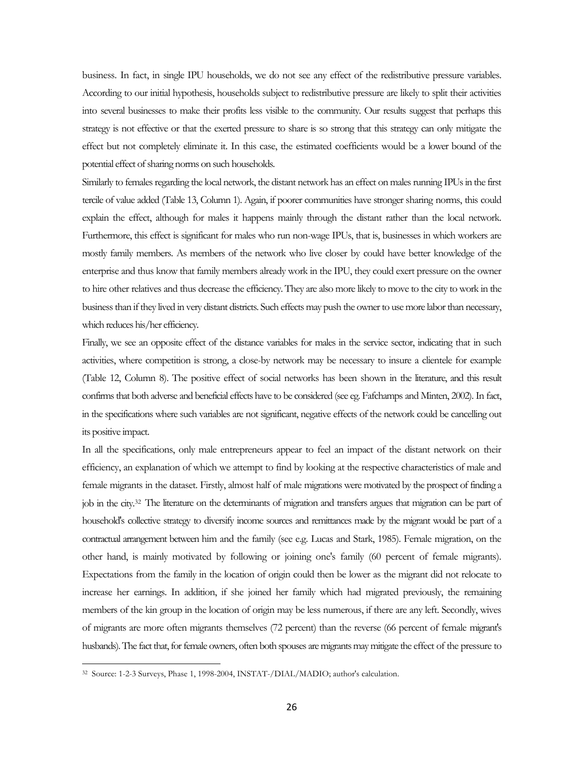business. In fact, in single IPU households, we do not see any effect of the redistributive pressure variables. According to our initial hypothesis, households subject to redistributive pressure are likely to split their activities into several businesses to make their profits less visible to the community. Our results suggest that perhaps this strategy is not effective or that the exerted pressure to share is so strong that this strategy can only mitigate the effect but not completely eliminate it. In this case, the estimated coefficients would be a lower bound of the potential effect of sharing norms on such households.

Similarly to females regarding the local network, the distant network has an effect on males running IPUs in the first tercile of value added (Table 13, Column 1). Again, if poorer communities have stronger sharing norms, this could explain the effect, although for males it happens mainly through the distant rather than the local network. Furthermore, this effect is significant for males who run non-wage IPUs, that is, businesses in which workers are mostly family members. As members of the network who live closer by could have better knowledge of the enterprise and thus know that family members already work in the IPU, they could exert pressure on the owner to hire other relatives and thus decrease the efficiency. They are also more likely to move to the city to work in the business than if they lived in very distant districts. Such effects may push the owner to use more labor than necessary, which reduces his/her efficiency.

Finally, we see an opposite effect of the distance variables for males in the service sector, indicating that in such activities, where competition is strong, a close-by network may be necessary to insure a clientele for example (Table 12, Column 8). The positive effect of social networks has been shown in the literature, and this result confirms that both adverse and beneficial effects have to be considered (see eg. Fafchamps and Minten, 2002). In fact, in the specifications where such variables are not significant, negative effects of the network could be cancelling out its positive impact.

In all the specifications, only male entrepreneurs appear to feel an impact of the distant network on their efficiency, an explanation of which we attempt to find by looking at the respective characteristics of male and female migrants in the dataset. Firstly, almost half of male migrations were motivated by the prospect of finding a job in the city.[32] The literature on the determinants of migration and transfers argues that migration can be part of household's collective strategy to diversify income sources and remittances made by the migrant would be part of a contractual arrangement between him and the family (see e.g. Lucas and Stark, 1985). Female migration, on the other hand, is mainly motivated by following or joining one's family (60 percent of female migrants). Expectations from the family in the location of origin could then be lower as the migrant did not relocate to increase her earnings. In addition, if she joined her family which had migrated previously, the remaining members of the kin group in the location of origin may be less numerous, if there are any left. Secondly, wives of migrants are more often migrants themselves (72 percent) than the reverse (66 percent of female migrant's husbands). The fact that, for female owners, often both spouses are migrants may mitigate the effect of the pressure to

[32] Source: 1-2-3 Surveys, Phase 1, 1998-2004, INSTAT-/DIAL/MADIO; author's calculation.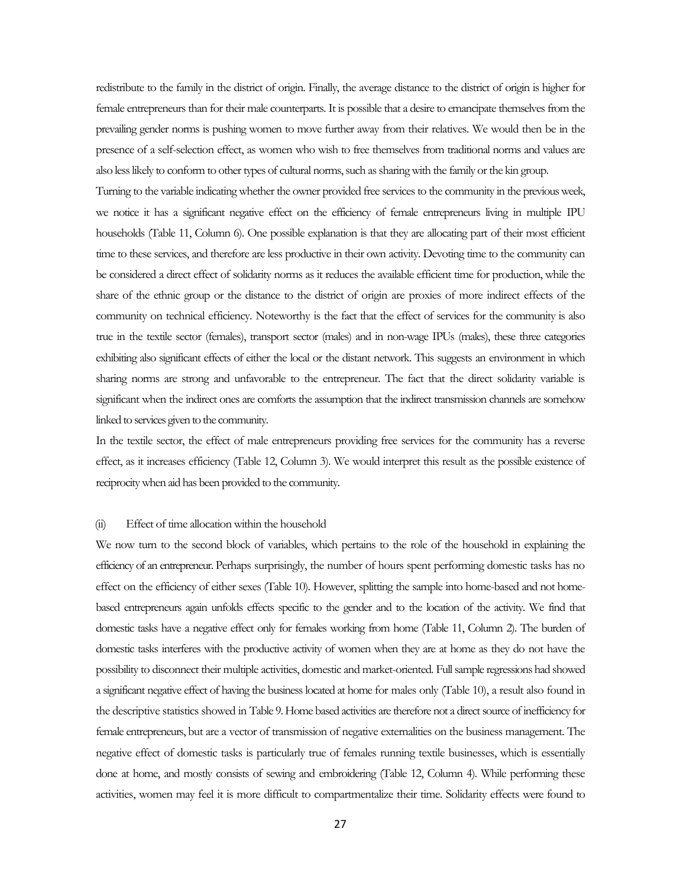redistribute to the family in the district of origin. Finally, the average distance to the district of origin is higher for female entrepreneurs than for their male counterparts. It is possible that a desire to emancipate themselves from the prevailing gender norms is pushing women to move further away from their relatives. We would then be in the presence of a self-selection effect, as women who wish to free themselves from traditional norms and values are also less likely to conform to other types of cultural norms, such as sharing with the family or the kin group.

Turning to the variable indicating whether the owner provided free services to the community in the previous week, we notice it has a significant negative effect on the efficiency of female entrepreneurs living in multiple IPU households (Table 11, Column 6). One possible explanation is that they are allocating part of their most efficient time to these services, and therefore are less productive in their own activity. Devoting time to the community can be considered a direct effect of solidarity norms as it reduces the available efficient time for production, while the share of the ethnic group or the distance to the district of origin are proxies of more indirect effects of the community on technical efficiency. Noteworthy is the fact that the effect of services for the community is also true in the textile sector (females), transport sector (males) and in non-wage IPUs (males), these three categories exhibiting also significant effects of either the local or the distant network. This suggests an environment in which sharing norms are strong and unfavorable to the entrepreneur. The fact that the direct solidarity variable is significant when the indirect ones are comforts the assumption that the indirect transmission channels are somehow linked to services given to the community.

In the textile sector, the effect of male entrepreneurs providing free services for the community has a reverse effect, as it increases efficiency (Table 12, Column 3). We would interpret this result as the possible existence of reciprocity when aid has been provided to the community.

(ii) Effect of time allocation within the household

We now turn to the second block of variables, which pertains to the role of the household in explaining the efficiency of an entrepreneur. Perhaps surprisingly, the number of hours spent performing domestic tasks has no effect on the efficiency of either sexes (Table 10). However, splitting the sample into home-based and not home-based entrepreneurs again unfolds effects specific to the gender and to the location of the activity. We find that domestic tasks have a negative effect only for females working from home (Table 11, Column 2). The burden of domestic tasks interferes with the productive activity of women when they are at home as they do not have the possibility to disconnect their multiple activities, domestic and market-oriented. Full sample regressions had showed a significant negative effect of having the business located at home for males only (Table 10), a result also found in the descriptive statistics showed in Table 9. Home based activities are therefore not a direct source of inefficiency for female entrepreneurs, but are a vector of transmission of negative externalities on the business management. The negative effect of domestic tasks is particularly true of females running textile businesses, which is essentially done at home, and mostly consists of sewing and embroidering (Table 12, Column 4). While performing these activities, women may feel it is more difficult to compartmentalize their time. Solidarity effects were found to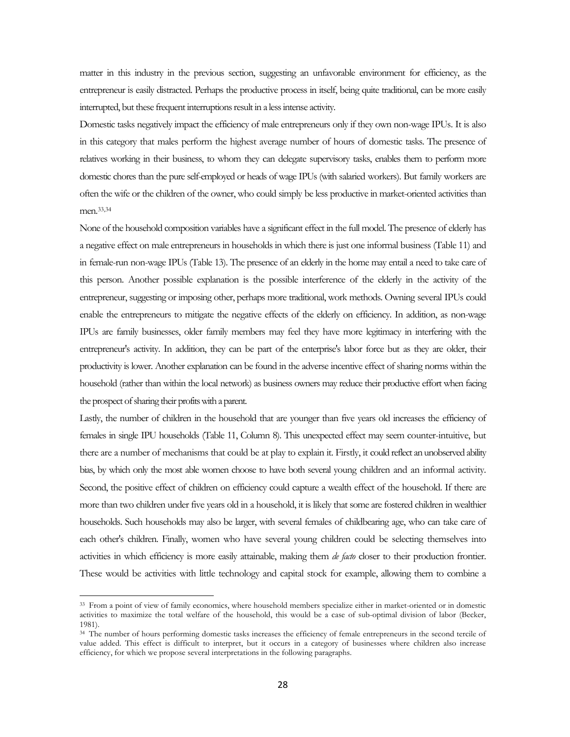matter in this industry in the previous section, suggesting an unfavorable environment for efficiency, as the entrepreneur is easily distracted. Perhaps the productive process in itself, being quite traditional, can be more easily interrupted, but these frequent interruptions result in a less intense activity.

Domestic tasks negatively impact the efficiency of male entrepreneurs only if they own non-wage IPUs. It is also in this category that males perform the highest average number of hours of domestic tasks. The presence of relatives working in their business, to whom they can delegate supervisory tasks, enables them to perform more domestic chores than the pure self-employed or heads of wage IPUs (with salaried workers). But family workers are often the wife or the children of the owner, who could simply be less productive in market-oriented activities than men.[33,34]

None of the household composition variables have a significant effect in the full model. The presence of elderly has a negative effect on male entrepreneurs in households in which there is just one informal business (Table 11) and in female-run non-wage IPUs (Table 13). The presence of an elderly in the home may entail a need to take care of this person. Another possible explanation is the possible interference of the elderly in the activity of the entrepreneur, suggesting or imposing other, perhaps more traditional, work methods. Owning several IPUs could enable the entrepreneurs to mitigate the negative effects of the elderly on efficiency. In addition, as non-wage IPUs are family businesses, older family members may feel they have more legitimacy in interfering with the entrepreneur's activity. In addition, they can be part of the enterprise's labor force but as they are older, their productivity is lower. Another explanation can be found in the adverse incentive effect of sharing norms within the household (rather than within the local network) as business owners may reduce their productive effort when facing the prospect of sharing their profits with a parent.

Lastly, the number of children in the household that are younger than five years old increases the efficiency of females in single IPU households (Table 11, Column 8). This unexpected effect may seem counter-intuitive, but there are a number of mechanisms that could be at play to explain it. Firstly, it could reflect an unobserved ability bias, by which only the most able women choose to have both several young children and an informal activity. Second, the positive effect of children on efficiency could capture a wealth effect of the household. If there are more than two children under five years old in a household, it is likely that some are fostered children in wealthier households. Such households may also be larger, with several females of childbearing age, who can take care of each other's children. Finally, women who have several young children could be selecting themselves into activities in which efficiency is more easily attainable, making them *de facto* closer to their production frontier. These would be activities with little technology and capital stock for example, allowing them to combine a

---

[33] From a point of view of family economics, where household members specialize either in market-oriented or in domestic activities to maximize the total welfare of the household, this would be a case of sub-optimal division of labor (Becker, 1981).

[34] The number of hours performing domestic tasks increases the efficiency of female entrepreneurs in the second tercile of value added. This effect is difficult to interpret, but it occurs in a category of businesses where children also increase efficiency, for which we propose several interpretations in the following paragraphs.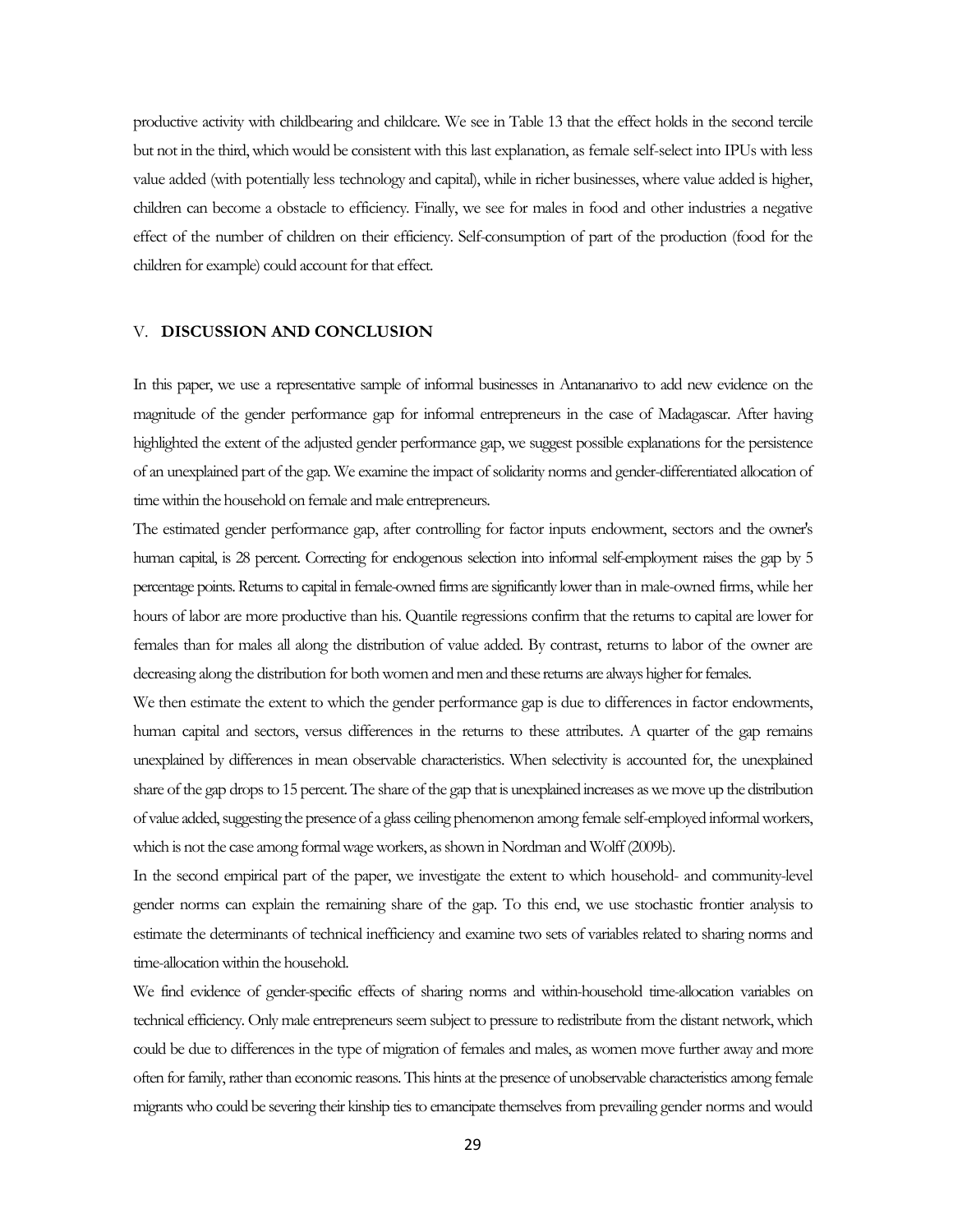productive activity with childbearing and childcare. We see in Table 13 that the effect holds in the second tercile but not in the third, which would be consistent with this last explanation, as female self-select into IPUs with less value added (with potentially less technology and capital), while in richer businesses, where value added is higher, children can become a obstacle to efficiency. Finally, we see for males in food and other industries a negative effect of the number of children on their efficiency. Self-consumption of part of the production (food for the children for example) could account for that effect.

## V. **DISCUSSION AND CONCLUSION**

In this paper, we use a representative sample of informal businesses in Antananarivo to add new evidence on the magnitude of the gender performance gap for informal entrepreneurs in the case of Madagascar. After having highlighted the extent of the adjusted gender performance gap, we suggest possible explanations for the persistence of an unexplained part of the gap. We examine the impact of solidarity norms and gender-differentiated allocation of time within the household on female and male entrepreneurs.

The estimated gender performance gap, after controlling for factor inputs endowment, sectors and the owner's human capital, is 28 percent. Correcting for endogenous selection into informal self-employment raises the gap by 5 percentage points. Returns to capital in female-owned firms are significantly lower than in male-owned firms, while her hours of labor are more productive than his. Quantile regressions confirm that the returns to capital are lower for females than for males all along the distribution of value added. By contrast, returns to labor of the owner are decreasing along the distribution for both women and men and these returns are always higher for females.

We then estimate the extent to which the gender performance gap is due to differences in factor endowments, human capital and sectors, versus differences in the returns to these attributes. A quarter of the gap remains unexplained by differences in mean observable characteristics. When selectivity is accounted for, the unexplained share of the gap drops to 15 percent. The share of the gap that is unexplained increases as we move up the distribution of value added, suggesting the presence of a glass ceiling phenomenon among female self-employed informal workers, which is not the case among formal wage workers, as shown in Nordman and Wolff (2009b).

In the second empirical part of the paper, we investigate the extent to which household- and community-level gender norms can explain the remaining share of the gap. To this end, we use stochastic frontier analysis to estimate the determinants of technical inefficiency and examine two sets of variables related to sharing norms and time-allocation within the household.

We find evidence of gender-specific effects of sharing norms and within-household time-allocation variables on technical efficiency. Only male entrepreneurs seem subject to pressure to redistribute from the distant network, which could be due to differences in the type of migration of females and males, as women move further away and more often for family, rather than economic reasons. This hints at the presence of unobservable characteristics among female migrants who could be severing their kinship ties to emancipate themselves from prevailing gender norms and would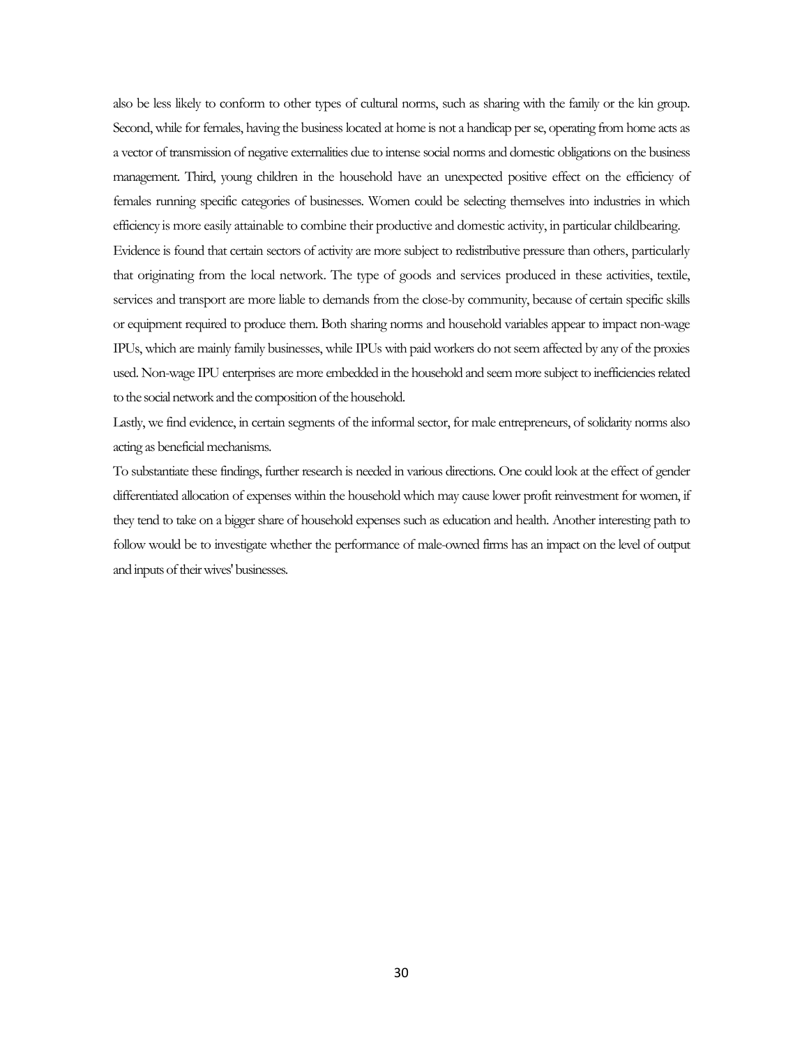also be less likely to conform to other types of cultural norms, such as sharing with the family or the kin group. Second, while for females, having the business located at home is not a handicap per se, operating from home acts as a vector of transmission of negative externalities due to intense social norms and domestic obligations on the business management. Third, young children in the household have an unexpected positive effect on the efficiency of females running specific categories of businesses. Women could be selecting themselves into industries in which efficiency is more easily attainable to combine their productive and domestic activity, in particular childbearing.

Evidence is found that certain sectors of activity are more subject to redistributive pressure than others, particularly that originating from the local network. The type of goods and services produced in these activities, textile, services and transport are more liable to demands from the close-by community, because of certain specific skills or equipment required to produce them. Both sharing norms and household variables appear to impact non-wage IPUs, which are mainly family businesses, while IPUs with paid workers do not seem affected by any of the proxies used. Non-wage IPU enterprises are more embedded in the household and seem more subject to inefficiencies related to the social network and the composition of the household.

Lastly, we find evidence, in certain segments of the informal sector, for male entrepreneurs, of solidarity norms also acting as beneficial mechanisms.

To substantiate these findings, further research is needed in various directions. One could look at the effect of gender differentiated allocation of expenses within the household which may cause lower profit reinvestment for women, if they tend to take on a bigger share of household expenses such as education and health. Another interesting path to follow would be to investigate whether the performance of male-owned firms has an impact on the level of output and inputs of their wives' businesses.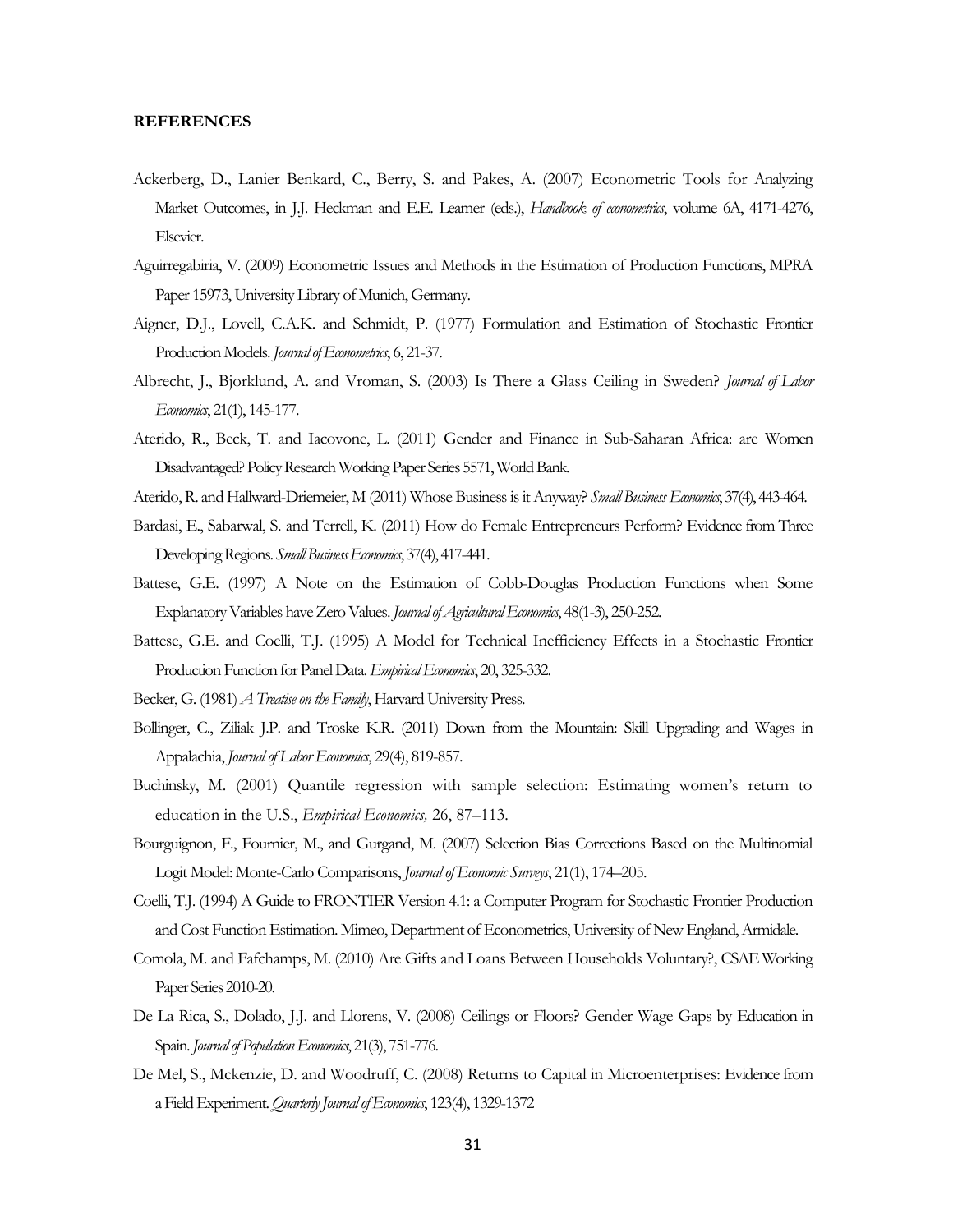**REFERENCES**

Ackerberg, D., Lanier Benkard, C., Berry, S. and Pakes, A. (2007) Econometric Tools for Analyzing Market Outcomes, in J.J. Heckman and E.E. Leamer (eds.), *Handbook of econometrics*, volume 6A, 4171-4276, Elsevier.

Aguirregabiria, V. (2009) Econometric Issues and Methods in the Estimation of Production Functions, MPRA Paper 15973, University Library of Munich, Germany.

Aigner, D.J., Lovell, C.A.K. and Schmidt, P. (1977) Formulation and Estimation of Stochastic Frontier Production Models. *Journal of Econometrics*, 6, 21-37.

Albrecht, J., Bjorklund, A. and Vroman, S. (2003) Is There a Glass Ceiling in Sweden? *Journal of Labor Economics*, 21(1), 145-177.

Aterido, R., Beck, T. and Iacovone, L. (2011) Gender and Finance in Sub-Saharan Africa: are Women Disadvantaged? Policy Research Working Paper Series 5571, World Bank.

Aterido, R. and Hallward-Driemeier, M (2011) Whose Business is it Anyway? *Small Business Economics*, 37(4), 443-464.

Bardasi, E., Sabarwal, S. and Terrell, K. (2011) How do Female Entrepreneurs Perform? Evidence from Three Developing Regions. *Small Business Economics*, 37(4), 417-441.

Battese, G.E. (1997) A Note on the Estimation of Cobb-Douglas Production Functions when Some Explanatory Variables have Zero Values. *Journal of Agricultural Economics*, 48(1-3), 250-252.

Battese, G.E. and Coelli, T.J. (1995) A Model for Technical Inefficiency Effects in a Stochastic Frontier Production Function for Panel Data. *Empirical Economics*, 20, 325-332.

Becker, G. (1981) *A Treatise on the Family*, Harvard University Press.

Bollinger, C., Ziliak J.P. and Troske K.R. (2011) Down from the Mountain: Skill Upgrading and Wages in Appalachia, *Journal of Labor Economics*, 29(4), 819-857.

Buchinsky, M. (2001) Quantile regression with sample selection: Estimating women's return to education in the U.S., *Empirical Economics,* 26, 87–113.

Bourguignon, F., Fournier, M., and Gurgand, M. (2007) Selection Bias Corrections Based on the Multinomial Logit Model: Monte-Carlo Comparisons, *Journal of Economic Surveys*, 21(1), 174–205.

Coelli, T.J. (1994) A Guide to FRONTIER Version 4.1: a Computer Program for Stochastic Frontier Production and Cost Function Estimation. Mimeo, Department of Econometrics, University of New England, Armidale.

Comola, M. and Fafchamps, M. (2010) Are Gifts and Loans Between Households Voluntary?, CSAE Working Paper Series 2010-20.

De La Rica, S., Dolado, J.J. and Llorens, V. (2008) Ceilings or Floors? Gender Wage Gaps by Education in Spain. *Journal of Population Economics*, 21(3), 751-776.

De Mel, S., Mckenzie, D. and Woodruff, C. (2008) Returns to Capital in Microenterprises: Evidence from a Field Experiment. *Quarterly Journal of Economics*, 123(4), 1329-1372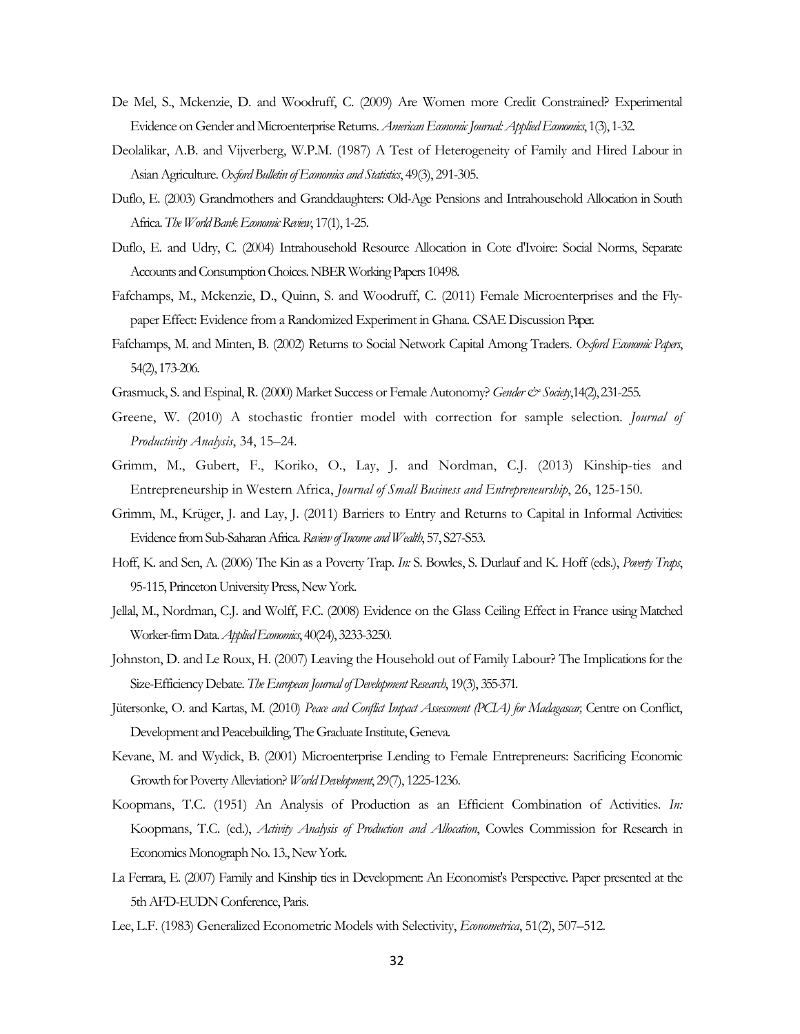De Mel, S., Mckenzie, D. and Woodruff, C. (2009) Are Women more Credit Constrained? Experimental Evidence on Gender and Microenterprise Returns. *American Economic Journal: Applied Economics*, 1(3), 1-32.

Deolalikar, A.B. and Vijverberg, W.P.M. (1987) A Test of Heterogeneity of Family and Hired Labour in Asian Agriculture. *Oxford Bulletin of Economics and Statistics*, 49(3), 291-305.

Duflo, E. (2003) Grandmothers and Granddaughters: Old-Age Pensions and Intrahousehold Allocation in South Africa. *The World Bank Economic Review*, 17(1), 1-25.

Duflo, E. and Udry, C. (2004) Intrahousehold Resource Allocation in Cote d'Ivoire: Social Norms, Separate Accounts and Consumption Choices. NBER Working Papers 10498.

Fafchamps, M., Mckenzie, D., Quinn, S. and Woodruff, C. (2011) Female Microenterprises and the Fly-paper Effect: Evidence from a Randomized Experiment in Ghana. CSAE Discussion Paper.

Fafchamps, M. and Minten, B. (2002) Returns to Social Network Capital Among Traders. *Oxford Economic Papers*, 54(2), 173-206.

Grasmuck, S. and Espinal, R. (2000) Market Success or Female Autonomy? *Gender & Society*,14(2), 231-255.

Greene, W. (2010) A stochastic frontier model with correction for sample selection. *Journal of Productivity Analysis*, 34, 15–24.

Grimm, M., Gubert, F., Koriko, O., Lay, J. and Nordman, C.J. (2013) Kinship-ties and Entrepreneurship in Western Africa, *Journal of Small Business and Entrepreneurship*, 26, 125-150.

Grimm, M., Krüger, J. and Lay, J. (2011) Barriers to Entry and Returns to Capital in Informal Activities: Evidence from Sub-Saharan Africa. *Review of Income and Wealth*, 57, S27-S53.

Hoff, K. and Sen, A. (2006) The Kin as a Poverty Trap. *In:* S. Bowles, S. Durlauf and K. Hoff (eds.), *Poverty Traps*, 95-115, Princeton University Press, New York.

Jellal, M., Nordman, C.J. and Wolff, F.C. (2008) Evidence on the Glass Ceiling Effect in France using Matched Worker-firm Data. *Applied Economics*, 40(24), 3233-3250.

Johnston, D. and Le Roux, H. (2007) Leaving the Household out of Family Labour? The Implications for the Size-Efficiency Debate. *The European Journal of Development Research*, 19(3), 355-371.

Jütersonke, O. and Kartas, M. (2010) *Peace and Conflict Impact Assessment (PCIA) for Madagascar;* Centre on Conflict, Development and Peacebuilding, The Graduate Institute, Geneva.

Kevane, M. and Wydick, B. (2001) Microenterprise Lending to Female Entrepreneurs: Sacrificing Economic Growth for Poverty Alleviation? *World Development*, 29(7), 1225-1236.

Koopmans, T.C. (1951) An Analysis of Production as an Efficient Combination of Activities. *In:* Koopmans, T.C. (ed.), *Activity Analysis of Production and Allocation*, Cowles Commission for Research in Economics Monograph No. 13., New York.

La Ferrara, E. (2007) Family and Kinship ties in Development: An Economist's Perspective. Paper presented at the 5th AFD-EUDN Conference, Paris.

Lee, L.F. (1983) Generalized Econometric Models with Selectivity, *Econometrica*, 51(2), 507–512.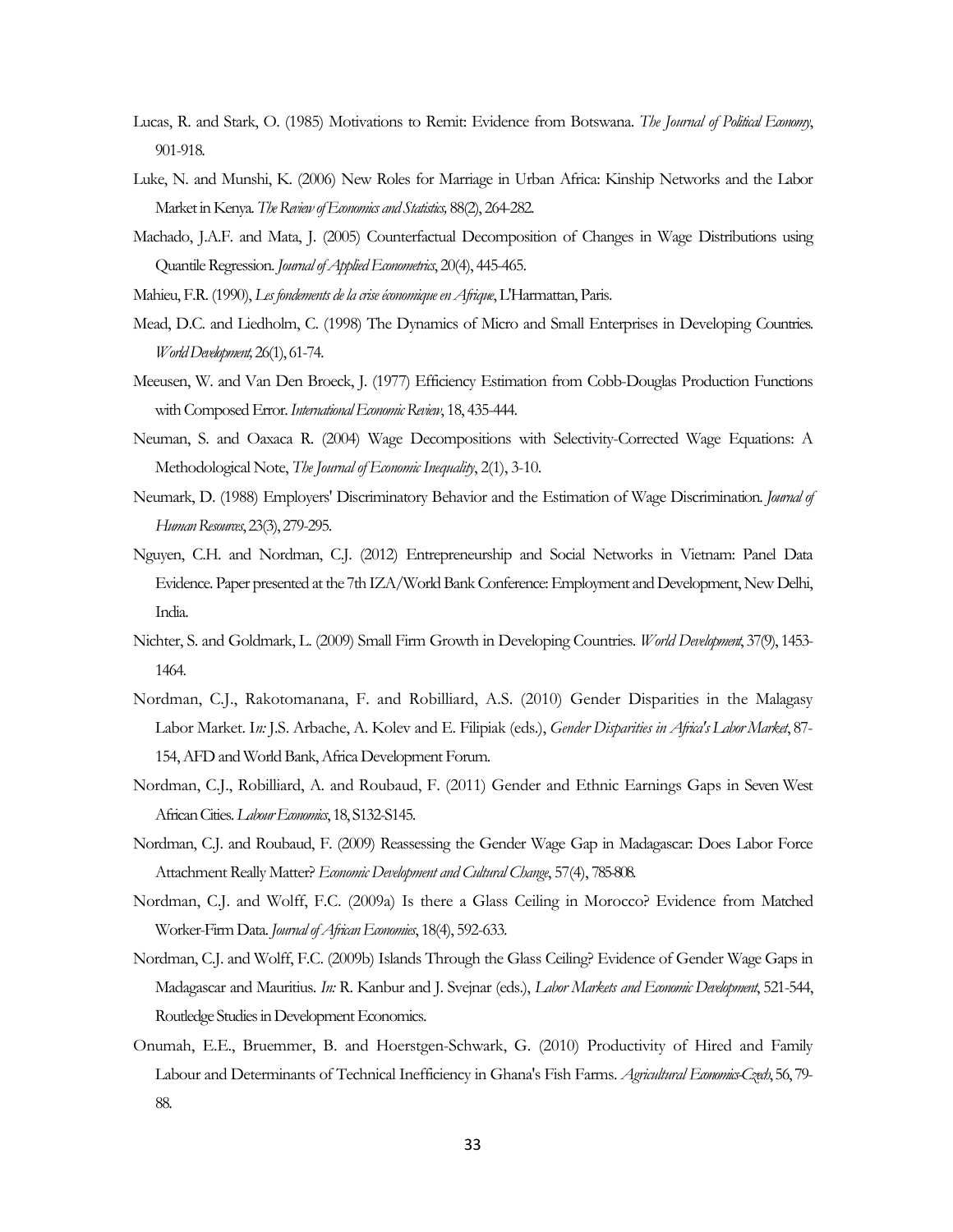Lucas, R. and Stark, O. (1985) Motivations to Remit: Evidence from Botswana. *The Journal of Political Economy*, 901-918.

Luke, N. and Munshi, K. (2006) New Roles for Marriage in Urban Africa: Kinship Networks and the Labor Market in Kenya. *The Review of Economics and Statistics,* 88(2), 264-282.

Machado, J.A.F. and Mata, J. (2005) Counterfactual Decomposition of Changes in Wage Distributions using Quantile Regression. *Journal of Applied Econometrics*, 20(4), 445-465.

Mahieu, F.R. (1990), *Les fondements de la crise économique en Afrique*, L'Harmattan, Paris.

Mead, D.C. and Liedholm, C. (1998) The Dynamics of Micro and Small Enterprises in Developing Countries. *World Development,* 26(1), 61-74.

Meeusen, W. and Van Den Broeck, J. (1977) Efficiency Estimation from Cobb-Douglas Production Functions with Composed Error. *International Economic Review*, 18, 435-444.

Neuman, S. and Oaxaca R. (2004) Wage Decompositions with Selectivity-Corrected Wage Equations: A Methodological Note, *The Journal of Economic Inequality*, 2(1), 3-10.

Neumark, D. (1988) Employers' Discriminatory Behavior and the Estimation of Wage Discrimination. *Journal of Human Resources*, 23(3), 279-295.

Nguyen, C.H. and Nordman, C.J. (2012) Entrepreneurship and Social Networks in Vietnam: Panel Data Evidence. Paper presented at the 7th IZA/World Bank Conference: Employment and Development, New Delhi, India.

Nichter, S. and Goldmark, L. (2009) Small Firm Growth in Developing Countries. *World Development*, 37(9), 1453-1464.

Nordman, C.J., Rakotomanana, F. and Robilliard, A.S. (2010) Gender Disparities in the Malagasy Labor Market. I*n:* J.S. Arbache, A. Kolev and E. Filipiak (eds.), *Gender Disparities in Africa's Labor Market*, 87-154, AFD and World Bank, Africa Development Forum.

Nordman, C.J., Robilliard, A. and Roubaud, F. (2011) Gender and Ethnic Earnings Gaps in Seven West African Cities. *Labour Economics*, 18, S132-S145.

Nordman, C.J. and Roubaud, F. (2009) Reassessing the Gender Wage Gap in Madagascar: Does Labor Force Attachment Really Matter? *Economic Development and Cultural Change*, 57(4), 785-808.

Nordman, C.J. and Wolff, F.C. (2009a) Is there a Glass Ceiling in Morocco? Evidence from Matched Worker-Firm Data. *Journal of African Economies*, 18(4), 592-633.

Nordman, C.J. and Wolff, F.C. (2009b) Islands Through the Glass Ceiling? Evidence of Gender Wage Gaps in Madagascar and Mauritius. *In:* R. Kanbur and J. Svejnar (eds.), *Labor Markets and Economic Development*, 521-544, Routledge Studies in Development Economics.

Onumah, E.E., Bruemmer, B. and Hoerstgen-Schwark, G. (2010) Productivity of Hired and Family Labour and Determinants of Technical Inefficiency in Ghana's Fish Farms. *Agricultural Economics-Czech*, 56, 79-88.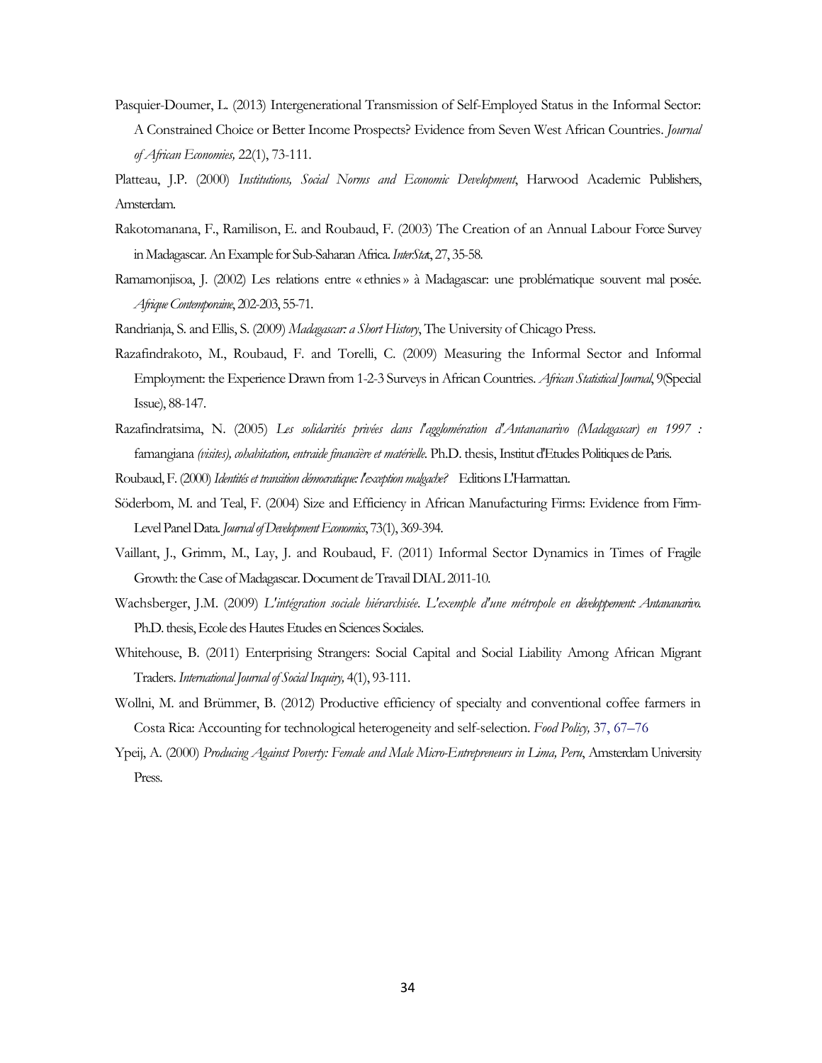Pasquier-Doumer, L. (2013) Intergenerational Transmission of Self-Employed Status in the Informal Sector: A Constrained Choice or Better Income Prospects? Evidence from Seven West African Countries. *Journal of African Economies,* 22(1), 73-111.

Platteau, J.P. (2000) *Institutions, Social Norms and Economic Development*, Harwood Academic Publishers, Amsterdam.

Rakotomanana, F., Ramilison, E. and Roubaud, F. (2003) The Creation of an Annual Labour Force Survey in Madagascar. An Example for Sub-Saharan Africa. *InterStat*, 27, 35-58.

Ramamonjisoa, J. (2002) Les relations entre « ethnies » à Madagascar: une problématique souvent mal posée. *Afrique Contemporaine*, 202-203, 55-71.

Randrianja, S. and Ellis, S. (2009) *Madagascar: a Short History*, The University of Chicago Press.

Razafindrakoto, M., Roubaud, F. and Torelli, C. (2009) Measuring the Informal Sector and Informal Employment: the Experience Drawn from 1-2-3 Surveys in African Countries. *African Statistical Journal*, 9(Special Issue), 88-147.

Razafindratsima, N. (2005) *Les solidarités privées dans l'agglomération d'Antananarivo (Madagascar) en 1997 :* famangiana *(visites), cohabitation, entraide financière et matérielle*. Ph.D. thesis, Institut d'Etudes Politiques de Paris.

Roubaud, F. (2000) *Identités et transition démocratique: l'exception malgache?* Editions L'Harmattan.

Söderbom, M. and Teal, F. (2004) Size and Efficiency in African Manufacturing Firms: Evidence from Firm-Level Panel Data. *Journal of Development Economics*, 73(1), 369-394.

Vaillant, J., Grimm, M., Lay, J. and Roubaud, F. (2011) Informal Sector Dynamics in Times of Fragile Growth: the Case of Madagascar. Document de Travail DIAL 2011-10.

Wachsberger, J.M. (2009) *L'intégration sociale hiérarchisée. L'exemple d'une métropole en développement: Antananarivo.* Ph.D. thesis, Ecole des Hautes Etudes en Sciences Sociales.

Whitehouse, B. (2011) Enterprising Strangers: Social Capital and Social Liability Among African Migrant Traders. *International Journal of Social Inquiry,* 4(1), 93-111.

Wollni, M. and Brümmer, B. (2012) Productive efficiency of specialty and conventional coffee farmers in Costa Rica: Accounting for technological heterogeneity and self-selection. *Food Policy,* 37, 67–76

Ypeij, A. (2000) *Producing Against Poverty: Female and Male Micro-Entrepreneurs in Lima, Peru*, Amsterdam University Press.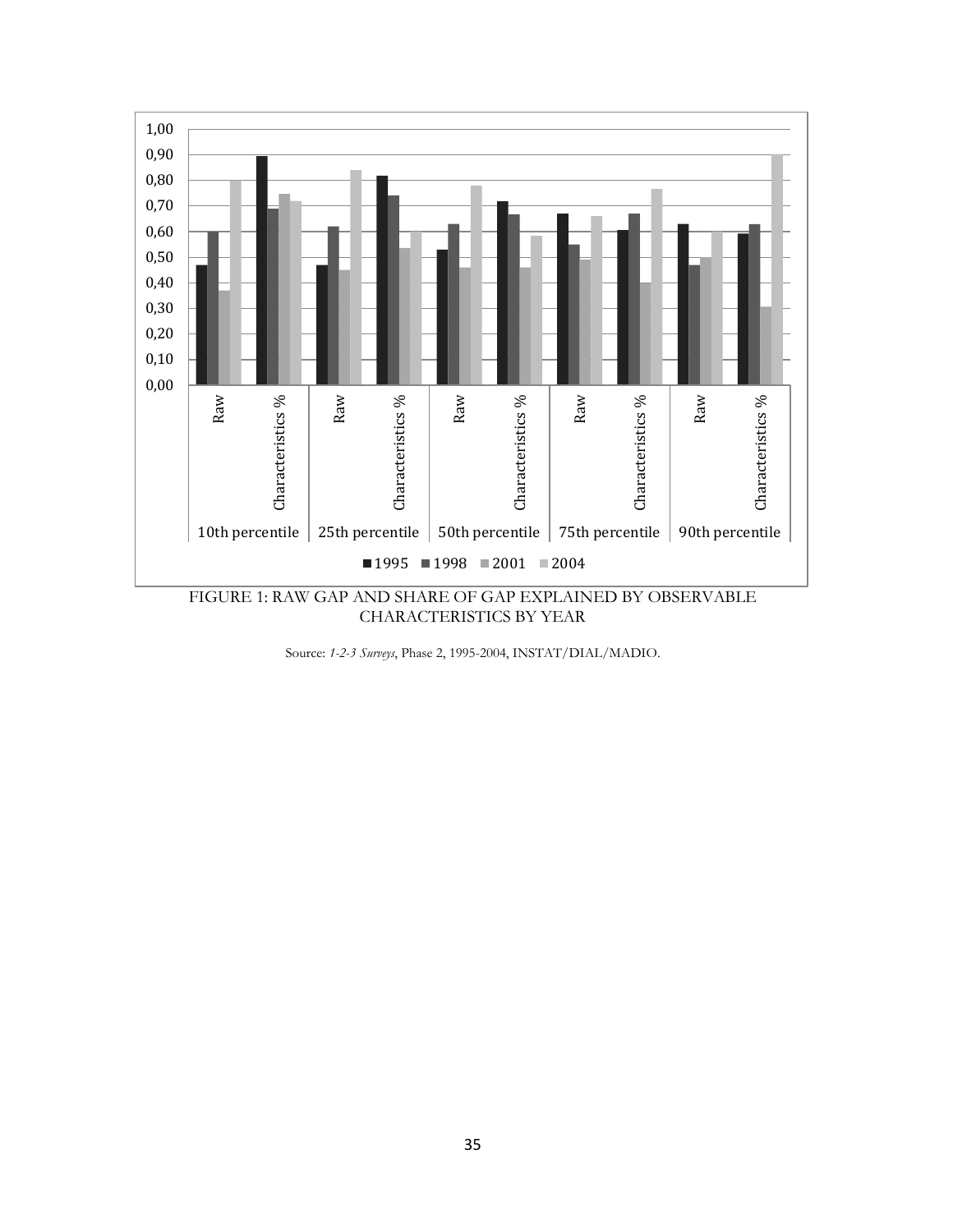FIGURE 1: RAW GAP AND SHARE OF GAP EXPLAINED BY OBSERVABLE CHARACTERISTICS BY YEAR

Source: *1-2-3 Surveys*, Phase 2, 1995-2004, INSTAT/DIAL/MADIO.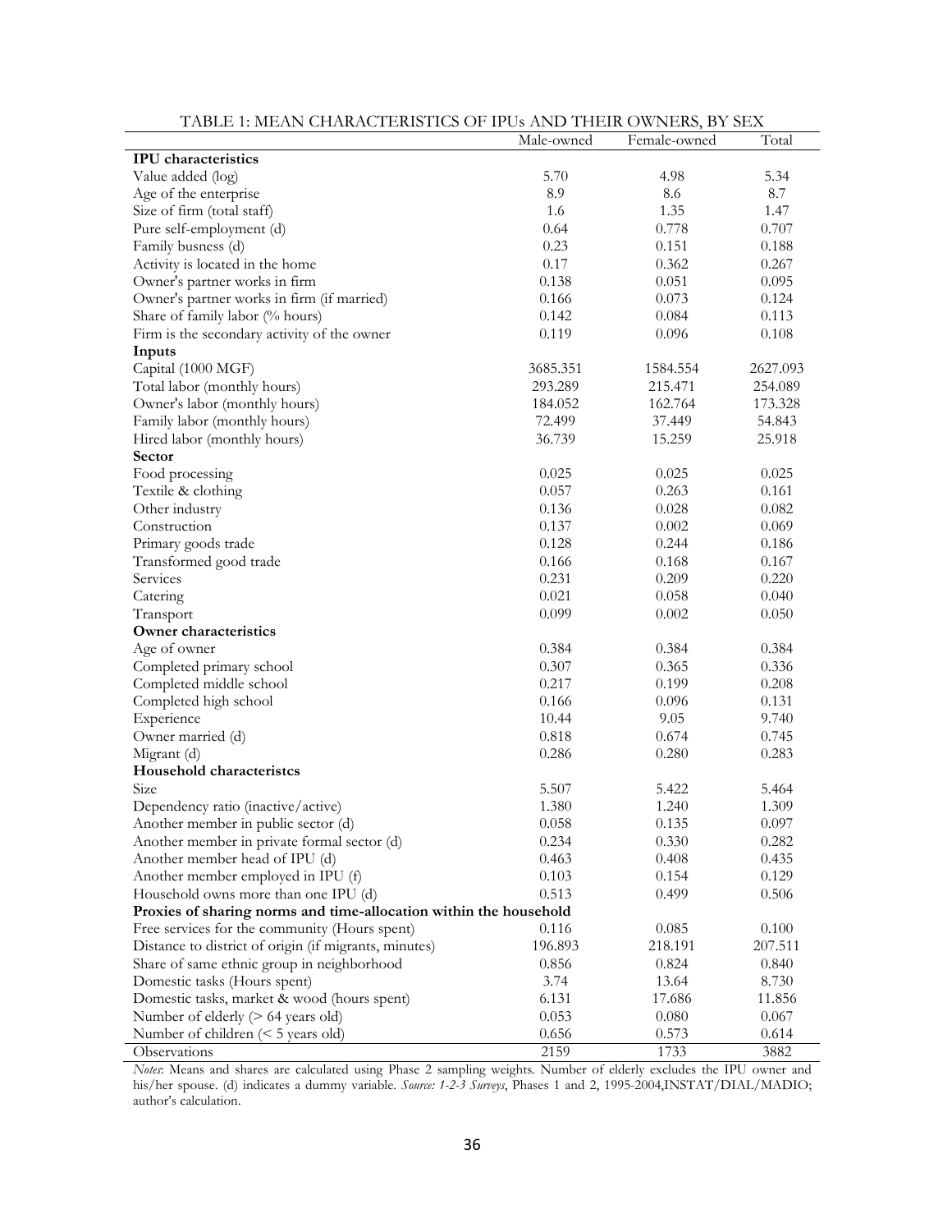TABLE 1: MEAN CHARACTERISTICS OF IPUs AND THEIR OWNERS, BY SEX

| | Male-owned | Female-owned | Total |
|---|---|---|---|
| **IPU characteristics** | | | |
| Value added (log) | 5.70 | 4.98 | 5.34 |
| Age of the enterprise | 8.9 | 8.6 | 8.7 |
| Size of firm (total staff) | 1.6 | 1.35 | 1.47 |
| Pure self-employment (d) | 0.64 | 0.778 | 0.707 |
| Family busness (d) | 0.23 | 0.151 | 0.188 |
| Activity is located in the home | 0.17 | 0.362 | 0.267 |
| Owner's partner works in firm | 0.138 | 0.051 | 0.095 |
| Owner's partner works in firm (if married) | 0.166 | 0.073 | 0.124 |
| Share of family labor (% hours) | 0.142 | 0.084 | 0.113 |
| Firm is the secondary activity of the owner | 0.119 | 0.096 | 0.108 |
| **Inputs** | | | |
| Capital (1000 MGF) | 3685.351 | 1584.554 | 2627.093 |
| Total labor (monthly hours) | 293.289 | 215.471 | 254.089 |
| Owner's labor (monthly hours) | 184.052 | 162.764 | 173.328 |
| Family labor (monthly hours) | 72.499 | 37.449 | 54.843 |
| Hired labor (monthly hours) | 36.739 | 15.259 | 25.918 |
| **Sector** | | | |
| Food processing | 0.025 | 0.025 | 0.025 |
| Textile & clothing | 0.057 | 0.263 | 0.161 |
| Other industry | 0.136 | 0.028 | 0.082 |
| Construction | 0.137 | 0.002 | 0.069 |
| Primary goods trade | 0.128 | 0.244 | 0.186 |
| Transformed good trade | 0.166 | 0.168 | 0.167 |
| Services | 0.231 | 0.209 | 0.220 |
| Catering | 0.021 | 0.058 | 0.040 |
| Transport | 0.099 | 0.002 | 0.050 |
| **Owner characteristics** | | | |
| Age of owner | 0.384 | 0.384 | 0.384 |
| Completed primary school | 0.307 | 0.365 | 0.336 |
| Completed middle school | 0.217 | 0.199 | 0.208 |
| Completed high school | 0.166 | 0.096 | 0.131 |
| Experience | 10.44 | 9.05 | 9.740 |
| Owner married (d) | 0.818 | 0.674 | 0.745 |
| Migrant (d) | 0.286 | 0.280 | 0.283 |
| **Household characteristcs** | | | |
| Size | 5.507 | 5.422 | 5.464 |
| Dependency ratio (inactive/active) | 1.380 | 1.240 | 1.309 |
| Another member in public sector (d) | 0.058 | 0.135 | 0.097 |
| Another member in private formal sector (d) | 0.234 | 0.330 | 0.282 |
| Another member head of IPU (d) | 0.463 | 0.408 | 0.435 |
| Another member employed in IPU (f) | 0.103 | 0.154 | 0.129 |
| Household owns more than one IPU (d) | 0.513 | 0.499 | 0.506 |
| **Proxies of sharing norms and time-allocation within the household** | | | |
| Free services for the community (Hours spent) | 0.116 | 0.085 | 0.100 |
| Distance to district of origin (if migrants, minutes) | 196.893 | 218.191 | 207.511 |
| Share of same ethnic group in neighborhood | 0.856 | 0.824 | 0.840 |
| Domestic tasks (Hours spent) | 3.74 | 13.64 | 8.730 |
| Domestic tasks, market & wood (hours spent) | 6.131 | 17.686 | 11.856 |
| Number of elderly (> 64 years old) | 0.053 | 0.080 | 0.067 |
| Number of children (< 5 years old) | 0.656 | 0.573 | 0.614 |
| Observations | 2159 | 1733 | 3882 |

*Notes*: Means and shares are calculated using Phase 2 sampling weights. Number of elderly excludes the IPU owner and his/her spouse. (d) indicates a dummy variable. *Source: 1-2-3 Surveys*, Phases 1 and 2, 1995-2004,INSTAT/DIAL/MADIO; author's calculation.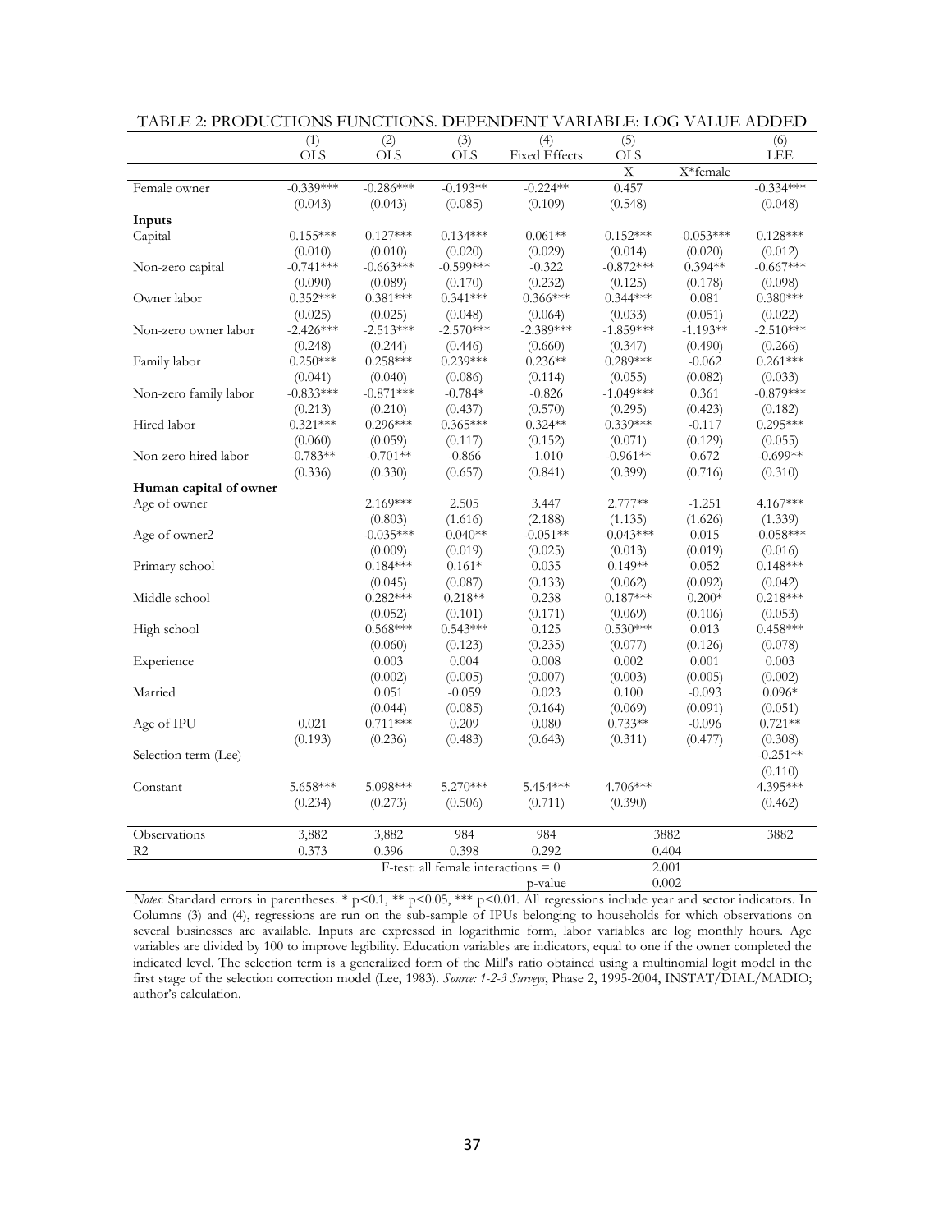TABLE 2: PRODUCTIONS FUNCTIONS. DEPENDENT VARIABLE: LOG VALUE ADDED

| | (1) | (2) | (3) | (4) | (5) | | (6) |
|---|---|---|---|---|---|---|---|
| | OLS | OLS | OLS | Fixed Effects | OLS | | LEE |
| | | | | | X | X*female | |
| Female owner | -0.339*** | -0.286*** | -0.193** | -0.224** | 0.457 | | -0.334*** |
| | (0.043) | (0.043) | (0.085) | (0.109) | (0.548) | | (0.048) |
| **Inputs** | | | | | | | |
| Capital | 0.155*** | 0.127*** | 0.134*** | 0.061** | 0.152*** | -0.053*** | 0.128*** |
| | (0.010) | (0.010) | (0.020) | (0.029) | (0.014) | (0.020) | (0.012) |
| Non-zero capital | -0.741*** | -0.663*** | -0.599*** | -0.322 | -0.872*** | 0.394** | -0.667*** |
| | (0.090) | (0.089) | (0.170) | (0.232) | (0.125) | (0.178) | (0.098) |
| Owner labor | 0.352*** | 0.381*** | 0.341*** | 0.366*** | 0.344*** | 0.081 | 0.380*** |
| | (0.025) | (0.025) | (0.048) | (0.064) | (0.033) | (0.051) | (0.022) |
| Non-zero owner labor | -2.426*** | -2.513*** | -2.570*** | -2.389*** | -1.859*** | -1.193** | -2.510*** |
| | (0.248) | (0.244) | (0.446) | (0.660) | (0.347) | (0.490) | (0.266) |
| Family labor | 0.250*** | 0.258*** | 0.239*** | 0.236** | 0.289*** | -0.062 | 0.261*** |
| | (0.041) | (0.040) | (0.086) | (0.114) | (0.055) | (0.082) | (0.033) |
| Non-zero family labor | -0.833*** | -0.871*** | -0.784* | -0.826 | -1.049*** | 0.361 | -0.879*** |
| | (0.213) | (0.210) | (0.437) | (0.570) | (0.295) | (0.423) | (0.182) |
| Hired labor | 0.321*** | 0.296*** | 0.365*** | 0.324** | 0.339*** | -0.117 | 0.295*** |
| | (0.060) | (0.059) | (0.117) | (0.152) | (0.071) | (0.129) | (0.055) |
| Non-zero hired labor | -0.783** | -0.701** | -0.866 | -1.010 | -0.961** | 0.672 | -0.699** |
| | (0.336) | (0.330) | (0.657) | (0.841) | (0.399) | (0.716) | (0.310) |
| **Human capital of owner** | | | | | | | |
| Age of owner | | 2.169*** | 2.505 | 3.447 | 2.777** | -1.251 | 4.167*** |
| | | (0.803) | (1.616) | (2.188) | (1.135) | (1.626) | (1.339) |
| Age of owner2 | | -0.035*** | -0.040** | -0.051** | -0.043*** | 0.015 | -0.058*** |
| | | (0.009) | (0.019) | (0.025) | (0.013) | (0.019) | (0.016) |
| Primary school | | 0.184*** | 0.161* | 0.035 | 0.149** | 0.052 | 0.148*** |
| | | (0.045) | (0.087) | (0.133) | (0.062) | (0.092) | (0.042) |
| Middle school | | 0.282*** | 0.218** | 0.238 | 0.187*** | 0.200* | 0.218*** |
| | | (0.052) | (0.101) | (0.171) | (0.069) | (0.106) | (0.053) |
| High school | | 0.568*** | 0.543*** | 0.125 | 0.530*** | 0.013 | 0.458*** |
| | | (0.060) | (0.123) | (0.235) | (0.077) | (0.126) | (0.078) |
| Experience | | 0.003 | 0.004 | 0.008 | 0.002 | 0.001 | 0.003 |
| | | (0.002) | (0.005) | (0.007) | (0.003) | (0.005) | (0.002) |
| Married | | 0.051 | -0.059 | 0.023 | 0.100 | -0.093 | 0.096* |
| | | (0.044) | (0.085) | (0.164) | (0.069) | (0.091) | (0.051) |
| Age of IPU | 0.021 | 0.711*** | 0.209 | 0.080 | 0.733** | -0.096 | 0.721** |
| | (0.193) | (0.236) | (0.483) | (0.643) | (0.311) | (0.477) | (0.308) |
| Selection term (Lee) | | | | | | | -0.251** |
| | | | | | | | (0.110) |
| Constant | 5.658*** | 5.098*** | 5.270*** | 5.454*** | 4.706*** | | 4.395*** |
| | (0.234) | (0.273) | (0.506) | (0.711) | (0.390) | | (0.462) |
| Observations | 3,882 | 3,882 | 984 | 984 | 3882 | | 3882 |
| R2 | 0.373 | 0.396 | 0.398 | 0.292 | 0.404 | | |
| | | | F-test: all female interactions = 0 | | 2.001 | | |
| | | | | p-value | 0.002 | | |

*Notes*: Standard errors in parentheses. * p<0.1, ** p<0.05, *** p<0.01. All regressions include year and sector indicators. In Columns (3) and (4), regressions are run on the sub-sample of IPUs belonging to households for which observations on several businesses are available. Inputs are expressed in logarithmic form, labor variables are log monthly hours. Age variables are divided by 100 to improve legibility. Education variables are indicators, equal to one if the owner completed the indicated level. The selection term is a generalized form of the Mill's ratio obtained using a multinomial logit model in the first stage of the selection correction model (Lee, 1983). *Source: 1-2-3 Surveys*, Phase 2, 1995-2004, INSTAT/DIAL/MADIO; author's calculation.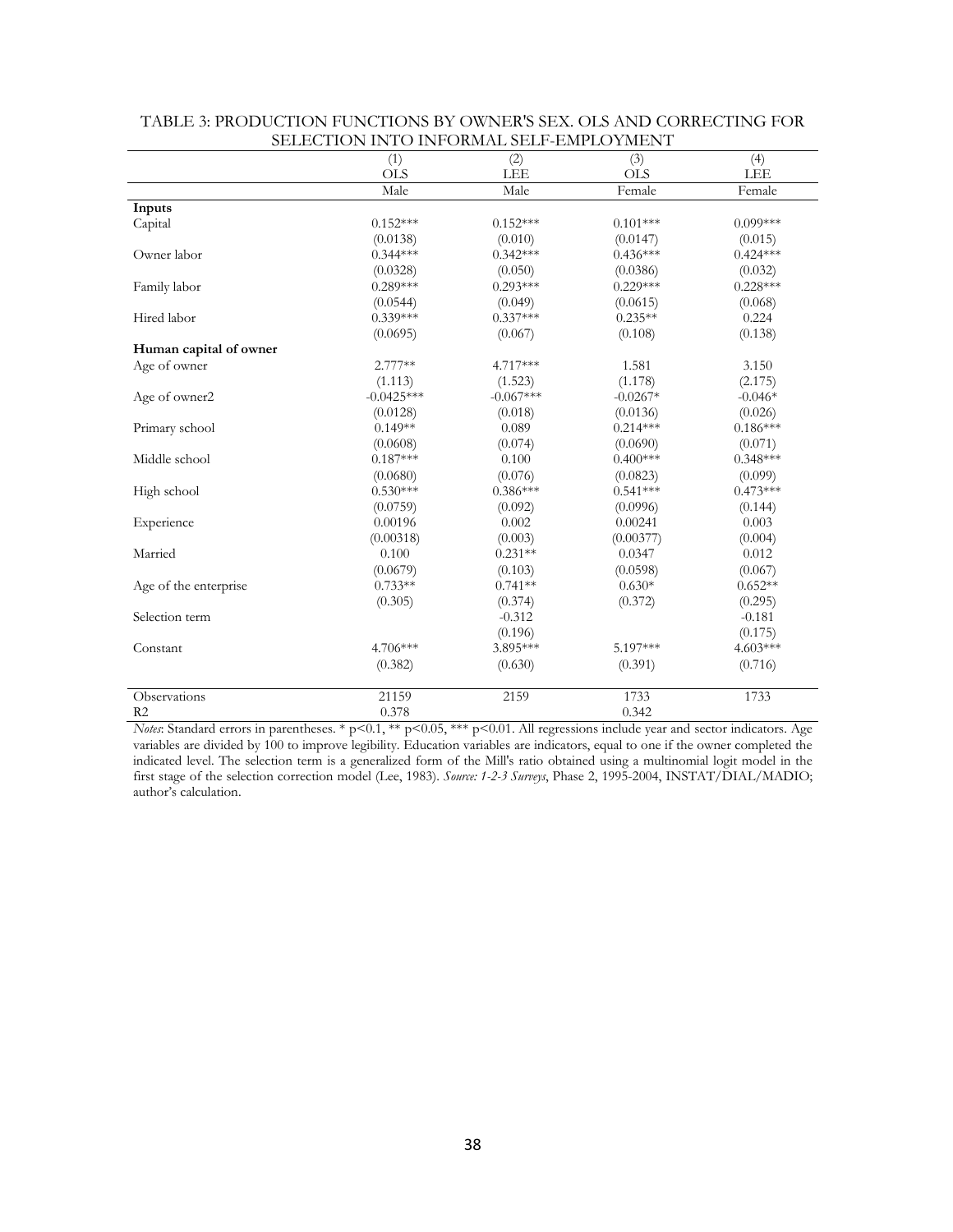TABLE 3: PRODUCTION FUNCTIONS BY OWNER'S SEX. OLS AND CORRECTING FOR SELECTION INTO INFORMAL SELF-EMPLOYMENT

| | (1) | (2) | (3) | (4) |
|---|---|---|---|---|
| | OLS | LEE | OLS | LEE |
| | Male | Male | Female | Female |
| **Inputs** | | | | |
| Capital | 0.152*** | 0.152*** | 0.101*** | 0.099*** |
| | (0.0138) | (0.010) | (0.0147) | (0.015) |
| Owner labor | 0.344*** | 0.342*** | 0.436*** | 0.424*** |
| | (0.0328) | (0.050) | (0.0386) | (0.032) |
| Family labor | 0.289*** | 0.293*** | 0.229*** | 0.228*** |
| | (0.0544) | (0.049) | (0.0615) | (0.068) |
| Hired labor | 0.339*** | 0.337*** | 0.235** | 0.224 |
| | (0.0695) | (0.067) | (0.108) | (0.138) |
| **Human capital of owner** | | | | |
| Age of owner | 2.777** | 4.717*** | 1.581 | 3.150 |
| | (1.113) | (1.523) | (1.178) | (2.175) |
| Age of owner2 | -0.0425*** | -0.067*** | -0.0267* | -0.046* |
| | (0.0128) | (0.018) | (0.0136) | (0.026) |
| Primary school | 0.149** | 0.089 | 0.214*** | 0.186*** |
| | (0.0608) | (0.074) | (0.0690) | (0.071) |
| Middle school | 0.187*** | 0.100 | 0.400*** | 0.348*** |
| | (0.0680) | (0.076) | (0.0823) | (0.099) |
| High school | 0.530*** | 0.386*** | 0.541*** | 0.473*** |
| | (0.0759) | (0.092) | (0.0996) | (0.144) |
| Experience | 0.00196 | 0.002 | 0.00241 | 0.003 |
| | (0.00318) | (0.003) | (0.00377) | (0.004) |
| Married | 0.100 | 0.231** | 0.0347 | 0.012 |
| | (0.0679) | (0.103) | (0.0598) | (0.067) |
| Age of the enterprise | 0.733** | 0.741** | 0.630* | 0.652** |
| | (0.305) | (0.374) | (0.372) | (0.295) |
| Selection term | | -0.312 | | -0.181 |
| | | (0.196) | | (0.175) |
| Constant | 4.706*** | 3.895*** | 5.197*** | 4.603*** |
| | (0.382) | (0.630) | (0.391) | (0.716) |
| Observations | 21159 | 2159 | 1733 | 1733 |
| R2 | 0.378 | | 0.342 | |

*Notes*: Standard errors in parentheses. * p<0.1, ** p<0.05, *** p<0.01. All regressions include year and sector indicators. Age variables are divided by 100 to improve legibility. Education variables are indicators, equal to one if the owner completed the indicated level. The selection term is a generalized form of the Mill's ratio obtained using a multinomial logit model in the first stage of the selection correction model (Lee, 1983). *Source: 1-2-3 Surveys*, Phase 2, 1995-2004, INSTAT/DIAL/MADIO; author's calculation.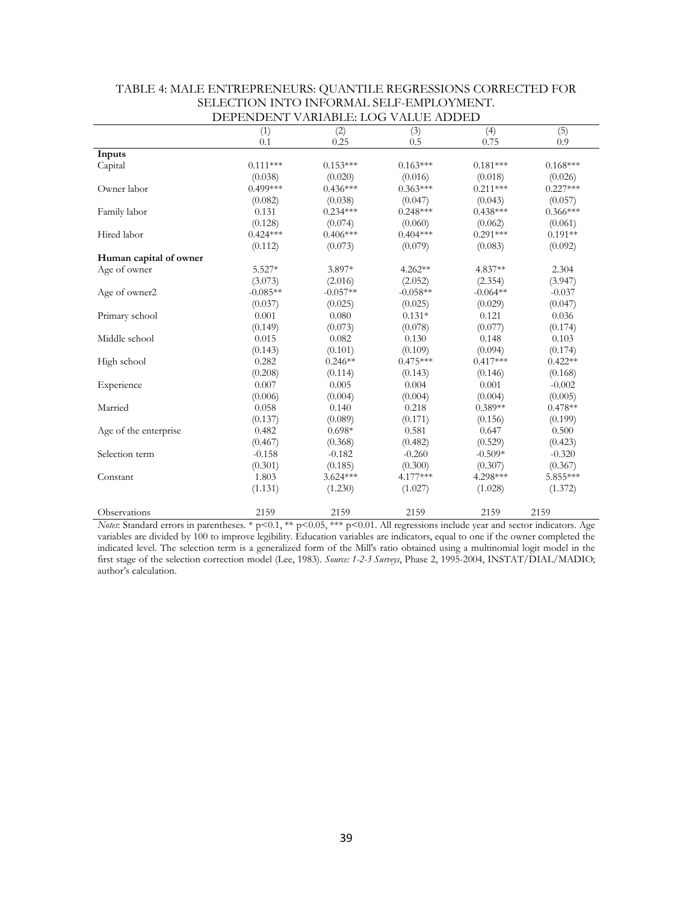TABLE 4: MALE ENTREPRENEURS: QUANTILE REGRESSIONS CORRECTED FOR SELECTION INTO INFORMAL SELF-EMPLOYMENT.
DEPENDENT VARIABLE: LOG VALUE ADDED

| | (1) | (2) | (3) | (4) | (5) |
|---|---|---|---|---|---|
| | 0.1 | 0.25 | 0.5 | 0.75 | 0.9 |
| **Inputs** | | | | | |
| Capital | 0.111*** | 0.153*** | 0.163*** | 0.181*** | 0.168*** |
| | (0.038) | (0.020) | (0.016) | (0.018) | (0.026) |
| Owner labor | 0.499*** | 0.436*** | 0.363*** | 0.211*** | 0.227*** |
| | (0.082) | (0.038) | (0.047) | (0.043) | (0.057) |
| Family labor | 0.131 | 0.234*** | 0.248*** | 0.438*** | 0.366*** |
| | (0.128) | (0.074) | (0.060) | (0.062) | (0.061) |
| Hired labor | 0.424*** | 0.406*** | 0.404*** | 0.291*** | 0.191** |
| | (0.112) | (0.073) | (0.079) | (0.083) | (0.092) |
| **Human capital of owner** | | | | | |
| Age of owner | 5.527* | 3.897* | 4.262** | 4.837** | 2.304 |
| | (3.073) | (2.016) | (2.052) | (2.354) | (3.947) |
| Age of owner2 | -0.085** | -0.057** | -0.058** | -0.064** | -0.037 |
| | (0.037) | (0.025) | (0.025) | (0.029) | (0.047) |
| Primary school | 0.001 | 0.080 | 0.131* | 0.121 | 0.036 |
| | (0.149) | (0.073) | (0.078) | (0.077) | (0.174) |
| Middle school | 0.015 | 0.082 | 0.130 | 0.148 | 0.103 |
| | (0.143) | (0.101) | (0.109) | (0.094) | (0.174) |
| High school | 0.282 | 0.246** | 0.475*** | 0.417*** | 0.422** |
| | (0.208) | (0.114) | (0.143) | (0.146) | (0.168) |
| Experience | 0.007 | 0.005 | 0.004 | 0.001 | -0.002 |
| | (0.006) | (0.004) | (0.004) | (0.004) | (0.005) |
| Married | 0.058 | 0.140 | 0.218 | 0.389** | 0.478** |
| | (0.137) | (0.089) | (0.171) | (0.156) | (0.199) |
| Age of the enterprise | 0.482 | 0.698* | 0.581 | 0.647 | 0.500 |
| | (0.467) | (0.368) | (0.482) | (0.529) | (0.423) |
| Selection term | -0.158 | -0.182 | -0.260 | -0.509* | -0.320 |
| | (0.301) | (0.185) | (0.300) | (0.307) | (0.367) |
| Constant | 1.803 | 3.624*** | 4.177*** | 4.298*** | 5.855*** |
| | (1.131) | (1.230) | (1.027) | (1.028) | (1.372) |
| Observations | 2159 | 2159 | 2159 | 2159 | 2159 |

*Notes*: Standard errors in parentheses. * p<0.1, ** p<0.05, *** p<0.01. All regressions include year and sector indicators. Age variables are divided by 100 to improve legibility. Education variables are indicators, equal to one if the owner completed the indicated level. The selection term is a generalized form of the Mill's ratio obtained using a multinomial logit model in the first stage of the selection correction model (Lee, 1983). *Source: 1-2-3 Surveys*, Phase 2, 1995-2004, INSTAT/DIAL/MADIO; author's calculation.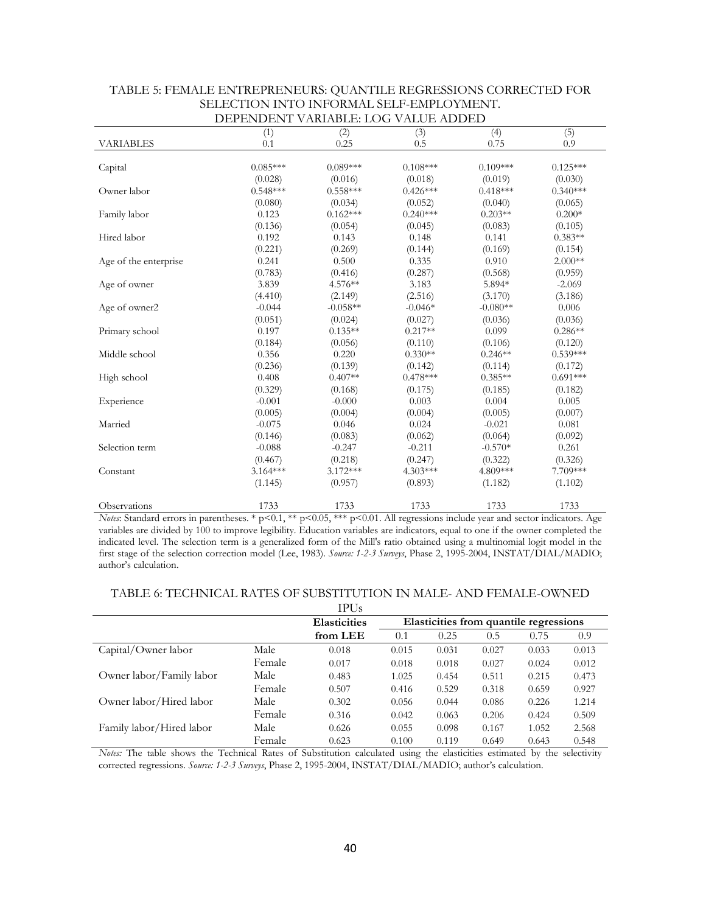TABLE 5: FEMALE ENTREPRENEURS: QUANTILE REGRESSIONS CORRECTED FOR SELECTION INTO INFORMAL SELF-EMPLOYMENT. DEPENDENT VARIABLE: LOG VALUE ADDED

| | (1) | (2) | (3) | (4) | (5) |
|---|---|---|---|---|---|
| VARIABLES | 0.1 | 0.25 | 0.5 | 0.75 | 0.9 |
| Capital | 0.085*** | 0.089*** | 0.108*** | 0.109*** | 0.125*** |
| | (0.028) | (0.016) | (0.018) | (0.019) | (0.030) |
| Owner labor | 0.548*** | 0.558*** | 0.426*** | 0.418*** | 0.340*** |
| | (0.080) | (0.034) | (0.052) | (0.040) | (0.065) |
| Family labor | 0.123 | 0.162*** | 0.240*** | 0.203** | 0.200* |
| | (0.136) | (0.054) | (0.045) | (0.083) | (0.105) |
| Hired labor | 0.192 | 0.143 | 0.148 | 0.141 | 0.383** |
| | (0.221) | (0.269) | (0.144) | (0.169) | (0.154) |
| Age of the enterprise | 0.241 | 0.500 | 0.335 | 0.910 | 2.000** |
| | (0.783) | (0.416) | (0.287) | (0.568) | (0.959) |
| Age of owner | 3.839 | 4.576** | 3.183 | 5.894* | -2.069 |
| | (4.410) | (2.149) | (2.516) | (3.170) | (3.186) |
| Age of owner2 | -0.044 | -0.058** | -0.046* | -0.080** | 0.006 |
| | (0.051) | (0.024) | (0.027) | (0.036) | (0.036) |
| Primary school | 0.197 | 0.135** | 0.217** | 0.099 | 0.286** |
| | (0.184) | (0.056) | (0.110) | (0.106) | (0.120) |
| Middle school | 0.356 | 0.220 | 0.330** | 0.246** | 0.539*** |
| | (0.236) | (0.139) | (0.142) | (0.114) | (0.172) |
| High school | 0.408 | 0.407** | 0.478*** | 0.385** | 0.691*** |
| | (0.329) | (0.168) | (0.175) | (0.185) | (0.182) |
| Experience | -0.001 | -0.000 | 0.003 | 0.004 | 0.005 |
| | (0.005) | (0.004) | (0.004) | (0.005) | (0.007) |
| Married | -0.075 | 0.046 | 0.024 | -0.021 | 0.081 |
| | (0.146) | (0.083) | (0.062) | (0.064) | (0.092) |
| Selection term | -0.088 | -0.247 | -0.211 | -0.570* | 0.261 |
| | (0.467) | (0.218) | (0.247) | (0.322) | (0.326) |
| Constant | 3.164*** | 3.172*** | 4.303*** | 4.809*** | 7.709*** |
| | (1.145) | (0.957) | (0.893) | (1.182) | (1.102) |
| Observations | 1733 | 1733 | 1733 | 1733 | 1733 |

*Notes*: Standard errors in parentheses. * p<0.1, ** p<0.05, *** p<0.01. All regressions include year and sector indicators. Age variables are divided by 100 to improve legibility. Education variables are indicators, equal to one if the owner completed the indicated level. The selection term is a generalized form of the Mill's ratio obtained using a multinomial logit model in the first stage of the selection correction model (Lee, 1983). *Source: 1-2-3 Surveys*, Phase 2, 1995-2004, INSTAT/DIAL/MADIO; author's calculation.

TABLE 6: TECHNICAL RATES OF SUBSTITUTION IN MALE- AND FEMALE-OWNED IPUs

| | | **Elasticities** | **Elasticities from quantile regressions** | | | | |
|---|---|---|---|---|---|---|---|
| | | **from LEE** | 0.1 | 0.25 | 0.5 | 0.75 | 0.9 |
| Capital/Owner labor | Male | 0.018 | 0.015 | 0.031 | 0.027 | 0.033 | 0.013 |
| | Female | 0.017 | 0.018 | 0.018 | 0.027 | 0.024 | 0.012 |
| Owner labor/Family labor | Male | 0.483 | 1.025 | 0.454 | 0.511 | 0.215 | 0.473 |
| | Female | 0.507 | 0.416 | 0.529 | 0.318 | 0.659 | 0.927 |
| Owner labor/Hired labor | Male | 0.302 | 0.056 | 0.044 | 0.086 | 0.226 | 1.214 |
| | Female | 0.316 | 0.042 | 0.063 | 0.206 | 0.424 | 0.509 |
| Family labor/Hired labor | Male | 0.626 | 0.055 | 0.098 | 0.167 | 1.052 | 2.568 |
| | Female | 0.623 | 0.100 | 0.119 | 0.649 | 0.643 | 0.548 |

*Notes:* The table shows the Technical Rates of Substitution calculated using the elasticities estimated by the selectivity corrected regressions. *Source: 1-2-3 Surveys*, Phase 2, 1995-2004, INSTAT/DIAL/MADIO; author's calculation.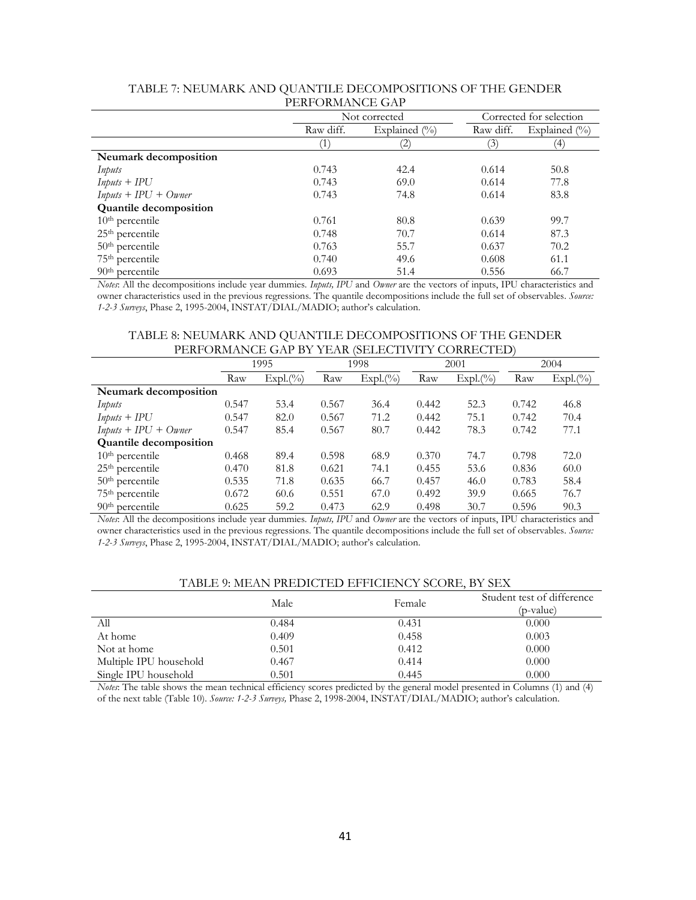TABLE 7: NEUMARK AND QUANTILE DECOMPOSITIONS OF THE GENDER PERFORMANCE GAP

| | Not corrected | | Corrected for selection | |
|---|---|---|---|---|
| | Raw diff. | Explained (%) | Raw diff. | Explained (%) |
| | (1) | (2) | (3) | (4) |
| **Neumark decomposition** | | | | |
| *Inputs* | 0.743 | 42.4 | 0.614 | 50.8 |
| *Inputs + IPU* | 0.743 | 69.0 | 0.614 | 77.8 |
| *Inputs + IPU + Owner* | 0.743 | 74.8 | 0.614 | 83.8 |
| **Quantile decomposition** | | | | |
| 10th percentile | 0.761 | 80.8 | 0.639 | 99.7 |
| 25th percentile | 0.748 | 70.7 | 0.614 | 87.3 |
| 50th percentile | 0.763 | 55.7 | 0.637 | 70.2 |
| 75th percentile | 0.740 | 49.6 | 0.608 | 61.1 |
| 90th percentile | 0.693 | 51.4 | 0.556 | 66.7 |

*Notes*: All the decompositions include year dummies. *Inputs, IPU* and *Owner* are the vectors of inputs, IPU characteristics and owner characteristics used in the previous regressions. The quantile decompositions include the full set of observables. *Source: 1-2-3 Surveys*, Phase 2, 1995-2004, INSTAT/DIAL/MADIO; author's calculation.

TABLE 8: NEUMARK AND QUANTILE DECOMPOSITIONS OF THE GENDER PERFORMANCE GAP BY YEAR (SELECTIVITY CORRECTED)

| | 1995 | | 1998 | | 2001 | | 2004 | |
|---|---|---|---|---|---|---|---|---|
| | Raw | Expl.(%) | Raw | Expl.(%) | Raw | Expl.(%) | Raw | Expl.(%) |
| **Neumark decomposition** | | | | | | | | |
| *Inputs* | 0.547 | 53.4 | 0.567 | 36.4 | 0.442 | 52.3 | 0.742 | 46.8 |
| *Inputs + IPU* | 0.547 | 82.0 | 0.567 | 71.2 | 0.442 | 75.1 | 0.742 | 70.4 |
| *Inputs + IPU + Owner* | 0.547 | 85.4 | 0.567 | 80.7 | 0.442 | 78.3 | 0.742 | 77.1 |
| **Quantile decomposition** | | | | | | | | |
| 10th percentile | 0.468 | 89.4 | 0.598 | 68.9 | 0.370 | 74.7 | 0.798 | 72.0 |
| 25th percentile | 0.470 | 81.8 | 0.621 | 74.1 | 0.455 | 53.6 | 0.836 | 60.0 |
| 50th percentile | 0.535 | 71.8 | 0.635 | 66.7 | 0.457 | 46.0 | 0.783 | 58.4 |
| 75th percentile | 0.672 | 60.6 | 0.551 | 67.0 | 0.492 | 39.9 | 0.665 | 76.7 |
| 90th percentile | 0.625 | 59.2 | 0.473 | 62.9 | 0.498 | 30.7 | 0.596 | 90.3 |

*Notes*: All the decompositions include year dummies. *Inputs, IPU* and *Owner* are the vectors of inputs, IPU characteristics and owner characteristics used in the previous regressions. The quantile decompositions include the full set of observables. *Source: 1-2-3 Surveys*, Phase 2, 1995-2004, INSTAT/DIAL/MADIO; author's calculation.

TABLE 9: MEAN PREDICTED EFFICIENCY SCORE, BY SEX

| | Male | Female | Student test of difference (p-value) |
|---|---|---|---|
| All | 0.484 | 0.431 | 0.000 |
| At home | 0.409 | 0.458 | 0.003 |
| Not at home | 0.501 | 0.412 | 0.000 |
| Multiple IPU household | 0.467 | 0.414 | 0.000 |
| Single IPU household | 0.501 | 0.445 | 0.000 |

*Notes*: The table shows the mean technical efficiency scores predicted by the general model presented in Columns (1) and (4) of the next table (Table 10). *Source: 1-2-3 Surveys,* Phase 2, 1998-2004, INSTAT/DIAL/MADIO; author's calculation.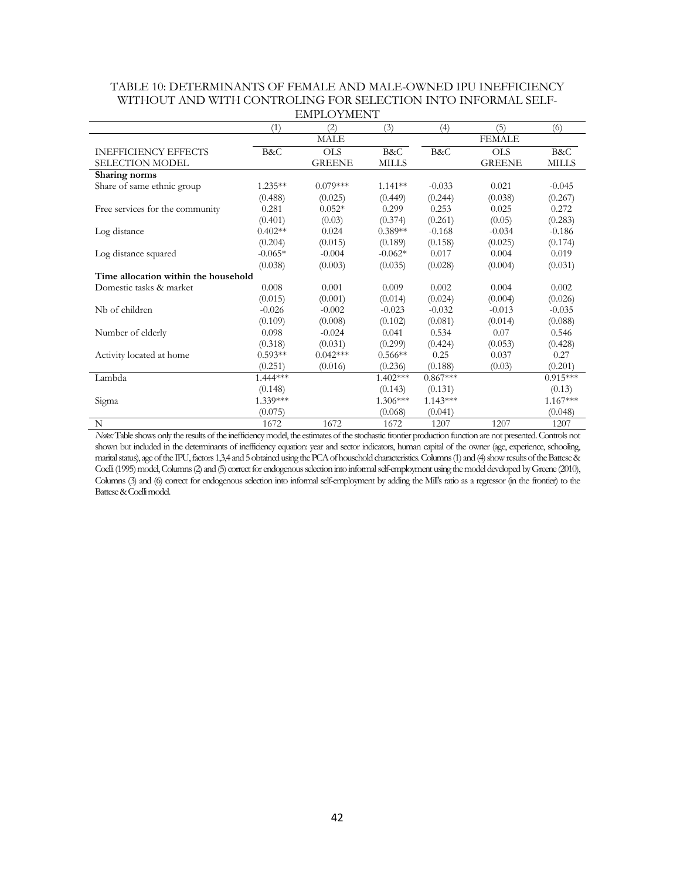TABLE 10: DETERMINANTS OF FEMALE AND MALE-OWNED IPU INEFFICIENCY WITHOUT AND WITH CONTROLING FOR SELECTION INTO INFORMAL SELF-EMPLOYMENT

| | (1) | (2) | (3) | (4) | (5) | (6) |
|---|---|---|---|---|---|---|
| | | MALE | | | FEMALE | |
| INEFFICIENCY EFFECTS | B&C | OLS | B&C | B&C | OLS | B&C |
| SELECTION MODEL | | GREENE | MILLS | | GREENE | MILLS |
| **Sharing norms** | | | | | | |
| Share of same ethnic group | 1.235** | 0.079*** | 1.141** | -0.033 | 0.021 | -0.045 |
| | (0.488) | (0.025) | (0.449) | (0.244) | (0.038) | (0.267) |
| Free services for the community | 0.281 | 0.052* | 0.299 | 0.253 | 0.025 | 0.272 |
| | (0.401) | (0.03) | (0.374) | (0.261) | (0.05) | (0.283) |
| Log distance | 0.402** | 0.024 | 0.389** | -0.168 | -0.034 | -0.186 |
| | (0.204) | (0.015) | (0.189) | (0.158) | (0.025) | (0.174) |
| Log distance squared | -0.065* | -0.004 | -0.062* | 0.017 | 0.004 | 0.019 |
| | (0.038) | (0.003) | (0.035) | (0.028) | (0.004) | (0.031) |
| **Time allocation within the household** | | | | | | |
| Domestic tasks & market | 0.008 | 0.001 | 0.009 | 0.002 | 0.004 | 0.002 |
| | (0.015) | (0.001) | (0.014) | (0.024) | (0.004) | (0.026) |
| Nb of children | -0.026 | -0.002 | -0.023 | -0.032 | -0.013 | -0.035 |
| | (0.109) | (0.008) | (0.102) | (0.081) | (0.014) | (0.088) |
| Number of elderly | 0.098 | -0.024 | 0.041 | 0.534 | 0.07 | 0.546 |
| | (0.318) | (0.031) | (0.299) | (0.424) | (0.053) | (0.428) |
| Activity located at home | 0.593** | 0.042*** | 0.566** | 0.25 | 0.037 | 0.27 |
| | (0.251) | (0.016) | (0.236) | (0.188) | (0.03) | (0.201) |
| Lambda | 1.444*** | | 1.402*** | 0.867*** | | 0.915*** |
| | (0.148) | | (0.143) | (0.131) | | (0.13) |
| Sigma | 1.339*** | | 1.306*** | 1.143*** | | 1.167*** |
| | (0.075) | | (0.068) | (0.041) | | (0.048) |
| N | 1672 | 1672 | 1672 | 1207 | 1207 | 1207 |

*Notes:* Table shows only the results of the inefficiency model, the estimates of the stochastic frontier production function are not presented. Controls not shown but included in the determinants of inefficiency equation: year and sector indicators, human capital of the owner (age, experience, schooling, marital status), age of the IPU, factors 1,3,4 and 5 obtained using the PCA of household characteristics. Columns (1) and (4) show results of the Battese & Coelli (1995) model, Columns (2) and (5) correct for endogenous selection into informal self-employment using the model developed by Greene (2010), Columns (3) and (6) correct for endogenous selection into informal self-employment by adding the Mill's ratio as a regressor (in the frontier) to the Battese & Coelli model.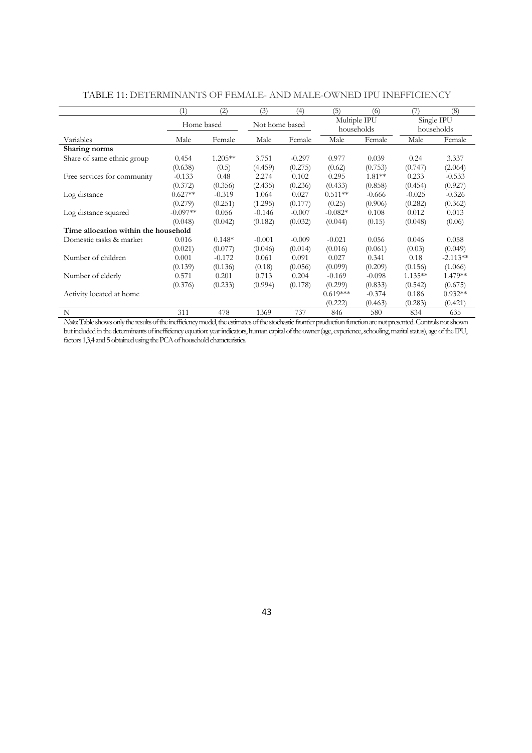TABLE 11: DETERMINANTS OF FEMALE- AND MALE-OWNED IPU INEFFICIENCY

| | (1) | (2) | (3) | (4) | (5) | (6) | (7) | (8) |
|---|---|---|---|---|---|---|---|---|
| | Home based | | Not home based | | Multiple IPU households | | Single IPU households | |
| Variables | Male | Female | Male | Female | Male | Female | Male | Female |
| **Sharing norms** | | | | | | | | |
| Share of same ethnic group | 0.454 | 1.205** | 3.751 | -0.297 | 0.977 | 0.039 | 0.24 | 3.337 |
| | (0.638) | (0.5) | (4.459) | (0.275) | (0.62) | (0.753) | (0.747) | (2.064) |
| Free services for community | -0.133 | 0.48 | 2.274 | 0.102 | 0.295 | 1.81** | 0.233 | -0.533 |
| | (0.372) | (0.356) | (2.435) | (0.236) | (0.433) | (0.858) | (0.454) | (0.927) |
| Log distance | 0.627** | -0.319 | 1.064 | 0.027 | 0.511** | -0.666 | -0.025 | -0.326 |
| | (0.279) | (0.251) | (1.295) | (0.177) | (0.25) | (0.906) | (0.282) | (0.362) |
| Log distance squared | -0.097** | 0.056 | -0.146 | -0.007 | -0.082* | 0.108 | 0.012 | 0.013 |
| | (0.048) | (0.042) | (0.182) | (0.032) | (0.044) | (0.15) | (0.048) | (0.06) |
| **Time allocation within the household** | | | | | | | | |
| Domestic tasks & market | 0.016 | 0.148* | -0.001 | -0.009 | -0.021 | 0.056 | 0.046 | 0.058 |
| | (0.021) | (0.077) | (0.046) | (0.014) | (0.016) | (0.061) | (0.03) | (0.049) |
| Number of children | 0.001 | -0.172 | 0.061 | 0.091 | 0.027 | 0.341 | 0.18 | -2.113** |
| | (0.139) | (0.136) | (0.18) | (0.056) | (0.099) | (0.209) | (0.156) | (1.066) |
| Number of elderly | 0.571 | 0.201 | 0.713 | 0.204 | -0.169 | -0.098 | 1.135** | 1.479** |
| | (0.376) | (0.233) | (0.994) | (0.178) | (0.299) | (0.833) | (0.542) | (0.675) |
| Activity located at home | | | | | 0.619*** | -0.374 | 0.186 | 0.932** |
| | | | | | (0.222) | (0.463) | (0.283) | (0.421) |
| N | 311 | 478 | 1369 | 737 | 846 | 580 | 834 | 635 |

*Notes*: Table shows only the results of the inefficiency model, the estimates of the stochastic frontier production function are not presented. Controls not shown but included in the determinants of inefficiency equation: year indicators, human capital of the owner (age, experience, schooling, marital status), age of the IPU, factors 1,3,4 and 5 obtained using the PCA of household characteristics.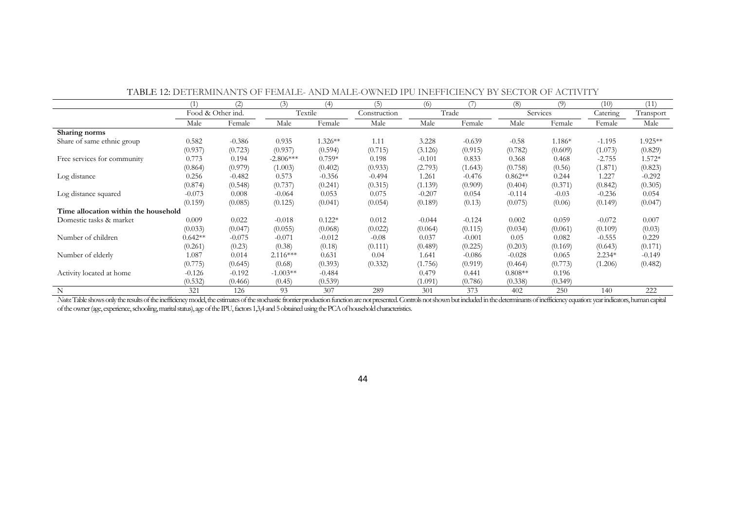TABLE 12: DETERMINANTS OF FEMALE- AND MALE-OWNED IPU INEFFICIENCY BY SECTOR OF ACTIVITY

| | (1) | (2) | (3) | (4) | (5) | (6) | (7) | (8) | (9) | (10) | (11) |
|---|---|---|---|---|---|---|---|---|---|---|---|
| | Food & Other ind. | | Textile | | Construction | Trade | | Services | | Catering | Transport |
| | Male | Female | Male | Female | Male | Male | Female | Male | Female | Female | Male |
| **Sharing norms** | | | | | | | | | | | |
| Share of same ethnic group | 0.582 | -0.386 | 0.935 | 1.326** | 1.11 | 3.228 | -0.639 | -0.58 | 1.186* | -1.195 | 1.925** |
| | (0.937) | (0.723) | (0.937) | (0.594) | (0.715) | (3.126) | (0.915) | (0.782) | (0.609) | (1.073) | (0.829) |
| Free services for community | 0.773 | 0.194 | -2.806*** | 0.759* | 0.198 | -0.101 | 0.833 | 0.368 | 0.468 | -2.755 | 1.572* |
| | (0.864) | (0.979) | (1.003) | (0.402) | (0.933) | (2.793) | (1.643) | (0.758) | (0.56) | (1.871) | (0.823) |
| Log distance | 0.256 | -0.482 | 0.573 | -0.356 | -0.494 | 1.261 | -0.476 | 0.862** | 0.244 | 1.227 | -0.292 |
| | (0.874) | (0.548) | (0.737) | (0.241) | (0.315) | (1.139) | (0.909) | (0.404) | (0.371) | (0.842) | (0.305) |
| Log distance squared | -0.073 | 0.008 | -0.064 | 0.053 | 0.075 | -0.207 | 0.054 | -0.114 | -0.03 | -0.236 | 0.054 |
| | (0.159) | (0.085) | (0.125) | (0.041) | (0.054) | (0.189) | (0.13) | (0.075) | (0.06) | (0.149) | (0.047) |
| **Time allocation within the household** | | | | | | | | | | | |
| Domestic tasks & market | 0.009 | 0.022 | -0.018 | 0.122* | 0.012 | -0.044 | -0.124 | 0.002 | 0.059 | -0.072 | 0.007 |
| | (0.033) | (0.047) | (0.055) | (0.068) | (0.022) | (0.064) | (0.115) | (0.034) | (0.061) | (0.109) | (0.03) |
| Number of children | 0.642** | -0.075 | -0.071 | -0.012 | -0.08 | 0.037 | -0.001 | 0.05 | 0.082 | -0.555 | 0.229 |
| | (0.261) | (0.23) | (0.38) | (0.18) | (0.111) | (0.489) | (0.225) | (0.203) | (0.169) | (0.643) | (0.171) |
| Number of elderly | 1.087 | 0.014 | 2.116*** | 0.631 | 0.04 | 1.641 | -0.086 | -0.028 | 0.065 | 2.234* | -0.149 |
| | (0.775) | (0.645) | (0.68) | (0.393) | (0.332) | (1.756) | (0.919) | (0.464) | (0.773) | (1.206) | (0.482) |
| Activity located at home | -0.126 | -0.192 | -1.003** | -0.484 | | 0.479 | 0.441 | 0.808** | 0.196 | | |
| | (0.532) | (0.466) | (0.45) | (0.539) | | (1.091) | (0.786) | (0.338) | (0.349) | | |
| N | 321 | 126 | 93 | 307 | 289 | 301 | 373 | 402 | 250 | 140 | 222 |

*Notes*: Table shows only the results of the inefficiency model, the estimates of the stochastic frontier production function are not presented. Controls not shown but included in the determinants of inefficiency equation: year indicators, human capital of the owner (age, experience, schooling, marital status), age of the IPU, factors 1,3,4 and 5 obtained using the PCA of household characteristics.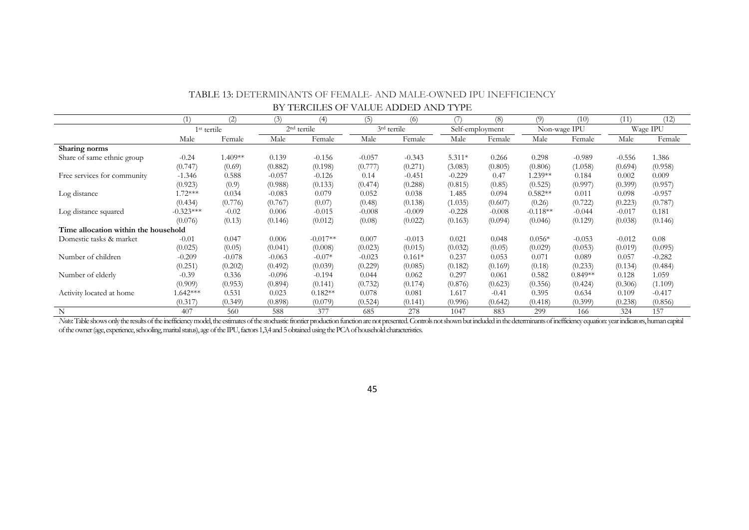TABLE 13: DETERMINANTS OF FEMALE- AND MALE-OWNED IPU INEFFICIENCY
BY TERCILES OF VALUE ADDED AND TYPE

| | (1) | (2) | (3) | (4) | (5) | (6) | (7) | (8) | (9) | (10) | (11) | (12) |
|---|---|---|---|---|---|---|---|---|---|---|---|---|
| | 1st tertile | | 2nd tertile | | 3rd tertile | | Self-employment | | Non-wage IPU | | Wage IPU | |
| | Male | Female | Male | Female | Male | Female | Male | Female | Male | Female | Male | Female |
| **Sharing norms** | | | | | | | | | | | | |
| Share of same ethnic group | -0.24 | 1.409** | 0.139 | -0.156 | -0.057 | -0.343 | 5.311* | 0.266 | 0.298 | -0.989 | -0.556 | 1.386 |
| | (0.747) | (0.69) | (0.882) | (0.198) | (0.777) | (0.271) | (3.083) | (0.805) | (0.806) | (1.058) | (0.694) | (0.958) |
| Free services for community | -1.346 | 0.588 | -0.057 | -0.126 | 0.14 | -0.451 | -0.229 | 0.47 | 1.239** | 0.184 | 0.002 | 0.009 |
| | (0.923) | (0.9) | (0.988) | (0.133) | (0.474) | (0.288) | (0.815) | (0.85) | (0.525) | (0.997) | (0.399) | (0.957) |
| Log distance | 1.72*** | 0.034 | -0.083 | 0.079 | 0.052 | 0.038 | 1.485 | 0.094 | 0.582** | 0.011 | 0.098 | -0.957 |
| | (0.434) | (0.776) | (0.767) | (0.07) | (0.48) | (0.138) | (1.035) | (0.607) | (0.26) | (0.722) | (0.223) | (0.787) |
| Log distance squared | -0.323*** | -0.02 | 0.006 | -0.015 | -0.008 | -0.009 | -0.228 | -0.008 | -0.118** | -0.044 | -0.017 | 0.181 |
| | (0.076) | (0.13) | (0.146) | (0.012) | (0.08) | (0.022) | (0.163) | (0.094) | (0.046) | (0.129) | (0.038) | (0.146) |
| **Time allocation within the household** | | | | | | | | | | | | |
| Domestic tasks & market | -0.01 | 0.047 | 0.006 | -0.017** | 0.007 | -0.013 | 0.021 | 0.048 | 0.056* | -0.053 | -0.012 | 0.08 |
| | (0.025) | (0.05) | (0.041) | (0.008) | (0.023) | (0.015) | (0.032) | (0.05) | (0.029) | (0.053) | (0.019) | (0.095) |
| Number of children | -0.209 | -0.078 | -0.063 | -0.07* | -0.023 | 0.161* | 0.237 | 0.053 | 0.071 | 0.089 | 0.057 | -0.282 |
| | (0.251) | (0.202) | (0.492) | (0.039) | (0.229) | (0.085) | (0.182) | (0.169) | (0.18) | (0.233) | (0.134) | (0.484) |
| Number of elderly | -0.39 | 0.336 | -0.096 | -0.194 | 0.044 | 0.062 | 0.297 | 0.061 | 0.582 | 0.849** | 0.128 | 1.059 |
| | (0.909) | (0.953) | (0.894) | (0.141) | (0.732) | (0.174) | (0.876) | (0.623) | (0.356) | (0.424) | (0.306) | (1.109) |
| Activity located at home | 1.642*** | 0.531 | 0.023 | 0.182** | 0.078 | 0.081 | 1.617 | -0.41 | 0.395 | 0.634 | 0.109 | -0.417 |
| | (0.317) | (0.349) | (0.898) | (0.079) | (0.524) | (0.141) | (0.996) | (0.642) | (0.418) | (0.399) | (0.238) | (0.856) |
| N | 407 | 560 | 588 | 377 | 685 | 278 | 1047 | 883 | 299 | 166 | 324 | 157 |

*Notes*: Table shows only the results of the inefficiency model, the estimates of the stochastic frontier production function are not presented. Controls not shown but included in the determinants of inefficiency equation: year indicators, human capital of the owner (age, experience, schooling, marital status), age of the IPU, factors 1,3,4 and 5 obtained using the PCA of household characteristics.